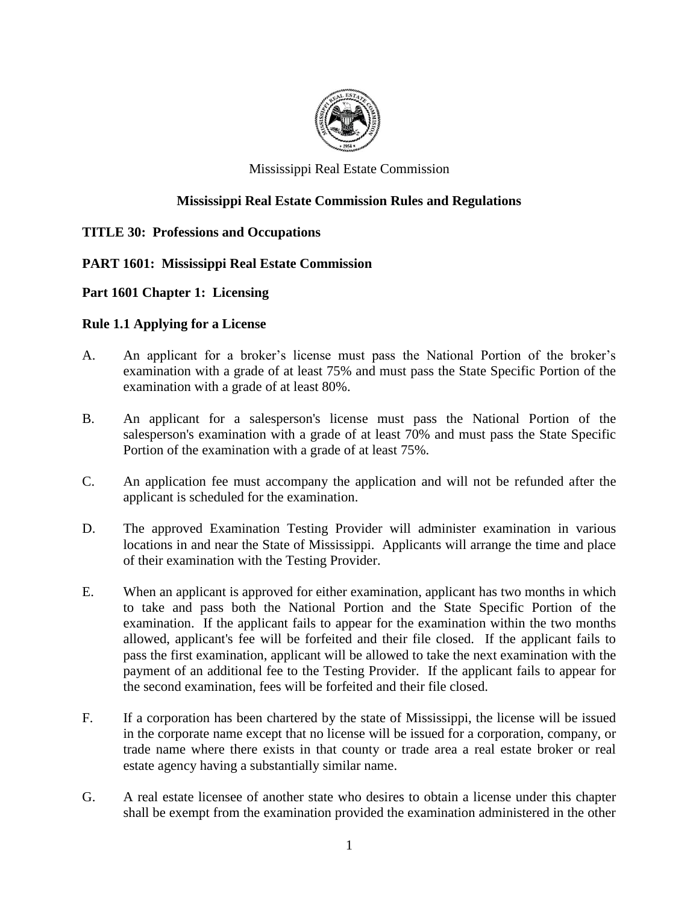Mississippi Real Estate Commission

**Mississippi Real Estate Commission Rules and Regulations**

**TITLE 30: Professions and Occupations**

**PART 1601: Mississippi Real Estate Commission**

**Part 1601 Chapter 1: Licensing**

**Rule 1.1 Applying for a License**

A. An applicant for a broker's license must pass the National Portion of the broker's examination with a grade of at least 75% and must pass the State Specific Portion of the examination with a grade of at least 80%.

B. An applicant for a salesperson's license must pass the National Portion of the salesperson's examination with a grade of at least 70% and must pass the State Specific Portion of the examination with a grade of at least 75%.

C. An application fee must accompany the application and will not be refunded after the applicant is scheduled for the examination.

D. The approved Examination Testing Provider will administer examination in various locations in and near the State of Mississippi. Applicants will arrange the time and place of their examination with the Testing Provider.

E. When an applicant is approved for either examination, applicant has two months in which to take and pass both the National Portion and the State Specific Portion of the examination. If the applicant fails to appear for the examination within the two months allowed, applicant's fee will be forfeited and their file closed. If the applicant fails to pass the first examination, applicant will be allowed to take the next examination with the payment of an additional fee to the Testing Provider. If the applicant fails to appear for the second examination, fees will be forfeited and their file closed.

F. If a corporation has been chartered by the state of Mississippi, the license will be issued in the corporate name except that no license will be issued for a corporation, company, or trade name where there exists in that county or trade area a real estate broker or real estate agency having a substantially similar name.

G. A real estate licensee of another state who desires to obtain a license under this chapter shall be exempt from the examination provided the examination administered in the other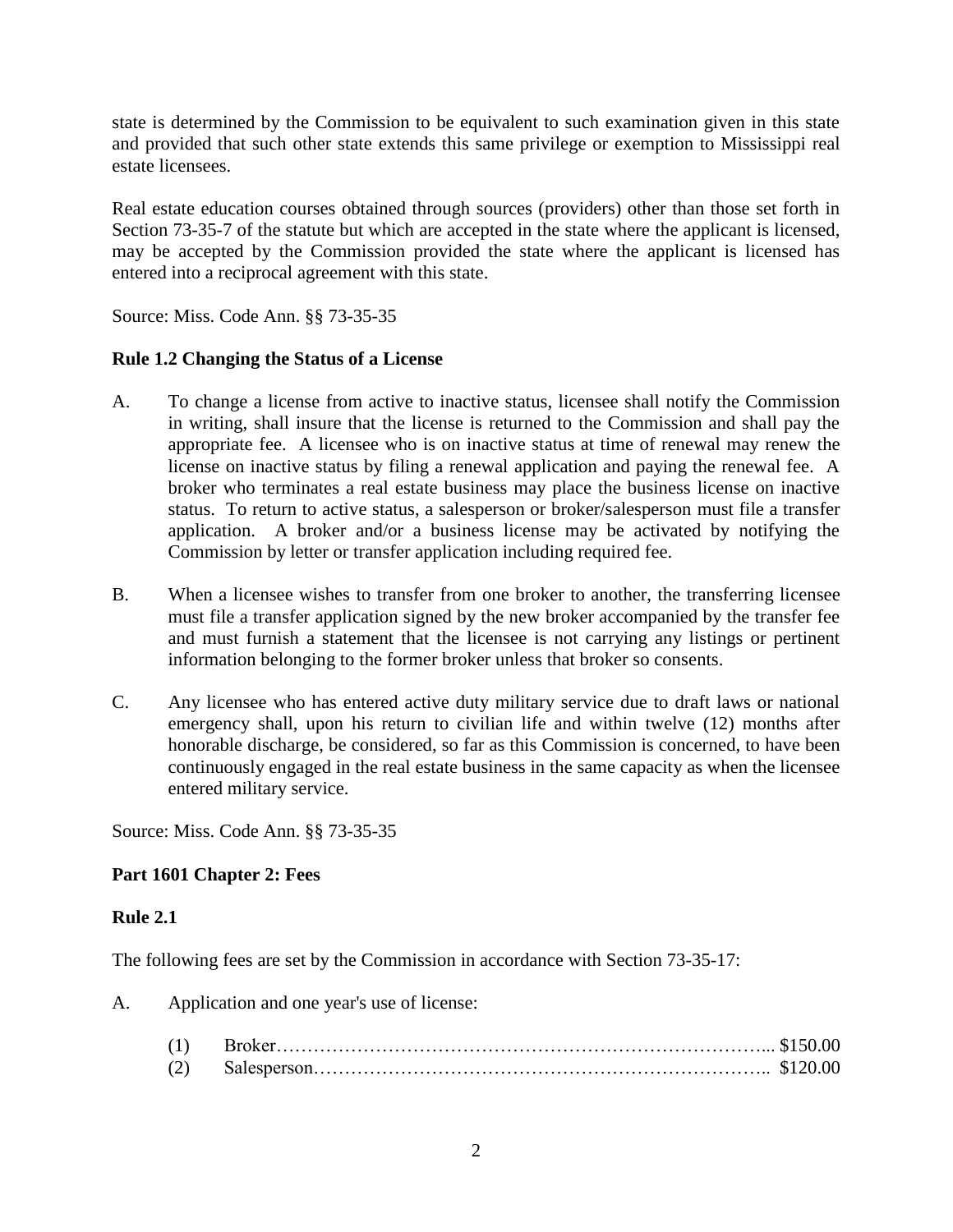state is determined by the Commission to be equivalent to such examination given in this state and provided that such other state extends this same privilege or exemption to Mississippi real estate licensees.

Real estate education courses obtained through sources (providers) other than those set forth in Section 73-35-7 of the statute but which are accepted in the state where the applicant is licensed, may be accepted by the Commission provided the state where the applicant is licensed has entered into a reciprocal agreement with this state.

Source: Miss. Code Ann. §§ 73-35-35

**Rule 1.2 Changing the Status of a License**

A. To change a license from active to inactive status, licensee shall notify the Commission in writing, shall insure that the license is returned to the Commission and shall pay the appropriate fee. A licensee who is on inactive status at time of renewal may renew the license on inactive status by filing a renewal application and paying the renewal fee. A broker who terminates a real estate business may place the business license on inactive status. To return to active status, a salesperson or broker/salesperson must file a transfer application. A broker and/or a business license may be activated by notifying the Commission by letter or transfer application including required fee.

B. When a licensee wishes to transfer from one broker to another, the transferring licensee must file a transfer application signed by the new broker accompanied by the transfer fee and must furnish a statement that the licensee is not carrying any listings or pertinent information belonging to the former broker unless that broker so consents.

C. Any licensee who has entered active duty military service due to draft laws or national emergency shall, upon his return to civilian life and within twelve (12) months after honorable discharge, be considered, so far as this Commission is concerned, to have been continuously engaged in the real estate business in the same capacity as when the licensee entered military service.

Source: Miss. Code Ann. §§ 73-35-35

**Part 1601 Chapter 2: Fees**

**Rule 2.1**

The following fees are set by the Commission in accordance with Section 73-35-17:

A. Application and one year's use of license:

(1) Broker………………………………………………………………... $150.00
(2) Salesperson……………………………………………………………….. $120.00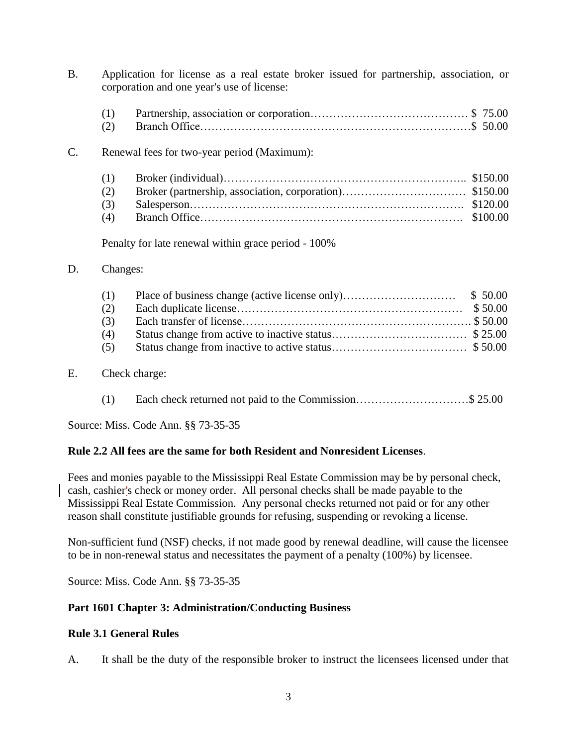B. Application for license as a real estate broker issued for partnership, association, or corporation and one year's use of license:

(1) Partnership, association or corporation…………………………………… $ 75.00
(2) Branch Office……………………………………………………………$ 50.00

C. Renewal fees for two-year period (Maximum):

(1) Broker (individual)…………………………………………………….. $150.00
(2) Broker (partnership, association, corporation)…………………………… $150.00
(3) Salesperson………………………………………………………………. $120.00
(4) Branch Office……………………………………………………………. $100.00

Penalty for late renewal within grace period - 100%

D. Changes:

(1) Place of business change (active license only)………………………… $ 50.00
(2) Each duplicate license…………………………………………………… $ 50.00
(3) Each transfer of license…………………………………………………. $ 50.00
(4) Status change from active to inactive status……………………………… $ 25.00
(5) Status change from inactive to active status……………………………… $ 50.00

E. Check charge:

(1) Each check returned not paid to the Commission…………………………$ 25.00

Source: Miss. Code Ann. §§ 73-35-35

**Rule 2.2 All fees are the same for both Resident and Nonresident Licenses**.

Fees and monies payable to the Mississippi Real Estate Commission may be by personal check, cash, cashier's check or money order. All personal checks shall be made payable to the Mississippi Real Estate Commission. Any personal checks returned not paid or for any other reason shall constitute justifiable grounds for refusing, suspending or revoking a license.

Non-sufficient fund (NSF) checks, if not made good by renewal deadline, will cause the licensee to be in non-renewal status and necessitates the payment of a penalty (100%) by licensee.

Source: Miss. Code Ann. §§ 73-35-35

**Part 1601 Chapter 3: Administration/Conducting Business**

**Rule 3.1 General Rules**

A. It shall be the duty of the responsible broker to instruct the licensees licensed under that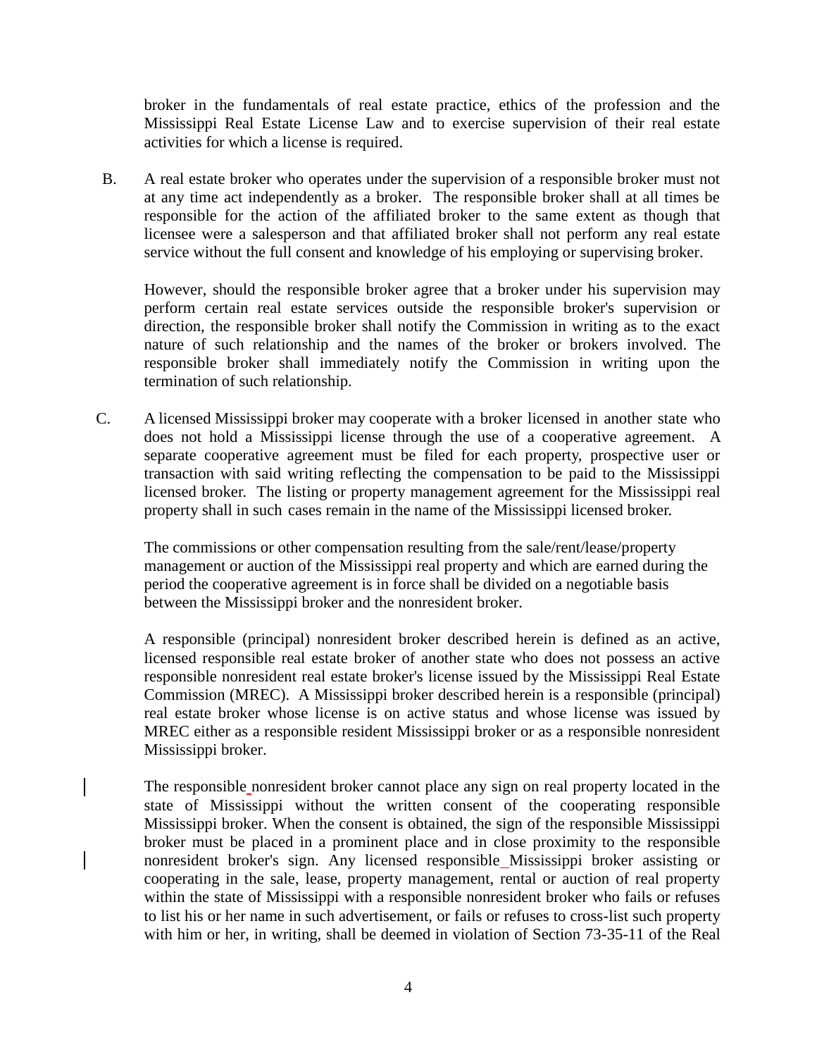broker in the fundamentals of real estate practice, ethics of the profession and the Mississippi Real Estate License Law and to exercise supervision of their real estate activities for which a license is required.

B. A real estate broker who operates under the supervision of a responsible broker must not at any time act independently as a broker. The responsible broker shall at all times be responsible for the action of the affiliated broker to the same extent as though that licensee were a salesperson and that affiliated broker shall not perform any real estate service without the full consent and knowledge of his employing or supervising broker.

However, should the responsible broker agree that a broker under his supervision may perform certain real estate services outside the responsible broker's supervision or direction, the responsible broker shall notify the Commission in writing as to the exact nature of such relationship and the names of the broker or brokers involved. The responsible broker shall immediately notify the Commission in writing upon the termination of such relationship.

C. A licensed Mississippi broker may cooperate with a broker licensed in another state who does not hold a Mississippi license through the use of a cooperative agreement. A separate cooperative agreement must be filed for each property, prospective user or transaction with said writing reflecting the compensation to be paid to the Mississippi licensed broker. The listing or property management agreement for the Mississippi real property shall in such cases remain in the name of the Mississippi licensed broker.

The commissions or other compensation resulting from the sale/rent/lease/property management or auction of the Mississippi real property and which are earned during the period the cooperative agreement is in force shall be divided on a negotiable basis between the Mississippi broker and the nonresident broker.

A responsible (principal) nonresident broker described herein is defined as an active, licensed responsible real estate broker of another state who does not possess an active responsible nonresident real estate broker's license issued by the Mississippi Real Estate Commission (MREC). A Mississippi broker described herein is a responsible (principal) real estate broker whose license is on active status and whose license was issued by MREC either as a responsible resident Mississippi broker or as a responsible nonresident Mississippi broker.

The responsible nonresident broker cannot place any sign on real property located in the state of Mississippi without the written consent of the cooperating responsible Mississippi broker. When the consent is obtained, the sign of the responsible Mississippi broker must be placed in a prominent place and in close proximity to the responsible nonresident broker's sign. Any licensed responsible Mississippi broker assisting or cooperating in the sale, lease, property management, rental or auction of real property within the state of Mississippi with a responsible nonresident broker who fails or refuses to list his or her name in such advertisement, or fails or refuses to cross-list such property with him or her, in writing, shall be deemed in violation of Section 73-35-11 of the Real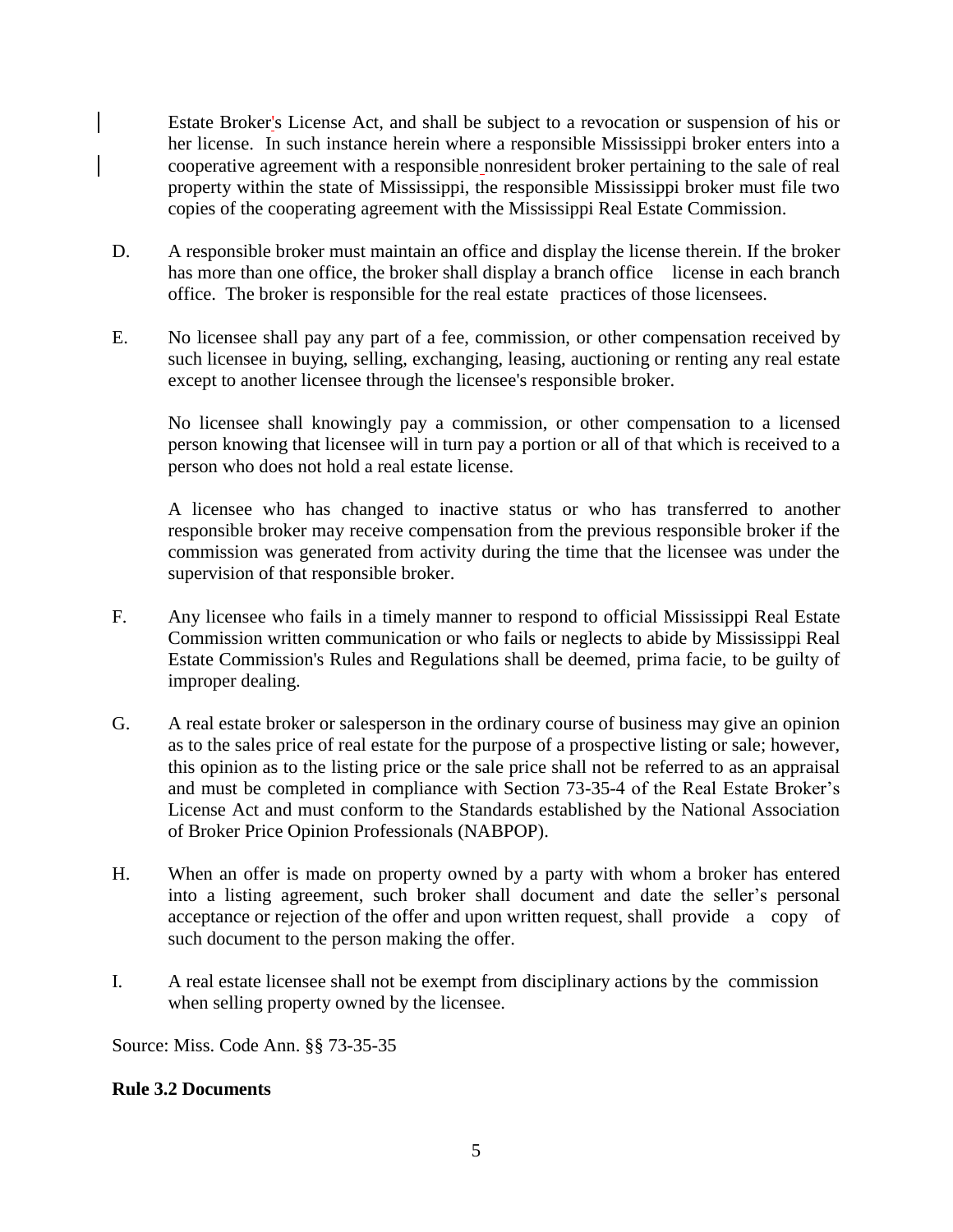Estate Broker's License Act, and shall be subject to a revocation or suspension of his or her license. In such instance herein where a responsible Mississippi broker enters into a cooperative agreement with a responsible nonresident broker pertaining to the sale of real property within the state of Mississippi, the responsible Mississippi broker must file two copies of the cooperating agreement with the Mississippi Real Estate Commission.

D. A responsible broker must maintain an office and display the license therein. If the broker has more than one office, the broker shall display a branch office license in each branch office. The broker is responsible for the real estate practices of those licensees.

E. No licensee shall pay any part of a fee, commission, or other compensation received by such licensee in buying, selling, exchanging, leasing, auctioning or renting any real estate except to another licensee through the licensee's responsible broker.

No licensee shall knowingly pay a commission, or other compensation to a licensed person knowing that licensee will in turn pay a portion or all of that which is received to a person who does not hold a real estate license.

A licensee who has changed to inactive status or who has transferred to another responsible broker may receive compensation from the previous responsible broker if the commission was generated from activity during the time that the licensee was under the supervision of that responsible broker.

F. Any licensee who fails in a timely manner to respond to official Mississippi Real Estate Commission written communication or who fails or neglects to abide by Mississippi Real Estate Commission's Rules and Regulations shall be deemed, prima facie, to be guilty of improper dealing.

G. A real estate broker or salesperson in the ordinary course of business may give an opinion as to the sales price of real estate for the purpose of a prospective listing or sale; however, this opinion as to the listing price or the sale price shall not be referred to as an appraisal and must be completed in compliance with Section 73-35-4 of the Real Estate Broker's License Act and must conform to the Standards established by the National Association of Broker Price Opinion Professionals (NABPOP).

H. When an offer is made on property owned by a party with whom a broker has entered into a listing agreement, such broker shall document and date the seller's personal acceptance or rejection of the offer and upon written request, shall provide a copy of such document to the person making the offer.

I. A real estate licensee shall not be exempt from disciplinary actions by the commission when selling property owned by the licensee.

Source: Miss. Code Ann. §§ 73-35-35

**Rule 3.2 Documents**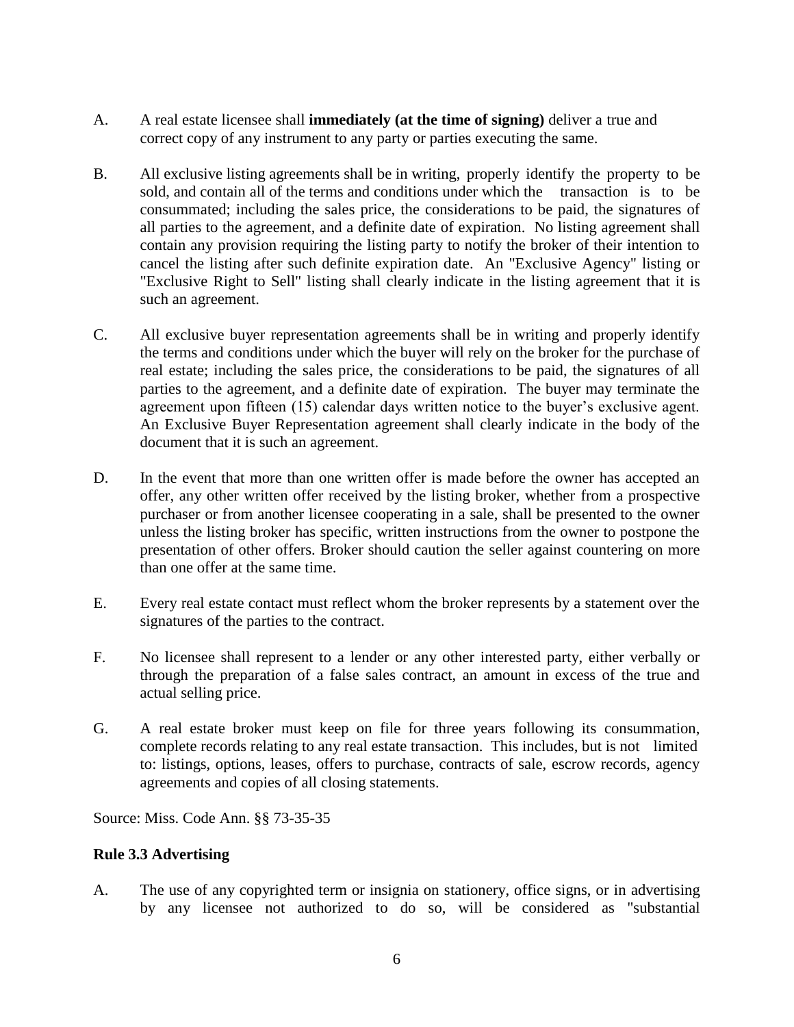A. A real estate licensee shall **immediately (at the time of signing)** deliver a true and correct copy of any instrument to any party or parties executing the same.

B. All exclusive listing agreements shall be in writing, properly identify the property to be sold, and contain all of the terms and conditions under which the transaction is to be consummated; including the sales price, the considerations to be paid, the signatures of all parties to the agreement, and a definite date of expiration. No listing agreement shall contain any provision requiring the listing party to notify the broker of their intention to cancel the listing after such definite expiration date. An "Exclusive Agency" listing or "Exclusive Right to Sell" listing shall clearly indicate in the listing agreement that it is such an agreement.

C. All exclusive buyer representation agreements shall be in writing and properly identify the terms and conditions under which the buyer will rely on the broker for the purchase of real estate; including the sales price, the considerations to be paid, the signatures of all parties to the agreement, and a definite date of expiration. The buyer may terminate the agreement upon fifteen (15) calendar days written notice to the buyer's exclusive agent. An Exclusive Buyer Representation agreement shall clearly indicate in the body of the document that it is such an agreement.

D. In the event that more than one written offer is made before the owner has accepted an offer, any other written offer received by the listing broker, whether from a prospective purchaser or from another licensee cooperating in a sale, shall be presented to the owner unless the listing broker has specific, written instructions from the owner to postpone the presentation of other offers. Broker should caution the seller against countering on more than one offer at the same time.

E. Every real estate contact must reflect whom the broker represents by a statement over the signatures of the parties to the contract.

F. No licensee shall represent to a lender or any other interested party, either verbally or through the preparation of a false sales contract, an amount in excess of the true and actual selling price.

G. A real estate broker must keep on file for three years following its consummation, complete records relating to any real estate transaction. This includes, but is not limited to: listings, options, leases, offers to purchase, contracts of sale, escrow records, agency agreements and copies of all closing statements.

Source: Miss. Code Ann. §§ 73-35-35

**Rule 3.3 Advertising**

A. The use of any copyrighted term or insignia on stationery, office signs, or in advertising by any licensee not authorized to do so, will be considered as "substantial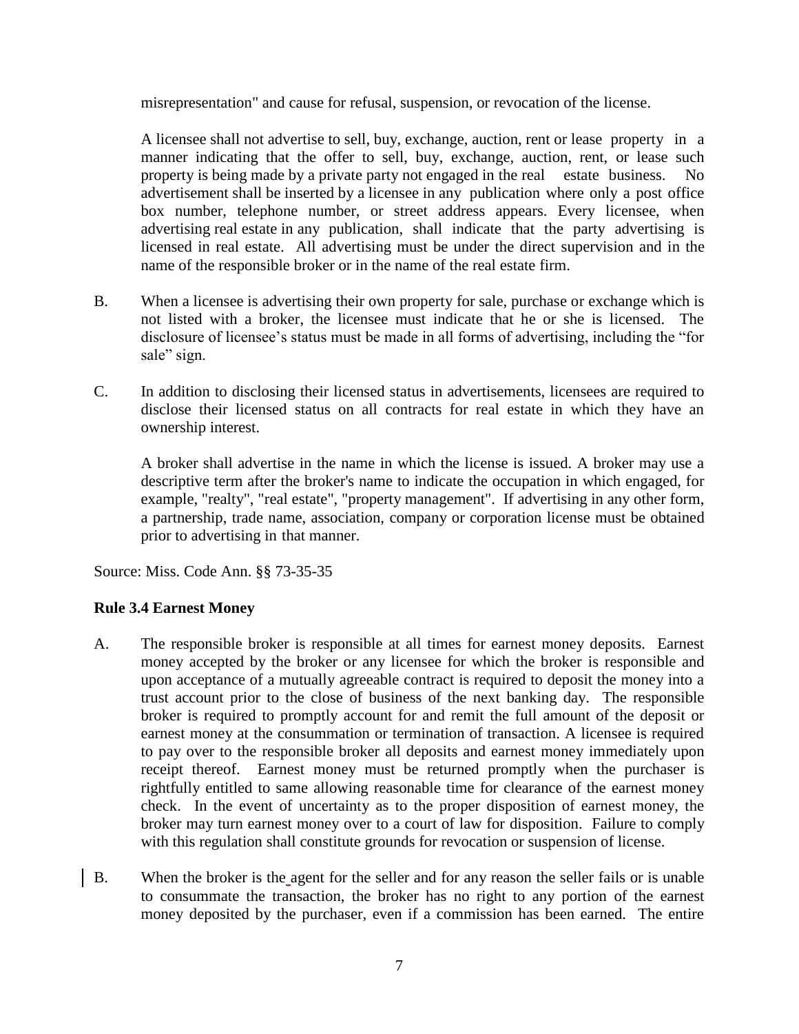misrepresentation" and cause for refusal, suspension, or revocation of the license.

A licensee shall not advertise to sell, buy, exchange, auction, rent or lease property in a manner indicating that the offer to sell, buy, exchange, auction, rent, or lease such property is being made by a private party not engaged in the real estate business. No advertisement shall be inserted by a licensee in any publication where only a post office box number, telephone number, or street address appears. Every licensee, when advertising real estate in any publication, shall indicate that the party advertising is licensed in real estate. All advertising must be under the direct supervision and in the name of the responsible broker or in the name of the real estate firm.

B. When a licensee is advertising their own property for sale, purchase or exchange which is not listed with a broker, the licensee must indicate that he or she is licensed. The disclosure of licensee's status must be made in all forms of advertising, including the "for sale" sign.

C. In addition to disclosing their licensed status in advertisements, licensees are required to disclose their licensed status on all contracts for real estate in which they have an ownership interest.

A broker shall advertise in the name in which the license is issued. A broker may use a descriptive term after the broker's name to indicate the occupation in which engaged, for example, "realty", "real estate", "property management". If advertising in any other form, a partnership, trade name, association, company or corporation license must be obtained prior to advertising in that manner.

Source: Miss. Code Ann. §§ 73-35-35

**Rule 3.4 Earnest Money**

A. The responsible broker is responsible at all times for earnest money deposits. Earnest money accepted by the broker or any licensee for which the broker is responsible and upon acceptance of a mutually agreeable contract is required to deposit the money into a trust account prior to the close of business of the next banking day. The responsible broker is required to promptly account for and remit the full amount of the deposit or earnest money at the consummation or termination of transaction. A licensee is required to pay over to the responsible broker all deposits and earnest money immediately upon receipt thereof. Earnest money must be returned promptly when the purchaser is rightfully entitled to same allowing reasonable time for clearance of the earnest money check. In the event of uncertainty as to the proper disposition of earnest money, the broker may turn earnest money over to a court of law for disposition. Failure to comply with this regulation shall constitute grounds for revocation or suspension of license.

B. When the broker is the agent for the seller and for any reason the seller fails or is unable to consummate the transaction, the broker has no right to any portion of the earnest money deposited by the purchaser, even if a commission has been earned. The entire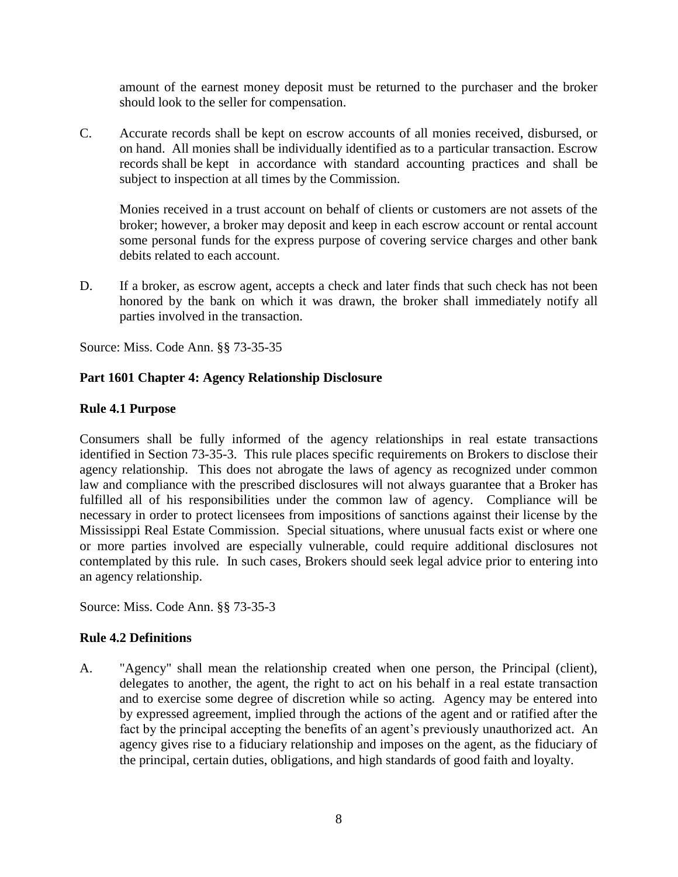amount of the earnest money deposit must be returned to the purchaser and the broker should look to the seller for compensation.

C. Accurate records shall be kept on escrow accounts of all monies received, disbursed, or on hand. All monies shall be individually identified as to a particular transaction. Escrow records shall be kept in accordance with standard accounting practices and shall be subject to inspection at all times by the Commission.

   Monies received in a trust account on behalf of clients or customers are not assets of the broker; however, a broker may deposit and keep in each escrow account or rental account some personal funds for the express purpose of covering service charges and other bank debits related to each account.

D. If a broker, as escrow agent, accepts a check and later finds that such check has not been honored by the bank on which it was drawn, the broker shall immediately notify all parties involved in the transaction.

Source: Miss. Code Ann. §§ 73-35-35

**Part 1601 Chapter 4: Agency Relationship Disclosure**

**Rule 4.1 Purpose**

Consumers shall be fully informed of the agency relationships in real estate transactions identified in Section 73-35-3. This rule places specific requirements on Brokers to disclose their agency relationship. This does not abrogate the laws of agency as recognized under common law and compliance with the prescribed disclosures will not always guarantee that a Broker has fulfilled all of his responsibilities under the common law of agency. Compliance will be necessary in order to protect licensees from impositions of sanctions against their license by the Mississippi Real Estate Commission. Special situations, where unusual facts exist or where one or more parties involved are especially vulnerable, could require additional disclosures not contemplated by this rule. In such cases, Brokers should seek legal advice prior to entering into an agency relationship.

Source: Miss. Code Ann. §§ 73-35-3

**Rule 4.2 Definitions**

A. "Agency" shall mean the relationship created when one person, the Principal (client), delegates to another, the agent, the right to act on his behalf in a real estate transaction and to exercise some degree of discretion while so acting. Agency may be entered into by expressed agreement, implied through the actions of the agent and or ratified after the fact by the principal accepting the benefits of an agent's previously unauthorized act. An agency gives rise to a fiduciary relationship and imposes on the agent, as the fiduciary of the principal, certain duties, obligations, and high standards of good faith and loyalty.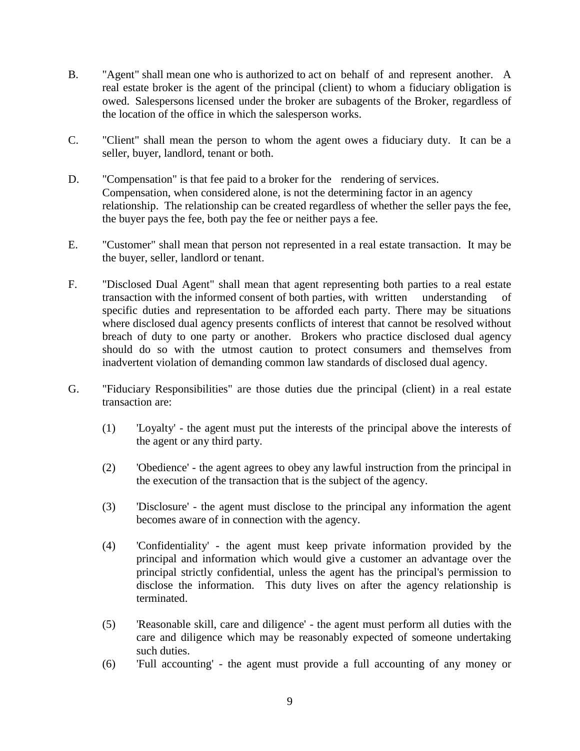B. "Agent" shall mean one who is authorized to act on behalf of and represent another. A real estate broker is the agent of the principal (client) to whom a fiduciary obligation is owed. Salespersons licensed under the broker are subagents of the Broker, regardless of the location of the office in which the salesperson works.

C. "Client" shall mean the person to whom the agent owes a fiduciary duty. It can be a seller, buyer, landlord, tenant or both.

D. "Compensation" is that fee paid to a broker for the rendering of services. Compensation, when considered alone, is not the determining factor in an agency relationship. The relationship can be created regardless of whether the seller pays the fee, the buyer pays the fee, both pay the fee or neither pays a fee.

E. "Customer" shall mean that person not represented in a real estate transaction. It may be the buyer, seller, landlord or tenant.

F. "Disclosed Dual Agent" shall mean that agent representing both parties to a real estate transaction with the informed consent of both parties, with written understanding of specific duties and representation to be afforded each party. There may be situations where disclosed dual agency presents conflicts of interest that cannot be resolved without breach of duty to one party or another. Brokers who practice disclosed dual agency should do so with the utmost caution to protect consumers and themselves from inadvertent violation of demanding common law standards of disclosed dual agency.

G. "Fiduciary Responsibilities" are those duties due the principal (client) in a real estate transaction are:

   (1) 'Loyalty' - the agent must put the interests of the principal above the interests of the agent or any third party.

   (2) 'Obedience' - the agent agrees to obey any lawful instruction from the principal in the execution of the transaction that is the subject of the agency.

   (3) 'Disclosure' - the agent must disclose to the principal any information the agent becomes aware of in connection with the agency.

   (4) 'Confidentiality' - the agent must keep private information provided by the principal and information which would give a customer an advantage over the principal strictly confidential, unless the agent has the principal's permission to disclose the information. This duty lives on after the agency relationship is terminated.

   (5) 'Reasonable skill, care and diligence' - the agent must perform all duties with the care and diligence which may be reasonably expected of someone undertaking such duties.

   (6) 'Full accounting' - the agent must provide a full accounting of any money or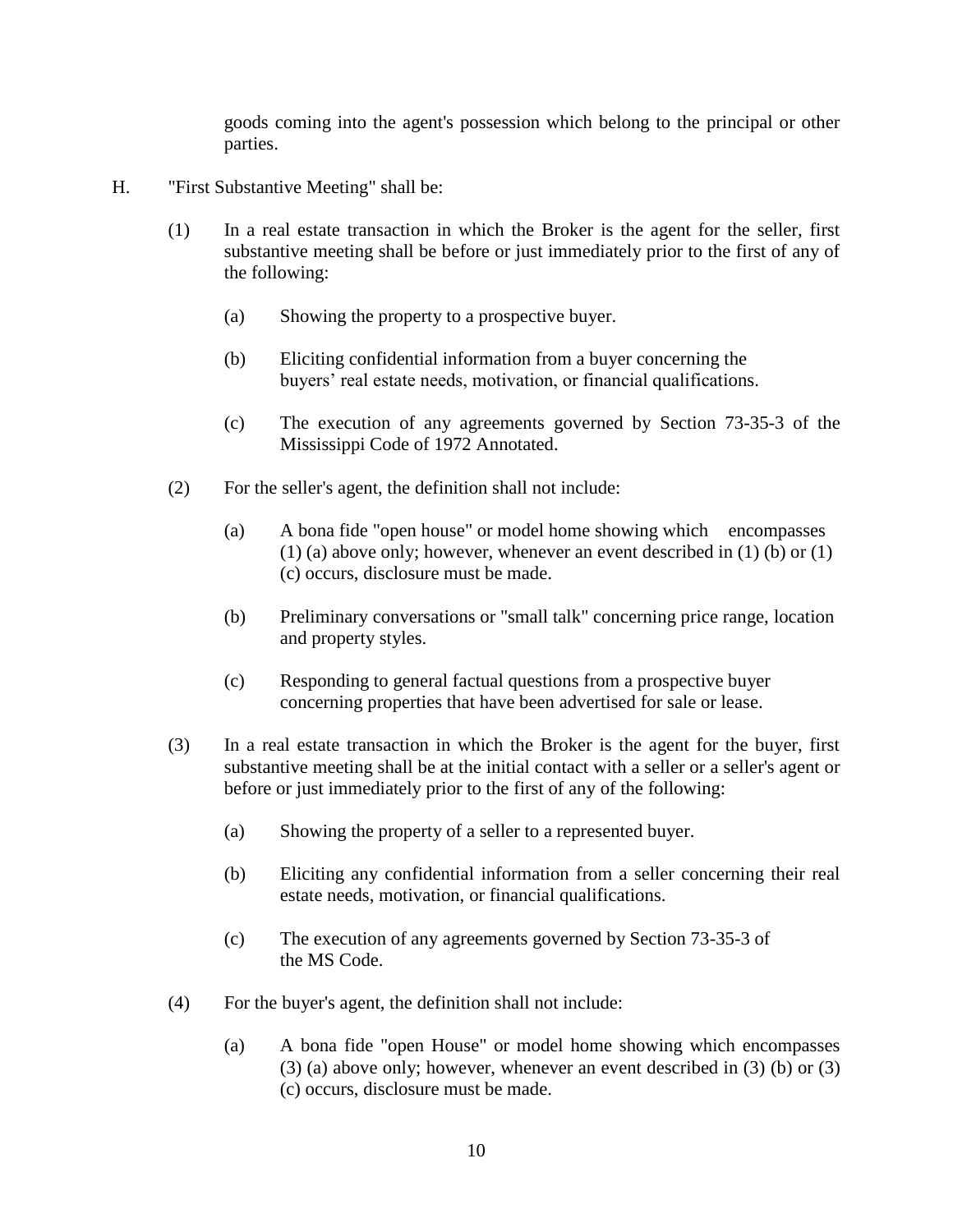goods coming into the agent's possession which belong to the principal or other parties.

H. "First Substantive Meeting" shall be:

(1) In a real estate transaction in which the Broker is the agent for the seller, first substantive meeting shall be before or just immediately prior to the first of any of the following:

(a) Showing the property to a prospective buyer.

(b) Eliciting confidential information from a buyer concerning the buyers' real estate needs, motivation, or financial qualifications.

(c) The execution of any agreements governed by Section 73-35-3 of the Mississippi Code of 1972 Annotated.

(2) For the seller's agent, the definition shall not include:

(a) A bona fide "open house" or model home showing which encompasses (1) (a) above only; however, whenever an event described in (1) (b) or (1) (c) occurs, disclosure must be made.

(b) Preliminary conversations or "small talk" concerning price range, location and property styles.

(c) Responding to general factual questions from a prospective buyer concerning properties that have been advertised for sale or lease.

(3) In a real estate transaction in which the Broker is the agent for the buyer, first substantive meeting shall be at the initial contact with a seller or a seller's agent or before or just immediately prior to the first of any of the following:

(a) Showing the property of a seller to a represented buyer.

(b) Eliciting any confidential information from a seller concerning their real estate needs, motivation, or financial qualifications.

(c) The execution of any agreements governed by Section 73-35-3 of the MS Code.

(4) For the buyer's agent, the definition shall not include:

(a) A bona fide "open House" or model home showing which encompasses (3) (a) above only; however, whenever an event described in (3) (b) or (3) (c) occurs, disclosure must be made.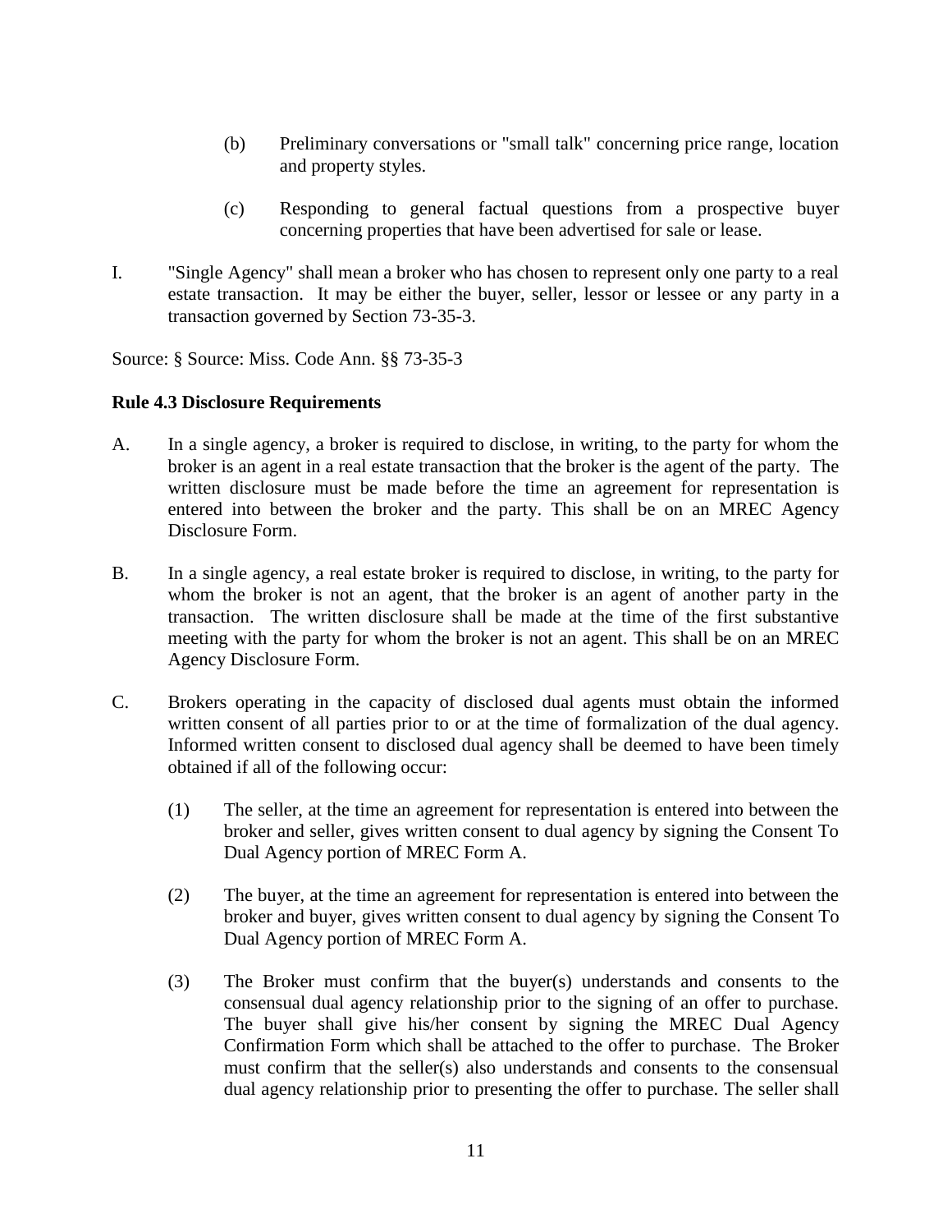(b) Preliminary conversations or "small talk" concerning price range, location and property styles.

(c) Responding to general factual questions from a prospective buyer concerning properties that have been advertised for sale or lease.

I. "Single Agency" shall mean a broker who has chosen to represent only one party to a real estate transaction. It may be either the buyer, seller, lessor or lessee or any party in a transaction governed by Section 73-35-3.

Source: § Source: Miss. Code Ann. §§ 73-35-3

**Rule 4.3 Disclosure Requirements**

A. In a single agency, a broker is required to disclose, in writing, to the party for whom the broker is an agent in a real estate transaction that the broker is the agent of the party. The written disclosure must be made before the time an agreement for representation is entered into between the broker and the party. This shall be on an MREC Agency Disclosure Form.

B. In a single agency, a real estate broker is required to disclose, in writing, to the party for whom the broker is not an agent, that the broker is an agent of another party in the transaction. The written disclosure shall be made at the time of the first substantive meeting with the party for whom the broker is not an agent. This shall be on an MREC Agency Disclosure Form.

C. Brokers operating in the capacity of disclosed dual agents must obtain the informed written consent of all parties prior to or at the time of formalization of the dual agency. Informed written consent to disclosed dual agency shall be deemed to have been timely obtained if all of the following occur:

(1) The seller, at the time an agreement for representation is entered into between the broker and seller, gives written consent to dual agency by signing the Consent To Dual Agency portion of MREC Form A.

(2) The buyer, at the time an agreement for representation is entered into between the broker and buyer, gives written consent to dual agency by signing the Consent To Dual Agency portion of MREC Form A.

(3) The Broker must confirm that the buyer(s) understands and consents to the consensual dual agency relationship prior to the signing of an offer to purchase. The buyer shall give his/her consent by signing the MREC Dual Agency Confirmation Form which shall be attached to the offer to purchase. The Broker must confirm that the seller(s) also understands and consents to the consensual dual agency relationship prior to presenting the offer to purchase. The seller shall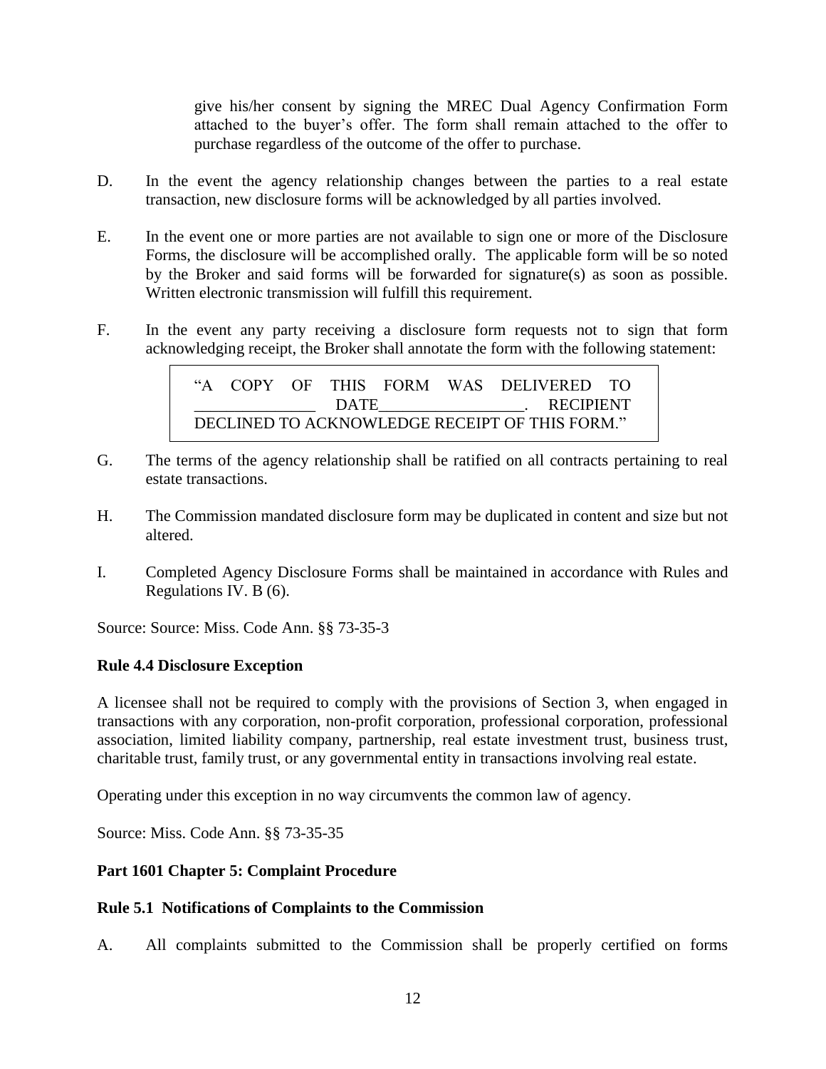give his/her consent by signing the MREC Dual Agency Confirmation Form attached to the buyer's offer. The form shall remain attached to the offer to purchase regardless of the outcome of the offer to purchase.

D. In the event the agency relationship changes between the parties to a real estate transaction, new disclosure forms will be acknowledged by all parties involved.

E. In the event one or more parties are not available to sign one or more of the Disclosure Forms, the disclosure will be accomplished orally. The applicable form will be so noted by the Broker and said forms will be forwarded for signature(s) as soon as possible. Written electronic transmission will fulfill this requirement.

F. In the event any party receiving a disclosure form requests not to sign that form acknowledging receipt, the Broker shall annotate the form with the following statement:

> "A COPY OF THIS FORM WAS DELIVERED TO _______________ DATE_________________. RECIPIENT DECLINED TO ACKNOWLEDGE RECEIPT OF THIS FORM."

G. The terms of the agency relationship shall be ratified on all contracts pertaining to real estate transactions.

H. The Commission mandated disclosure form may be duplicated in content and size but not altered.

I. Completed Agency Disclosure Forms shall be maintained in accordance with Rules and Regulations IV. B (6).

Source: Source: Miss. Code Ann. §§ 73-35-3

**Rule 4.4 Disclosure Exception**

A licensee shall not be required to comply with the provisions of Section 3, when engaged in transactions with any corporation, non-profit corporation, professional corporation, professional association, limited liability company, partnership, real estate investment trust, business trust, charitable trust, family trust, or any governmental entity in transactions involving real estate.

Operating under this exception in no way circumvents the common law of agency.

Source: Miss. Code Ann. §§ 73-35-35

**Part 1601 Chapter 5: Complaint Procedure**

**Rule 5.1 Notifications of Complaints to the Commission**

A. All complaints submitted to the Commission shall be properly certified on forms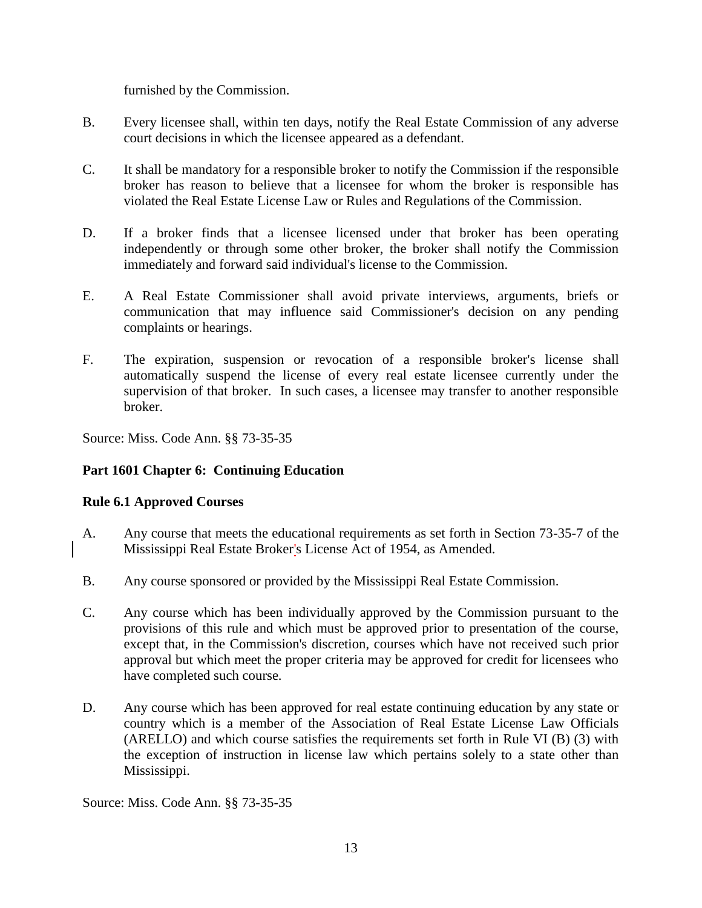furnished by the Commission.

B. Every licensee shall, within ten days, notify the Real Estate Commission of any adverse court decisions in which the licensee appeared as a defendant.

C. It shall be mandatory for a responsible broker to notify the Commission if the responsible broker has reason to believe that a licensee for whom the broker is responsible has violated the Real Estate License Law or Rules and Regulations of the Commission.

D. If a broker finds that a licensee licensed under that broker has been operating independently or through some other broker, the broker shall notify the Commission immediately and forward said individual's license to the Commission.

E. A Real Estate Commissioner shall avoid private interviews, arguments, briefs or communication that may influence said Commissioner's decision on any pending complaints or hearings.

F. The expiration, suspension or revocation of a responsible broker's license shall automatically suspend the license of every real estate licensee currently under the supervision of that broker. In such cases, a licensee may transfer to another responsible broker.

Source: Miss. Code Ann. §§ 73-35-35

**Part 1601 Chapter 6: Continuing Education**

**Rule 6.1 Approved Courses**

A. Any course that meets the educational requirements as set forth in Section 73-35-7 of the Mississippi Real Estate Broker's License Act of 1954, as Amended.

B. Any course sponsored or provided by the Mississippi Real Estate Commission.

C. Any course which has been individually approved by the Commission pursuant to the provisions of this rule and which must be approved prior to presentation of the course, except that, in the Commission's discretion, courses which have not received such prior approval but which meet the proper criteria may be approved for credit for licensees who have completed such course.

D. Any course which has been approved for real estate continuing education by any state or country which is a member of the Association of Real Estate License Law Officials (ARELLO) and which course satisfies the requirements set forth in Rule VI (B) (3) with the exception of instruction in license law which pertains solely to a state other than Mississippi.

Source: Miss. Code Ann. §§ 73-35-35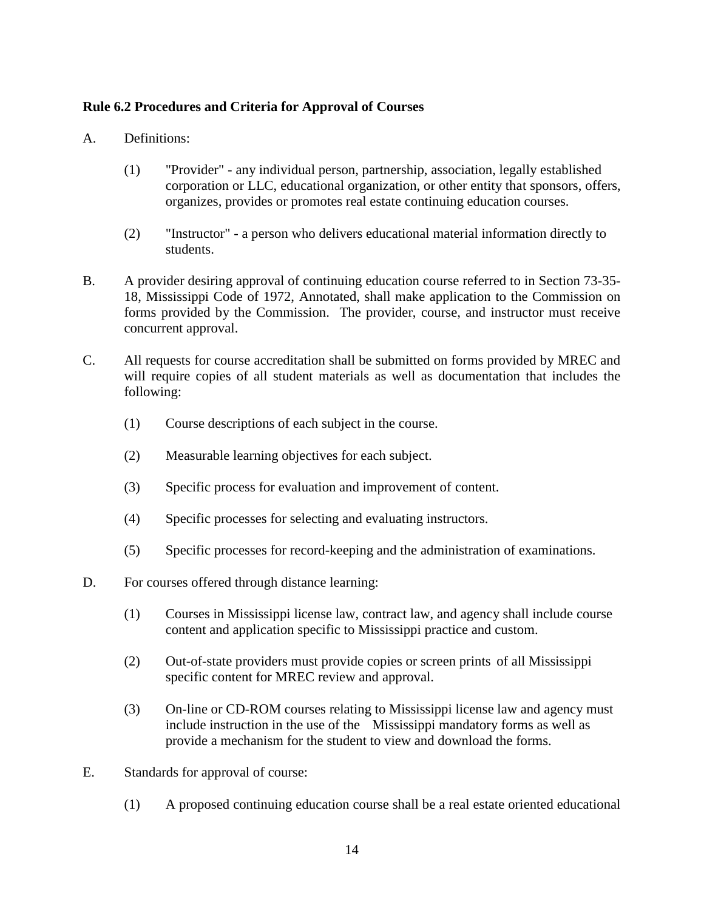**Rule 6.2 Procedures and Criteria for Approval of Courses**

A. Definitions:

   (1) "Provider" - any individual person, partnership, association, legally established corporation or LLC, educational organization, or other entity that sponsors, offers, organizes, provides or promotes real estate continuing education courses.

   (2) "Instructor" - a person who delivers educational material information directly to students.

B. A provider desiring approval of continuing education course referred to in Section 73-35-18, Mississippi Code of 1972, Annotated, shall make application to the Commission on forms provided by the Commission. The provider, course, and instructor must receive concurrent approval.

C. All requests for course accreditation shall be submitted on forms provided by MREC and will require copies of all student materials as well as documentation that includes the following:

   (1) Course descriptions of each subject in the course.

   (2) Measurable learning objectives for each subject.

   (3) Specific process for evaluation and improvement of content.

   (4) Specific processes for selecting and evaluating instructors.

   (5) Specific processes for record-keeping and the administration of examinations.

D. For courses offered through distance learning:

   (1) Courses in Mississippi license law, contract law, and agency shall include course content and application specific to Mississippi practice and custom.

   (2) Out-of-state providers must provide copies or screen prints of all Mississippi specific content for MREC review and approval.

   (3) On-line or CD-ROM courses relating to Mississippi license law and agency must include instruction in the use of the Mississippi mandatory forms as well as provide a mechanism for the student to view and download the forms.

E. Standards for approval of course:

   (1) A proposed continuing education course shall be a real estate oriented educational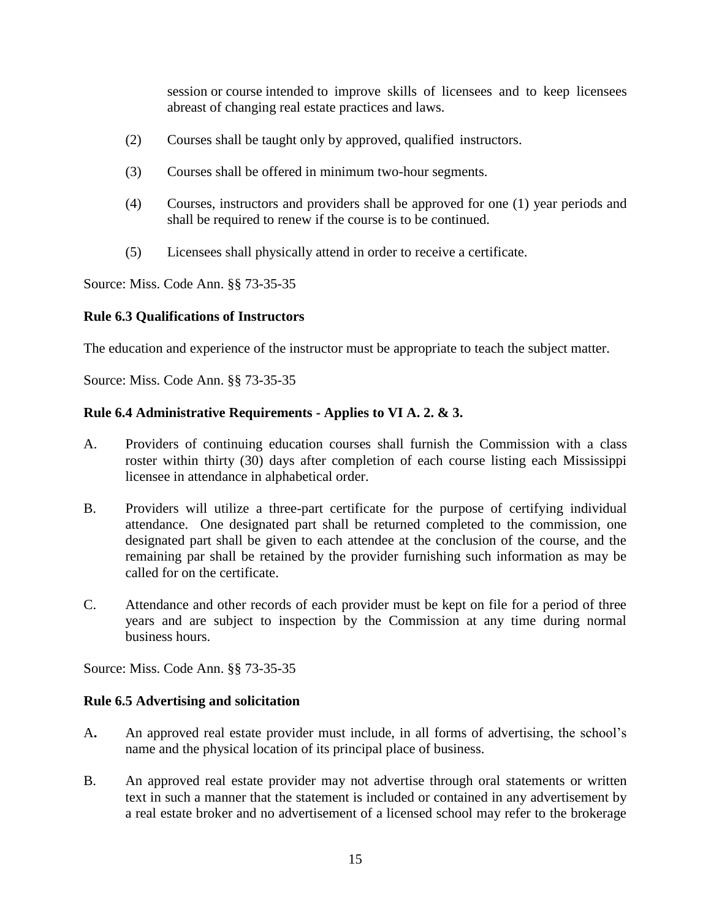session or course intended to improve skills of licensees and to keep licensees abreast of changing real estate practices and laws.

(2) Courses shall be taught only by approved, qualified instructors.

(3) Courses shall be offered in minimum two-hour segments.

(4) Courses, instructors and providers shall be approved for one (1) year periods and shall be required to renew if the course is to be continued.

(5) Licensees shall physically attend in order to receive a certificate.

Source: Miss. Code Ann. §§ 73-35-35

**Rule 6.3 Qualifications of Instructors**

The education and experience of the instructor must be appropriate to teach the subject matter.

Source: Miss. Code Ann. §§ 73-35-35

**Rule 6.4 Administrative Requirements - Applies to VI A. 2. & 3.**

A. Providers of continuing education courses shall furnish the Commission with a class roster within thirty (30) days after completion of each course listing each Mississippi licensee in attendance in alphabetical order.

B. Providers will utilize a three-part certificate for the purpose of certifying individual attendance. One designated part shall be returned completed to the commission, one designated part shall be given to each attendee at the conclusion of the course, and the remaining par shall be retained by the provider furnishing such information as may be called for on the certificate.

C. Attendance and other records of each provider must be kept on file for a period of three years and are subject to inspection by the Commission at any time during normal business hours.

Source: Miss. Code Ann. §§ 73-35-35

**Rule 6.5 Advertising and solicitation**

A**.** An approved real estate provider must include, in all forms of advertising, the school's name and the physical location of its principal place of business.

B. An approved real estate provider may not advertise through oral statements or written text in such a manner that the statement is included or contained in any advertisement by a real estate broker and no advertisement of a licensed school may refer to the brokerage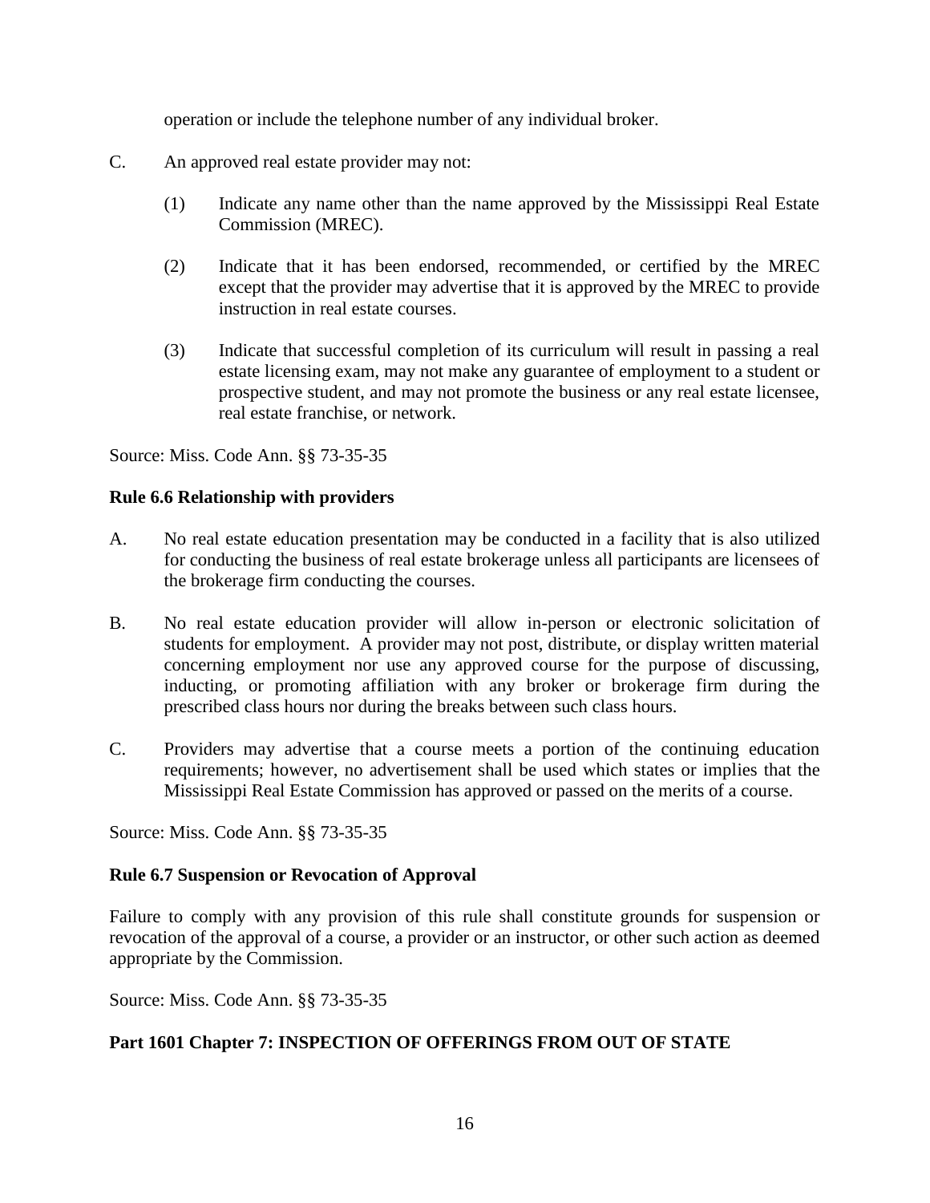operation or include the telephone number of any individual broker.

C. An approved real estate provider may not:

  (1) Indicate any name other than the name approved by the Mississippi Real Estate Commission (MREC).

  (2) Indicate that it has been endorsed, recommended, or certified by the MREC except that the provider may advertise that it is approved by the MREC to provide instruction in real estate courses.

  (3) Indicate that successful completion of its curriculum will result in passing a real estate licensing exam, may not make any guarantee of employment to a student or prospective student, and may not promote the business or any real estate licensee, real estate franchise, or network.

Source: Miss. Code Ann. §§ 73-35-35

**Rule 6.6 Relationship with providers**

A. No real estate education presentation may be conducted in a facility that is also utilized for conducting the business of real estate brokerage unless all participants are licensees of the brokerage firm conducting the courses.

B. No real estate education provider will allow in-person or electronic solicitation of students for employment. A provider may not post, distribute, or display written material concerning employment nor use any approved course for the purpose of discussing, inducting, or promoting affiliation with any broker or brokerage firm during the prescribed class hours nor during the breaks between such class hours.

C. Providers may advertise that a course meets a portion of the continuing education requirements; however, no advertisement shall be used which states or implies that the Mississippi Real Estate Commission has approved or passed on the merits of a course.

Source: Miss. Code Ann. §§ 73-35-35

**Rule 6.7 Suspension or Revocation of Approval**

Failure to comply with any provision of this rule shall constitute grounds for suspension or revocation of the approval of a course, a provider or an instructor, or other such action as deemed appropriate by the Commission.

Source: Miss. Code Ann. §§ 73-35-35

**Part 1601 Chapter 7: INSPECTION OF OFFERINGS FROM OUT OF STATE**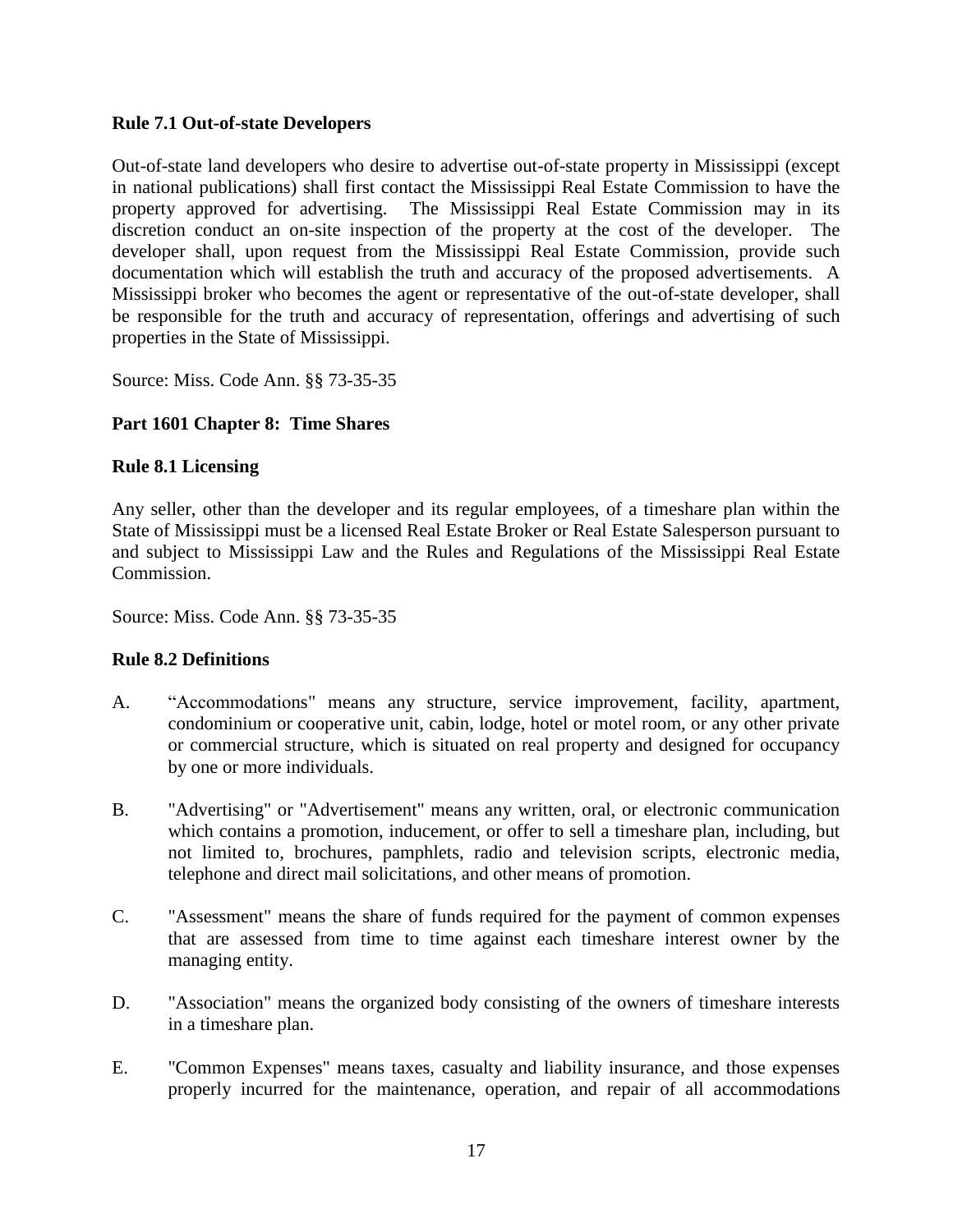**Rule 7.1 Out-of-state Developers**

Out-of-state land developers who desire to advertise out-of-state property in Mississippi (except in national publications) shall first contact the Mississippi Real Estate Commission to have the property approved for advertising. The Mississippi Real Estate Commission may in its discretion conduct an on-site inspection of the property at the cost of the developer. The developer shall, upon request from the Mississippi Real Estate Commission, provide such documentation which will establish the truth and accuracy of the proposed advertisements. A Mississippi broker who becomes the agent or representative of the out-of-state developer, shall be responsible for the truth and accuracy of representation, offerings and advertising of such properties in the State of Mississippi.

Source: Miss. Code Ann. §§ 73-35-35

**Part 1601 Chapter 8: Time Shares**

**Rule 8.1 Licensing**

Any seller, other than the developer and its regular employees, of a timeshare plan within the State of Mississippi must be a licensed Real Estate Broker or Real Estate Salesperson pursuant to and subject to Mississippi Law and the Rules and Regulations of the Mississippi Real Estate Commission.

Source: Miss. Code Ann. §§ 73-35-35

**Rule 8.2 Definitions**

A. “Accommodations" means any structure, service improvement, facility, apartment, condominium or cooperative unit, cabin, lodge, hotel or motel room, or any other private or commercial structure, which is situated on real property and designed for occupancy by one or more individuals.

B. "Advertising" or "Advertisement" means any written, oral, or electronic communication which contains a promotion, inducement, or offer to sell a timeshare plan, including, but not limited to, brochures, pamphlets, radio and television scripts, electronic media, telephone and direct mail solicitations, and other means of promotion.

C. "Assessment" means the share of funds required for the payment of common expenses that are assessed from time to time against each timeshare interest owner by the managing entity.

D. "Association" means the organized body consisting of the owners of timeshare interests in a timeshare plan.

E. "Common Expenses" means taxes, casualty and liability insurance, and those expenses properly incurred for the maintenance, operation, and repair of all accommodations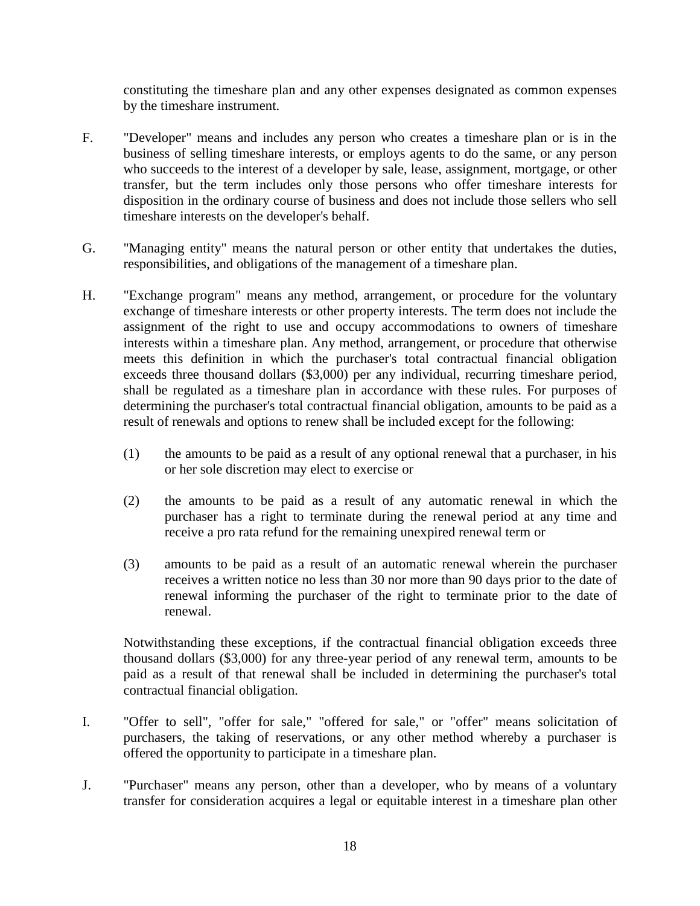constituting the timeshare plan and any other expenses designated as common expenses by the timeshare instrument.

F. "Developer" means and includes any person who creates a timeshare plan or is in the business of selling timeshare interests, or employs agents to do the same, or any person who succeeds to the interest of a developer by sale, lease, assignment, mortgage, or other transfer, but the term includes only those persons who offer timeshare interests for disposition in the ordinary course of business and does not include those sellers who sell timeshare interests on the developer's behalf.

G. "Managing entity" means the natural person or other entity that undertakes the duties, responsibilities, and obligations of the management of a timeshare plan.

H. "Exchange program" means any method, arrangement, or procedure for the voluntary exchange of timeshare interests or other property interests. The term does not include the assignment of the right to use and occupy accommodations to owners of timeshare interests within a timeshare plan. Any method, arrangement, or procedure that otherwise meets this definition in which the purchaser's total contractual financial obligation exceeds three thousand dollars ($3,000) per any individual, recurring timeshare period, shall be regulated as a timeshare plan in accordance with these rules. For purposes of determining the purchaser's total contractual financial obligation, amounts to be paid as a result of renewals and options to renew shall be included except for the following:

(1) the amounts to be paid as a result of any optional renewal that a purchaser, in his or her sole discretion may elect to exercise or

(2) the amounts to be paid as a result of any automatic renewal in which the purchaser has a right to terminate during the renewal period at any time and receive a pro rata refund for the remaining unexpired renewal term or

(3) amounts to be paid as a result of an automatic renewal wherein the purchaser receives a written notice no less than 30 nor more than 90 days prior to the date of renewal informing the purchaser of the right to terminate prior to the date of renewal.

Notwithstanding these exceptions, if the contractual financial obligation exceeds three thousand dollars ($3,000) for any three-year period of any renewal term, amounts to be paid as a result of that renewal shall be included in determining the purchaser's total contractual financial obligation.

I. "Offer to sell", "offer for sale," "offered for sale," or "offer" means solicitation of purchasers, the taking of reservations, or any other method whereby a purchaser is offered the opportunity to participate in a timeshare plan.

J. "Purchaser" means any person, other than a developer, who by means of a voluntary transfer for consideration acquires a legal or equitable interest in a timeshare plan other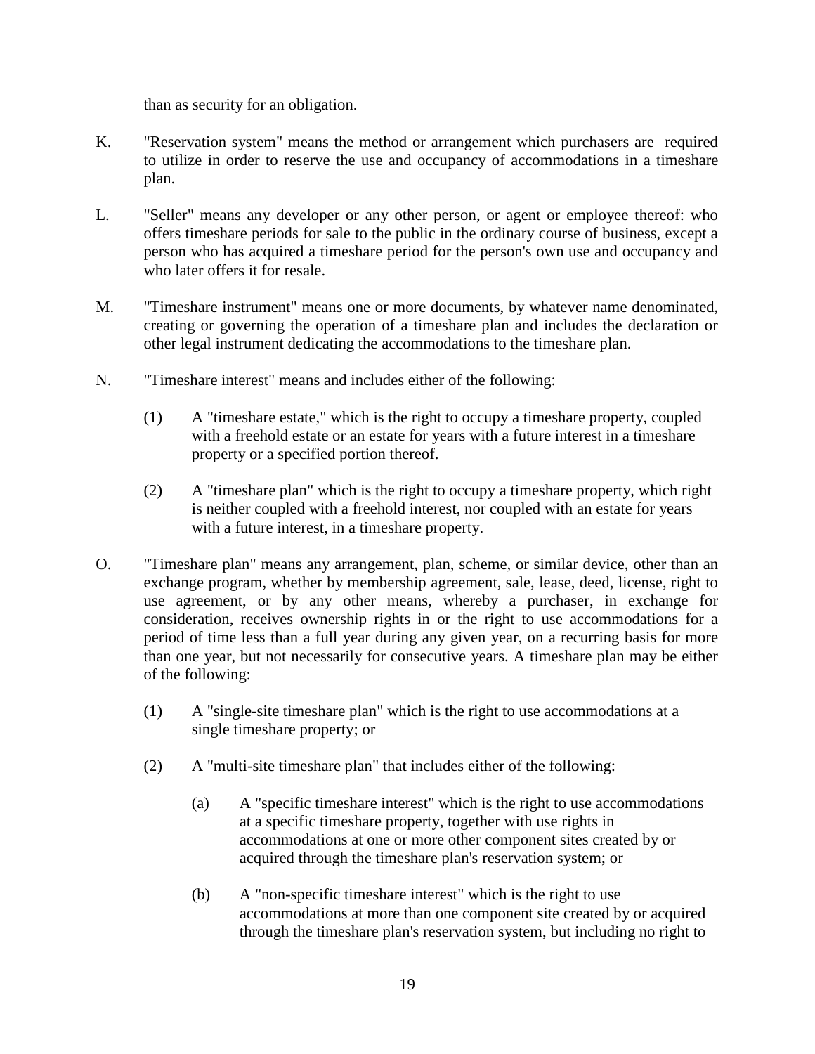than as security for an obligation.

K. "Reservation system" means the method or arrangement which purchasers are required to utilize in order to reserve the use and occupancy of accommodations in a timeshare plan.

L. "Seller" means any developer or any other person, or agent or employee thereof: who offers timeshare periods for sale to the public in the ordinary course of business, except a person who has acquired a timeshare period for the person's own use and occupancy and who later offers it for resale.

M. "Timeshare instrument" means one or more documents, by whatever name denominated, creating or governing the operation of a timeshare plan and includes the declaration or other legal instrument dedicating the accommodations to the timeshare plan.

N. "Timeshare interest" means and includes either of the following:

   (1) A "timeshare estate," which is the right to occupy a timeshare property, coupled with a freehold estate or an estate for years with a future interest in a timeshare property or a specified portion thereof.

   (2) A "timeshare plan" which is the right to occupy a timeshare property, which right is neither coupled with a freehold interest, nor coupled with an estate for years with a future interest, in a timeshare property.

O. "Timeshare plan" means any arrangement, plan, scheme, or similar device, other than an exchange program, whether by membership agreement, sale, lease, deed, license, right to use agreement, or by any other means, whereby a purchaser, in exchange for consideration, receives ownership rights in or the right to use accommodations for a period of time less than a full year during any given year, on a recurring basis for more than one year, but not necessarily for consecutive years. A timeshare plan may be either of the following:

   (1) A "single-site timeshare plan" which is the right to use accommodations at a single timeshare property; or

   (2) A "multi-site timeshare plan" that includes either of the following:

      (a) A "specific timeshare interest" which is the right to use accommodations at a specific timeshare property, together with use rights in accommodations at one or more other component sites created by or acquired through the timeshare plan's reservation system; or

      (b) A "non-specific timeshare interest" which is the right to use accommodations at more than one component site created by or acquired through the timeshare plan's reservation system, but including no right to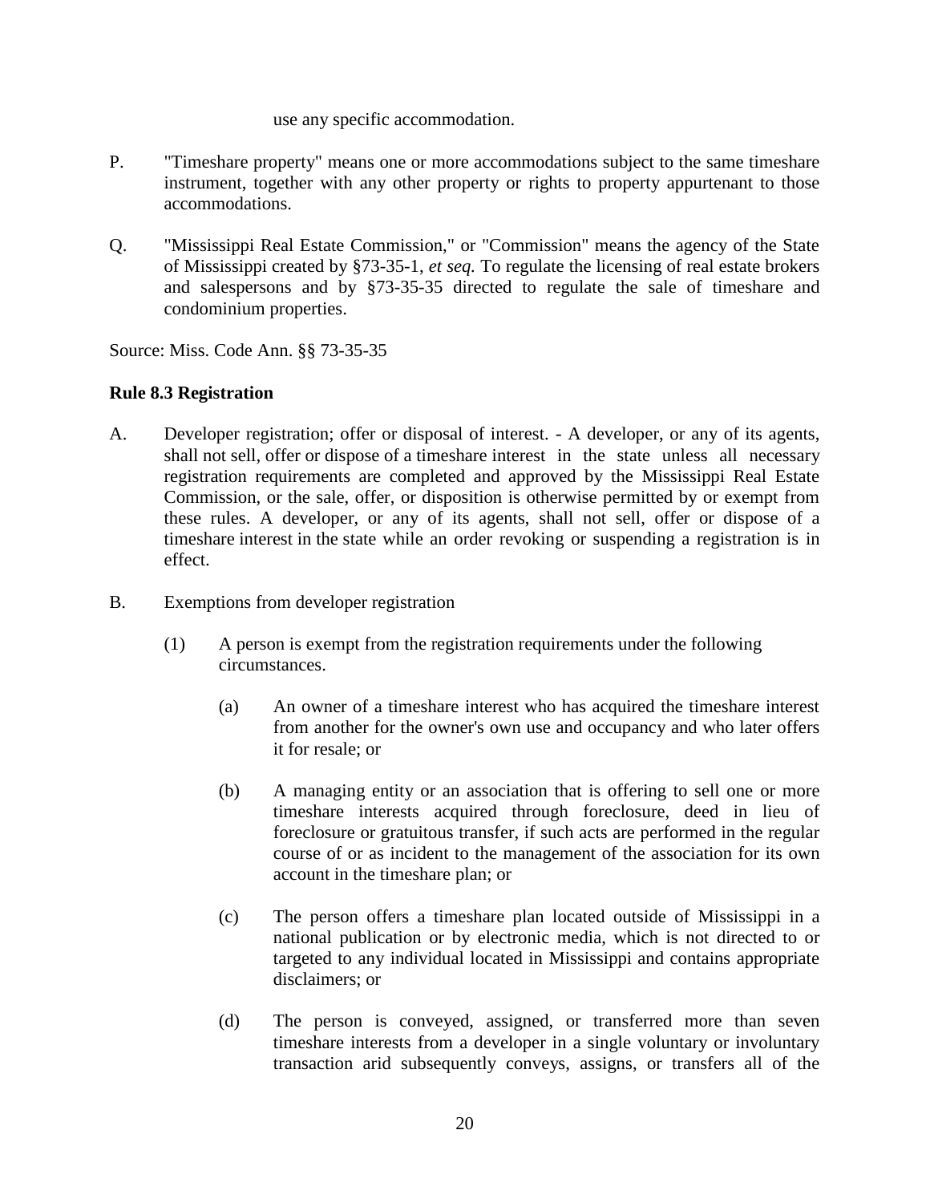use any specific accommodation.

P. "Timeshare property" means one or more accommodations subject to the same timeshare instrument, together with any other property or rights to property appurtenant to those accommodations.

Q. "Mississippi Real Estate Commission," or "Commission" means the agency of the State of Mississippi created by §73-35-1, *et seq.* To regulate the licensing of real estate brokers and salespersons and by §73-35-35 directed to regulate the sale of timeshare and condominium properties.

Source: Miss. Code Ann. §§ 73-35-35

**Rule 8.3 Registration**

A. Developer registration; offer or disposal of interest. - A developer, or any of its agents, shall not sell, offer or dispose of a timeshare interest in the state unless all necessary registration requirements are completed and approved by the Mississippi Real Estate Commission, or the sale, offer, or disposition is otherwise permitted by or exempt from these rules. A developer, or any of its agents, shall not sell, offer or dispose of a timeshare interest in the state while an order revoking or suspending a registration is in effect.

B. Exemptions from developer registration

(1) A person is exempt from the registration requirements under the following circumstances.

(a) An owner of a timeshare interest who has acquired the timeshare interest from another for the owner's own use and occupancy and who later offers it for resale; or

(b) A managing entity or an association that is offering to sell one or more timeshare interests acquired through foreclosure, deed in lieu of foreclosure or gratuitous transfer, if such acts are performed in the regular course of or as incident to the management of the association for its own account in the timeshare plan; or

(c) The person offers a timeshare plan located outside of Mississippi in a national publication or by electronic media, which is not directed to or targeted to any individual located in Mississippi and contains appropriate disclaimers; or

(d) The person is conveyed, assigned, or transferred more than seven timeshare interests from a developer in a single voluntary or involuntary transaction arid subsequently conveys, assigns, or transfers all of the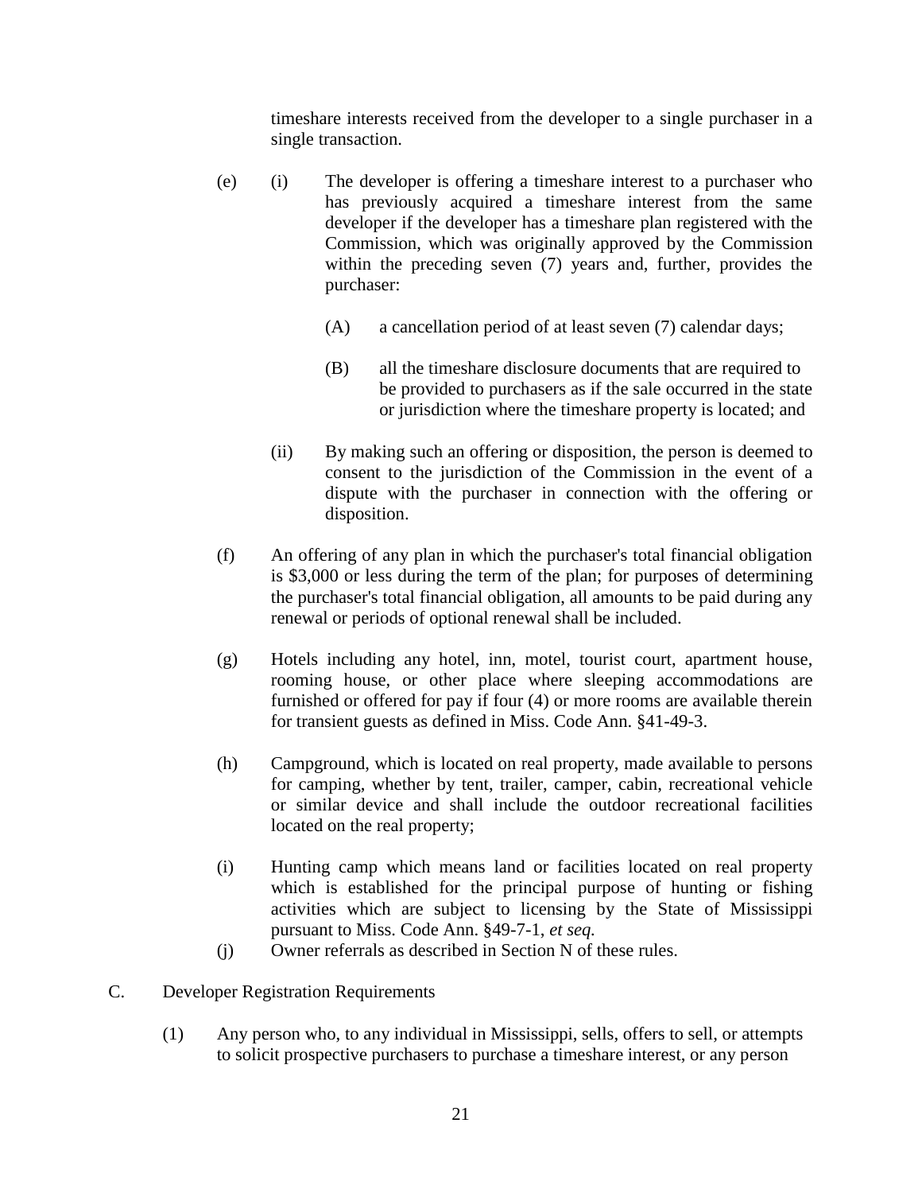timeshare interests received from the developer to a single purchaser in a single transaction.

(e) (i) The developer is offering a timeshare interest to a purchaser who has previously acquired a timeshare interest from the same developer if the developer has a timeshare plan registered with the Commission, which was originally approved by the Commission within the preceding seven (7) years and, further, provides the purchaser:

(A) a cancellation period of at least seven (7) calendar days;

(B) all the timeshare disclosure documents that are required to be provided to purchasers as if the sale occurred in the state or jurisdiction where the timeshare property is located; and

(ii) By making such an offering or disposition, the person is deemed to consent to the jurisdiction of the Commission in the event of a dispute with the purchaser in connection with the offering or disposition.

(f) An offering of any plan in which the purchaser's total financial obligation is $3,000 or less during the term of the plan; for purposes of determining the purchaser's total financial obligation, all amounts to be paid during any renewal or periods of optional renewal shall be included.

(g) Hotels including any hotel, inn, motel, tourist court, apartment house, rooming house, or other place where sleeping accommodations are furnished or offered for pay if four (4) or more rooms are available therein for transient guests as defined in Miss. Code Ann. §41-49-3.

(h) Campground, which is located on real property, made available to persons for camping, whether by tent, trailer, camper, cabin, recreational vehicle or similar device and shall include the outdoor recreational facilities located on the real property;

(i) Hunting camp which means land or facilities located on real property which is established for the principal purpose of hunting or fishing activities which are subject to licensing by the State of Mississippi pursuant to Miss. Code Ann. §49-7-1, *et seq.*

(j) Owner referrals as described in Section N of these rules.

C. Developer Registration Requirements

(1) Any person who, to any individual in Mississippi, sells, offers to sell, or attempts to solicit prospective purchasers to purchase a timeshare interest, or any person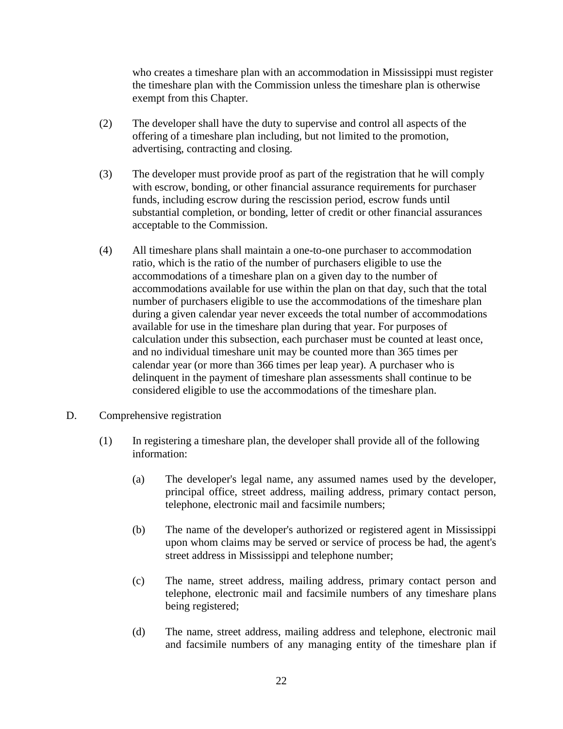who creates a timeshare plan with an accommodation in Mississippi must register the timeshare plan with the Commission unless the timeshare plan is otherwise exempt from this Chapter.

(2) The developer shall have the duty to supervise and control all aspects of the offering of a timeshare plan including, but not limited to the promotion, advertising, contracting and closing.

(3) The developer must provide proof as part of the registration that he will comply with escrow, bonding, or other financial assurance requirements for purchaser funds, including escrow during the rescission period, escrow funds until substantial completion, or bonding, letter of credit or other financial assurances acceptable to the Commission.

(4) All timeshare plans shall maintain a one-to-one purchaser to accommodation ratio, which is the ratio of the number of purchasers eligible to use the accommodations of a timeshare plan on a given day to the number of accommodations available for use within the plan on that day, such that the total number of purchasers eligible to use the accommodations of the timeshare plan during a given calendar year never exceeds the total number of accommodations available for use in the timeshare plan during that year. For purposes of calculation under this subsection, each purchaser must be counted at least once, and no individual timeshare unit may be counted more than 365 times per calendar year (or more than 366 times per leap year). A purchaser who is delinquent in the payment of timeshare plan assessments shall continue to be considered eligible to use the accommodations of the timeshare plan.

D. Comprehensive registration

(1) In registering a timeshare plan, the developer shall provide all of the following information:

(a) The developer's legal name, any assumed names used by the developer, principal office, street address, mailing address, primary contact person, telephone, electronic mail and facsimile numbers;

(b) The name of the developer's authorized or registered agent in Mississippi upon whom claims may be served or service of process be had, the agent's street address in Mississippi and telephone number;

(c) The name, street address, mailing address, primary contact person and telephone, electronic mail and facsimile numbers of any timeshare plans being registered;

(d) The name, street address, mailing address and telephone, electronic mail and facsimile numbers of any managing entity of the timeshare plan if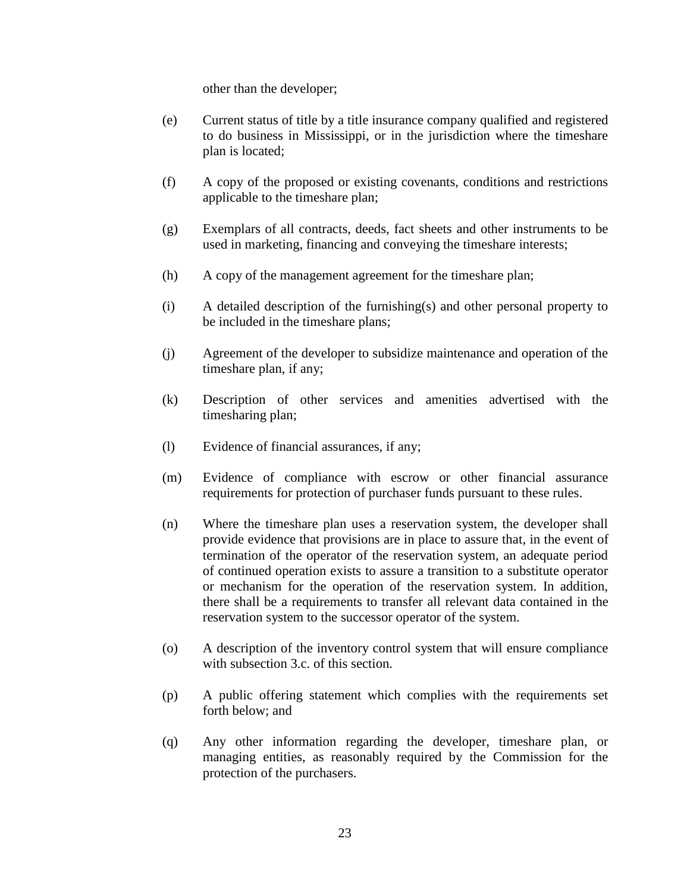other than the developer;

(e) Current status of title by a title insurance company qualified and registered to do business in Mississippi, or in the jurisdiction where the timeshare plan is located;

(f) A copy of the proposed or existing covenants, conditions and restrictions applicable to the timeshare plan;

(g) Exemplars of all contracts, deeds, fact sheets and other instruments to be used in marketing, financing and conveying the timeshare interests;

(h) A copy of the management agreement for the timeshare plan;

(i) A detailed description of the furnishing(s) and other personal property to be included in the timeshare plans;

(j) Agreement of the developer to subsidize maintenance and operation of the timeshare plan, if any;

(k) Description of other services and amenities advertised with the timesharing plan;

(l) Evidence of financial assurances, if any;

(m) Evidence of compliance with escrow or other financial assurance requirements for protection of purchaser funds pursuant to these rules.

(n) Where the timeshare plan uses a reservation system, the developer shall provide evidence that provisions are in place to assure that, in the event of termination of the operator of the reservation system, an adequate period of continued operation exists to assure a transition to a substitute operator or mechanism for the operation of the reservation system. In addition, there shall be a requirements to transfer all relevant data contained in the reservation system to the successor operator of the system.

(o) A description of the inventory control system that will ensure compliance with subsection 3.c. of this section.

(p) A public offering statement which complies with the requirements set forth below; and

(q) Any other information regarding the developer, timeshare plan, or managing entities, as reasonably required by the Commission for the protection of the purchasers.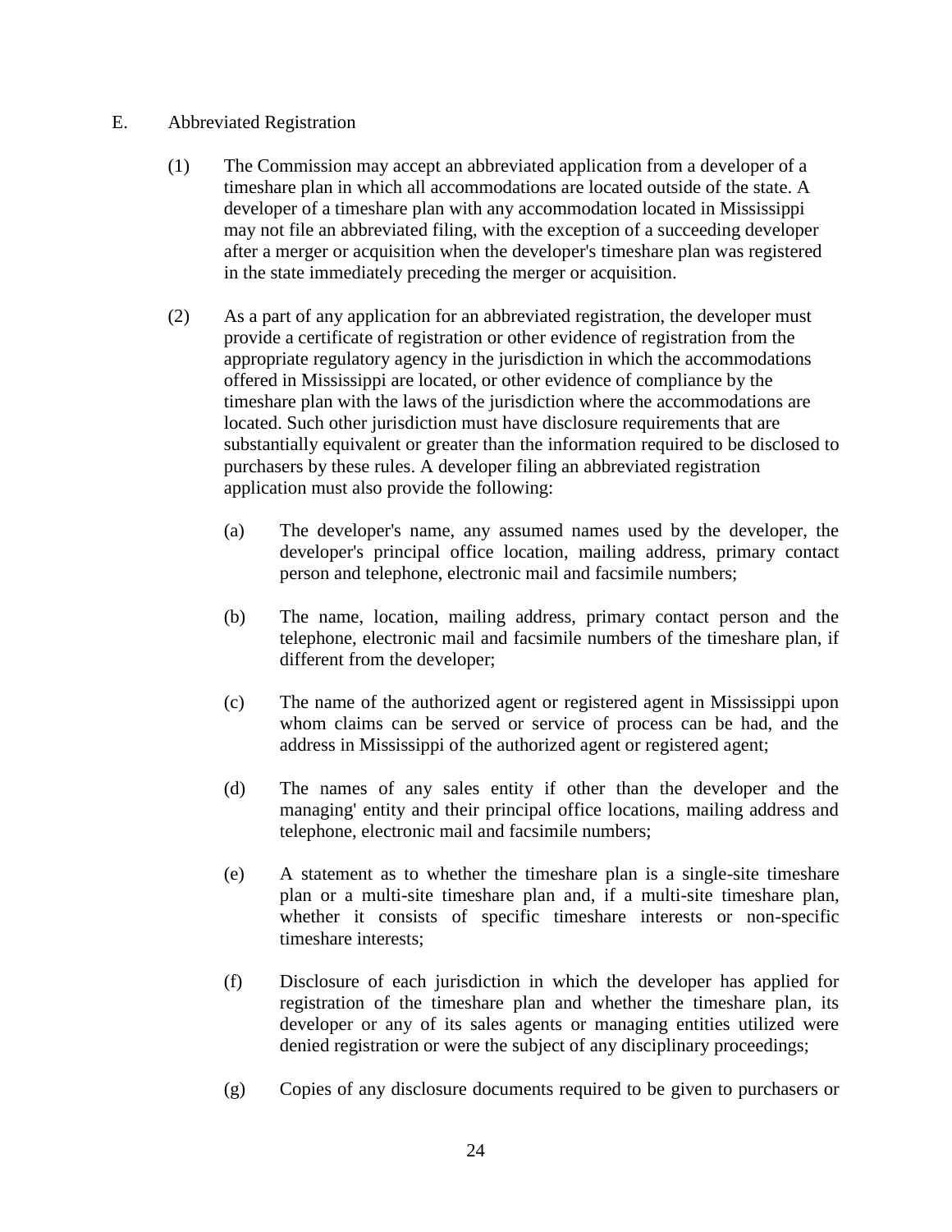E. Abbreviated Registration

(1) The Commission may accept an abbreviated application from a developer of a timeshare plan in which all accommodations are located outside of the state. A developer of a timeshare plan with any accommodation located in Mississippi may not file an abbreviated filing, with the exception of a succeeding developer after a merger or acquisition when the developer's timeshare plan was registered in the state immediately preceding the merger or acquisition.

(2) As a part of any application for an abbreviated registration, the developer must provide a certificate of registration or other evidence of registration from the appropriate regulatory agency in the jurisdiction in which the accommodations offered in Mississippi are located, or other evidence of compliance by the timeshare plan with the laws of the jurisdiction where the accommodations are located. Such other jurisdiction must have disclosure requirements that are substantially equivalent or greater than the information required to be disclosed to purchasers by these rules. A developer filing an abbreviated registration application must also provide the following:

(a) The developer's name, any assumed names used by the developer, the developer's principal office location, mailing address, primary contact person and telephone, electronic mail and facsimile numbers;

(b) The name, location, mailing address, primary contact person and the telephone, electronic mail and facsimile numbers of the timeshare plan, if different from the developer;

(c) The name of the authorized agent or registered agent in Mississippi upon whom claims can be served or service of process can be had, and the address in Mississippi of the authorized agent or registered agent;

(d) The names of any sales entity if other than the developer and the managing' entity and their principal office locations, mailing address and telephone, electronic mail and facsimile numbers;

(e) A statement as to whether the timeshare plan is a single-site timeshare plan or a multi-site timeshare plan and, if a multi-site timeshare plan, whether it consists of specific timeshare interests or non-specific timeshare interests;

(f) Disclosure of each jurisdiction in which the developer has applied for registration of the timeshare plan and whether the timeshare plan, its developer or any of its sales agents or managing entities utilized were denied registration or were the subject of any disciplinary proceedings;

(g) Copies of any disclosure documents required to be given to purchasers or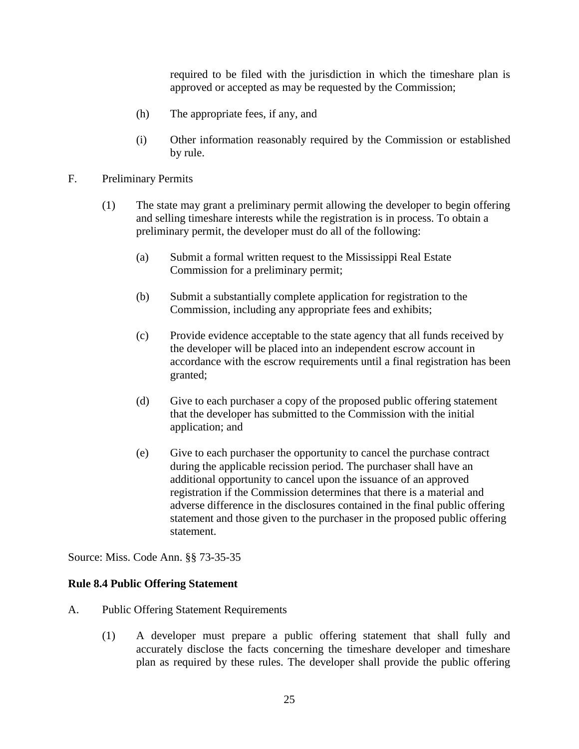required to be filed with the jurisdiction in which the timeshare plan is approved or accepted as may be requested by the Commission;

(h) The appropriate fees, if any, and

(i) Other information reasonably required by the Commission or established by rule.

F. Preliminary Permits

(1) The state may grant a preliminary permit allowing the developer to begin offering and selling timeshare interests while the registration is in process. To obtain a preliminary permit, the developer must do all of the following:

(a) Submit a formal written request to the Mississippi Real Estate Commission for a preliminary permit;

(b) Submit a substantially complete application for registration to the Commission, including any appropriate fees and exhibits;

(c) Provide evidence acceptable to the state agency that all funds received by the developer will be placed into an independent escrow account in accordance with the escrow requirements until a final registration has been granted;

(d) Give to each purchaser a copy of the proposed public offering statement that the developer has submitted to the Commission with the initial application; and

(e) Give to each purchaser the opportunity to cancel the purchase contract during the applicable recission period. The purchaser shall have an additional opportunity to cancel upon the issuance of an approved registration if the Commission determines that there is a material and adverse difference in the disclosures contained in the final public offering statement and those given to the purchaser in the proposed public offering statement.

Source: Miss. Code Ann. §§ 73-35-35

**Rule 8.4 Public Offering Statement**

A. Public Offering Statement Requirements

(1) A developer must prepare a public offering statement that shall fully and accurately disclose the facts concerning the timeshare developer and timeshare plan as required by these rules. The developer shall provide the public offering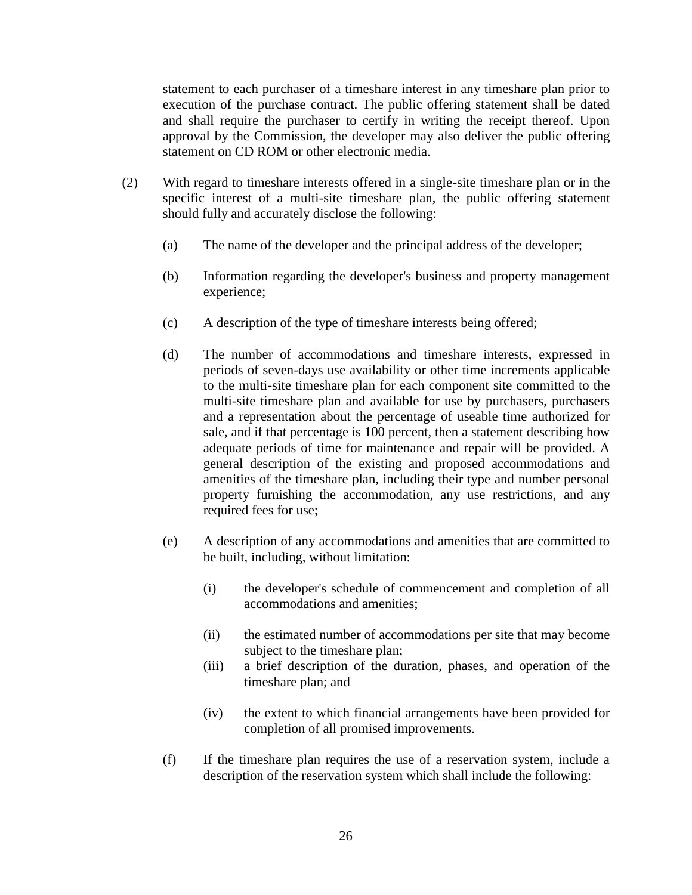statement to each purchaser of a timeshare interest in any timeshare plan prior to execution of the purchase contract. The public offering statement shall be dated and shall require the purchaser to certify in writing the receipt thereof. Upon approval by the Commission, the developer may also deliver the public offering statement on CD ROM or other electronic media.

(2) With regard to timeshare interests offered in a single-site timeshare plan or in the specific interest of a multi-site timeshare plan, the public offering statement should fully and accurately disclose the following:

(a) The name of the developer and the principal address of the developer;

(b) Information regarding the developer's business and property management experience;

(c) A description of the type of timeshare interests being offered;

(d) The number of accommodations and timeshare interests, expressed in periods of seven-days use availability or other time increments applicable to the multi-site timeshare plan for each component site committed to the multi-site timeshare plan and available for use by purchasers, purchasers and a representation about the percentage of useable time authorized for sale, and if that percentage is 100 percent, then a statement describing how adequate periods of time for maintenance and repair will be provided. A general description of the existing and proposed accommodations and amenities of the timeshare plan, including their type and number personal property furnishing the accommodation, any use restrictions, and any required fees for use;

(e) A description of any accommodations and amenities that are committed to be built, including, without limitation:

(i) the developer's schedule of commencement and completion of all accommodations and amenities;

(ii) the estimated number of accommodations per site that may become subject to the timeshare plan;

(iii) a brief description of the duration, phases, and operation of the timeshare plan; and

(iv) the extent to which financial arrangements have been provided for completion of all promised improvements.

(f) If the timeshare plan requires the use of a reservation system, include a description of the reservation system which shall include the following: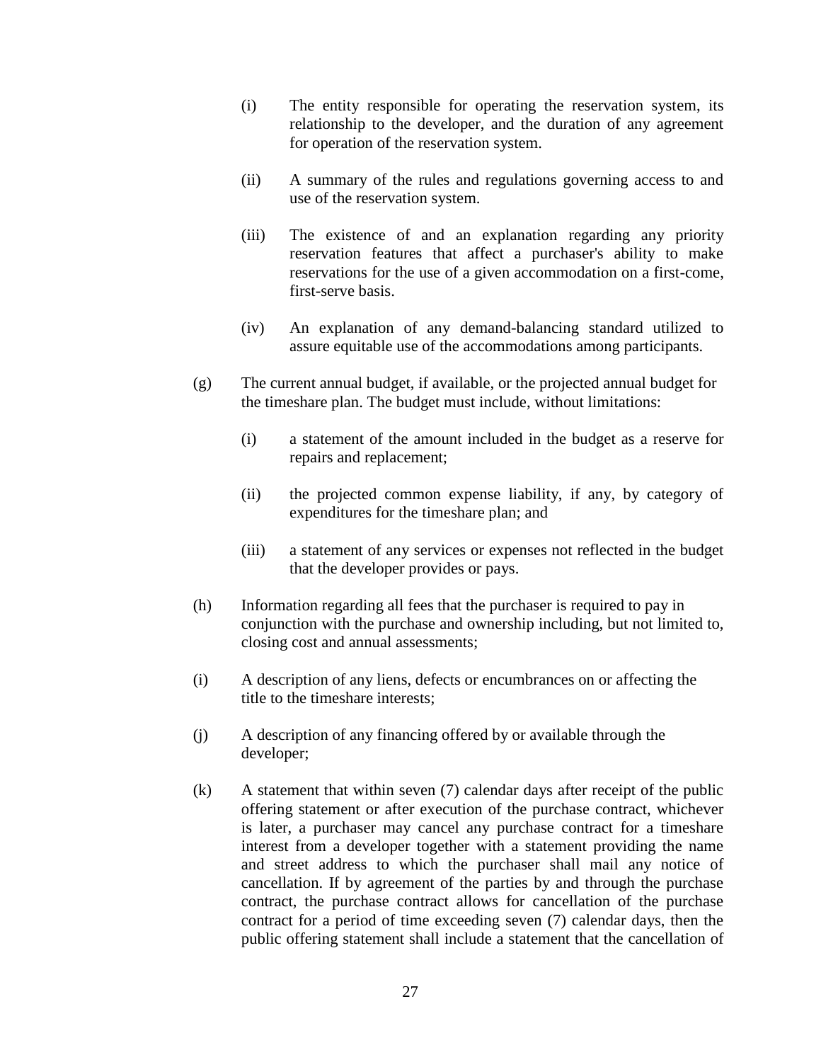- (i) The entity responsible for operating the reservation system, its relationship to the developer, and the duration of any agreement for operation of the reservation system.

- (ii) A summary of the rules and regulations governing access to and use of the reservation system.

- (iii) The existence of and an explanation regarding any priority reservation features that affect a purchaser's ability to make reservations for the use of a given accommodation on a first-come, first-serve basis.

- (iv) An explanation of any demand-balancing standard utilized to assure equitable use of the accommodations among participants.

(g) The current annual budget, if available, or the projected annual budget for the timeshare plan. The budget must include, without limitations:

- (i) a statement of the amount included in the budget as a reserve for repairs and replacement;

- (ii) the projected common expense liability, if any, by category of expenditures for the timeshare plan; and

- (iii) a statement of any services or expenses not reflected in the budget that the developer provides or pays.

(h) Information regarding all fees that the purchaser is required to pay in conjunction with the purchase and ownership including, but not limited to, closing cost and annual assessments;

(i) A description of any liens, defects or encumbrances on or affecting the title to the timeshare interests;

(j) A description of any financing offered by or available through the developer;

(k) A statement that within seven (7) calendar days after receipt of the public offering statement or after execution of the purchase contract, whichever is later, a purchaser may cancel any purchase contract for a timeshare interest from a developer together with a statement providing the name and street address to which the purchaser shall mail any notice of cancellation. If by agreement of the parties by and through the purchase contract, the purchase contract allows for cancellation of the purchase contract for a period of time exceeding seven (7) calendar days, then the public offering statement shall include a statement that the cancellation of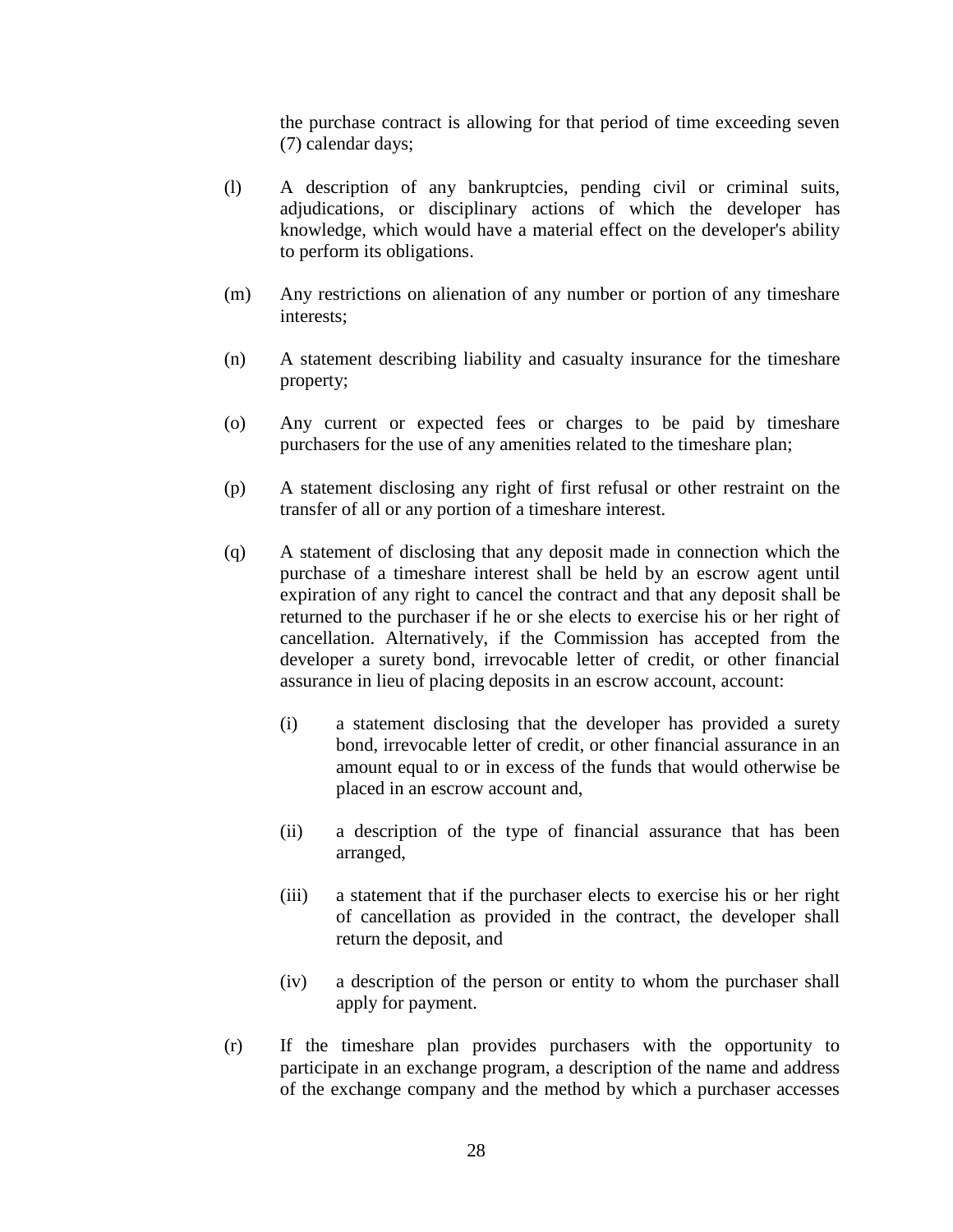the purchase contract is allowing for that period of time exceeding seven (7) calendar days;

(l) A description of any bankruptcies, pending civil or criminal suits, adjudications, or disciplinary actions of which the developer has knowledge, which would have a material effect on the developer's ability to perform its obligations.

(m) Any restrictions on alienation of any number or portion of any timeshare interests;

(n) A statement describing liability and casualty insurance for the timeshare property;

(o) Any current or expected fees or charges to be paid by timeshare purchasers for the use of any amenities related to the timeshare plan;

(p) A statement disclosing any right of first refusal or other restraint on the transfer of all or any portion of a timeshare interest.

(q) A statement of disclosing that any deposit made in connection which the purchase of a timeshare interest shall be held by an escrow agent until expiration of any right to cancel the contract and that any deposit shall be returned to the purchaser if he or she elects to exercise his or her right of cancellation. Alternatively, if the Commission has accepted from the developer a surety bond, irrevocable letter of credit, or other financial assurance in lieu of placing deposits in an escrow account, account:

   (i) a statement disclosing that the developer has provided a surety bond, irrevocable letter of credit, or other financial assurance in an amount equal to or in excess of the funds that would otherwise be placed in an escrow account and,

   (ii) a description of the type of financial assurance that has been arranged,

   (iii) a statement that if the purchaser elects to exercise his or her right of cancellation as provided in the contract, the developer shall return the deposit, and

   (iv) a description of the person or entity to whom the purchaser shall apply for payment.

(r) If the timeshare plan provides purchasers with the opportunity to participate in an exchange program, a description of the name and address of the exchange company and the method by which a purchaser accesses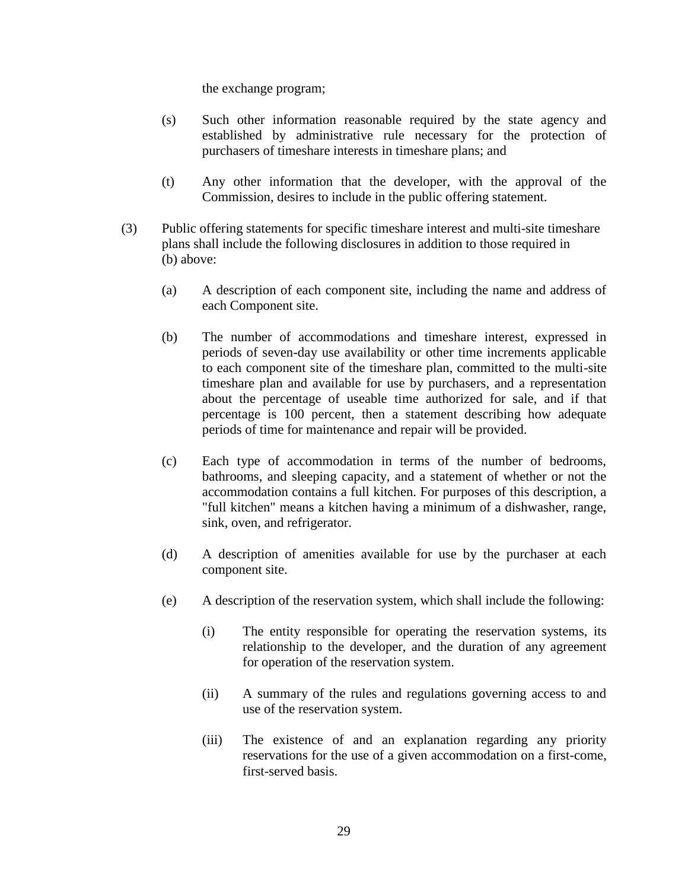the exchange program;

(s) Such other information reasonable required by the state agency and established by administrative rule necessary for the protection of purchasers of timeshare interests in timeshare plans; and

(t) Any other information that the developer, with the approval of the Commission, desires to include in the public offering statement.

(3) Public offering statements for specific timeshare interest and multi-site timeshare plans shall include the following disclosures in addition to those required in (b) above:

(a) A description of each component site, including the name and address of each Component site.

(b) The number of accommodations and timeshare interest, expressed in periods of seven-day use availability or other time increments applicable to each component site of the timeshare plan, committed to the multi-site timeshare plan and available for use by purchasers, and a representation about the percentage of useable time authorized for sale, and if that percentage is 100 percent, then a statement describing how adequate periods of time for maintenance and repair will be provided.

(c) Each type of accommodation in terms of the number of bedrooms, bathrooms, and sleeping capacity, and a statement of whether or not the accommodation contains a full kitchen. For purposes of this description, a "full kitchen" means a kitchen having a minimum of a dishwasher, range, sink, oven, and refrigerator.

(d) A description of amenities available for use by the purchaser at each component site.

(e) A description of the reservation system, which shall include the following:

(i) The entity responsible for operating the reservation systems, its relationship to the developer, and the duration of any agreement for operation of the reservation system.

(ii) A summary of the rules and regulations governing access to and use of the reservation system.

(iii) The existence of and an explanation regarding any priority reservations for the use of a given accommodation on a first-come, first-served basis.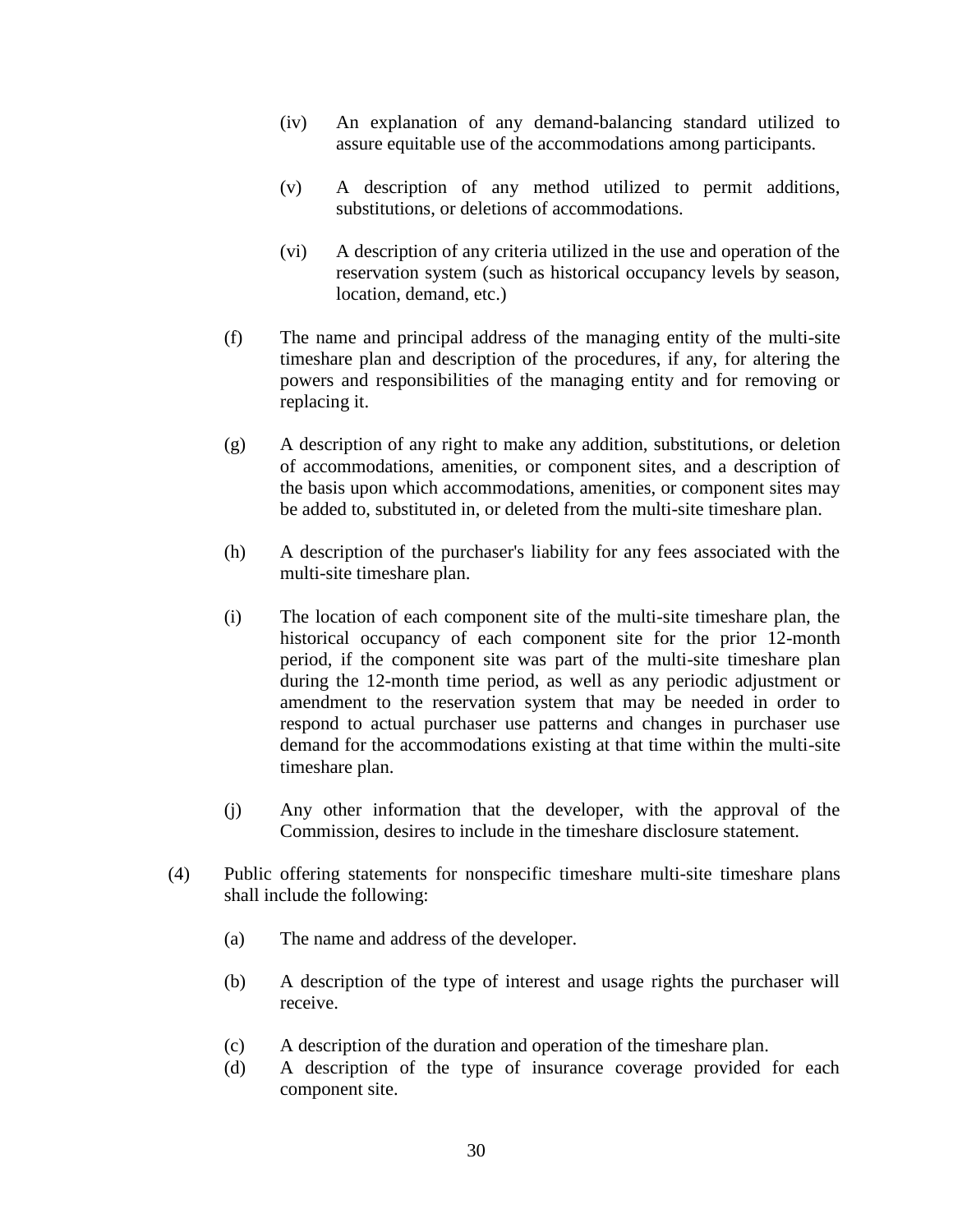(iv) An explanation of any demand-balancing standard utilized to assure equitable use of the accommodations among participants.

(v) A description of any method utilized to permit additions, substitutions, or deletions of accommodations.

(vi) A description of any criteria utilized in the use and operation of the reservation system (such as historical occupancy levels by season, location, demand, etc.)

(f) The name and principal address of the managing entity of the multi-site timeshare plan and description of the procedures, if any, for altering the powers and responsibilities of the managing entity and for removing or replacing it.

(g) A description of any right to make any addition, substitutions, or deletion of accommodations, amenities, or component sites, and a description of the basis upon which accommodations, amenities, or component sites may be added to, substituted in, or deleted from the multi-site timeshare plan.

(h) A description of the purchaser's liability for any fees associated with the multi-site timeshare plan.

(i) The location of each component site of the multi-site timeshare plan, the historical occupancy of each component site for the prior 12-month period, if the component site was part of the multi-site timeshare plan during the 12-month time period, as well as any periodic adjustment or amendment to the reservation system that may be needed in order to respond to actual purchaser use patterns and changes in purchaser use demand for the accommodations existing at that time within the multi-site timeshare plan.

(j) Any other information that the developer, with the approval of the Commission, desires to include in the timeshare disclosure statement.

(4) Public offering statements for nonspecific timeshare multi-site timeshare plans shall include the following:

(a) The name and address of the developer.

(b) A description of the type of interest and usage rights the purchaser will receive.

(c) A description of the duration and operation of the timeshare plan.

(d) A description of the type of insurance coverage provided for each component site.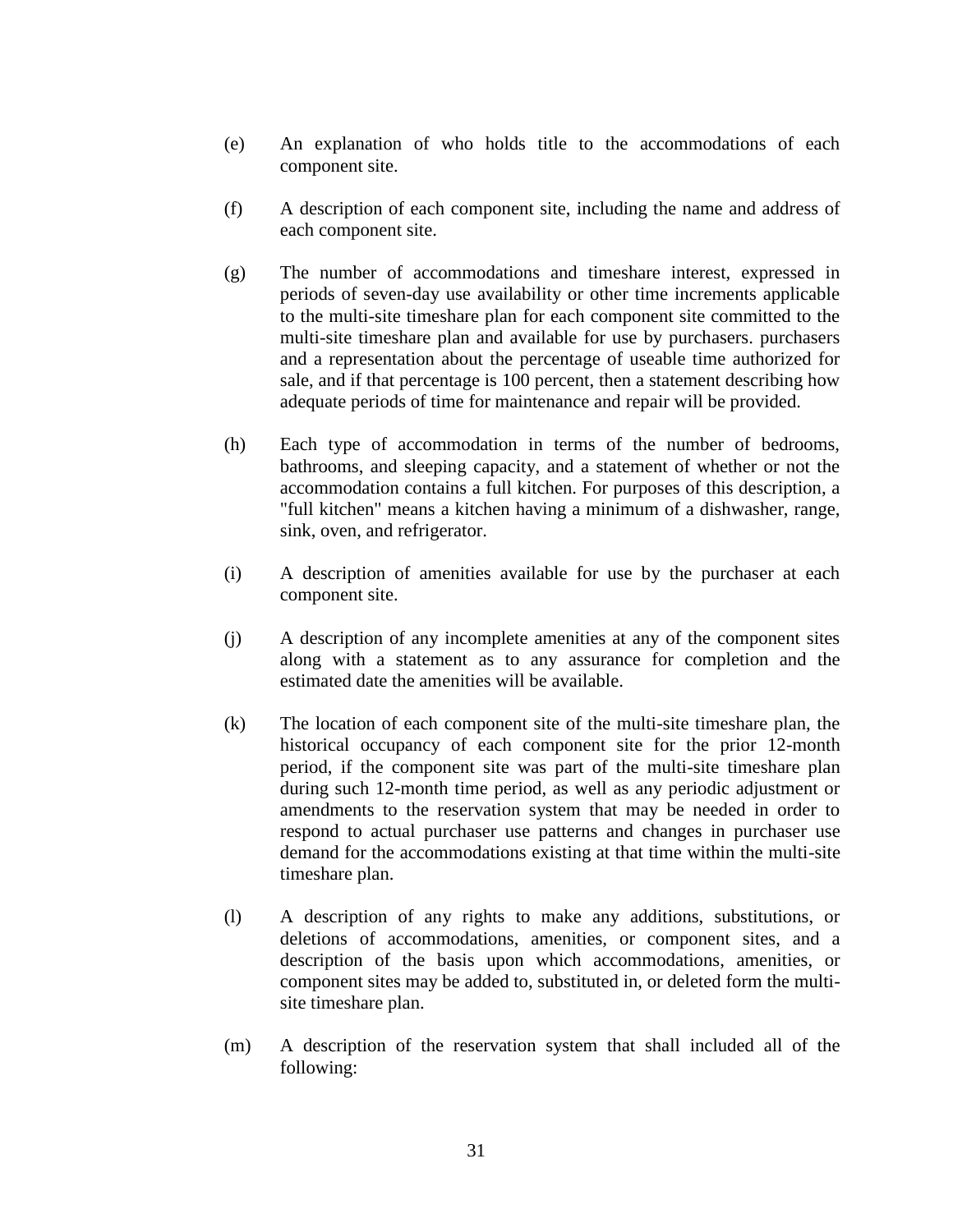(e) An explanation of who holds title to the accommodations of each component site.

(f) A description of each component site, including the name and address of each component site.

(g) The number of accommodations and timeshare interest, expressed in periods of seven-day use availability or other time increments applicable to the multi-site timeshare plan for each component site committed to the multi-site timeshare plan and available for use by purchasers. purchasers and a representation about the percentage of useable time authorized for sale, and if that percentage is 100 percent, then a statement describing how adequate periods of time for maintenance and repair will be provided.

(h) Each type of accommodation in terms of the number of bedrooms, bathrooms, and sleeping capacity, and a statement of whether or not the accommodation contains a full kitchen. For purposes of this description, a "full kitchen" means a kitchen having a minimum of a dishwasher, range, sink, oven, and refrigerator.

(i) A description of amenities available for use by the purchaser at each component site.

(j) A description of any incomplete amenities at any of the component sites along with a statement as to any assurance for completion and the estimated date the amenities will be available.

(k) The location of each component site of the multi-site timeshare plan, the historical occupancy of each component site for the prior 12-month period, if the component site was part of the multi-site timeshare plan during such 12-month time period, as well as any periodic adjustment or amendments to the reservation system that may be needed in order to respond to actual purchaser use patterns and changes in purchaser use demand for the accommodations existing at that time within the multi-site timeshare plan.

(l) A description of any rights to make any additions, substitutions, or deletions of accommodations, amenities, or component sites, and a description of the basis upon which accommodations, amenities, or component sites may be added to, substituted in, or deleted form the multi-site timeshare plan.

(m) A description of the reservation system that shall included all of the following: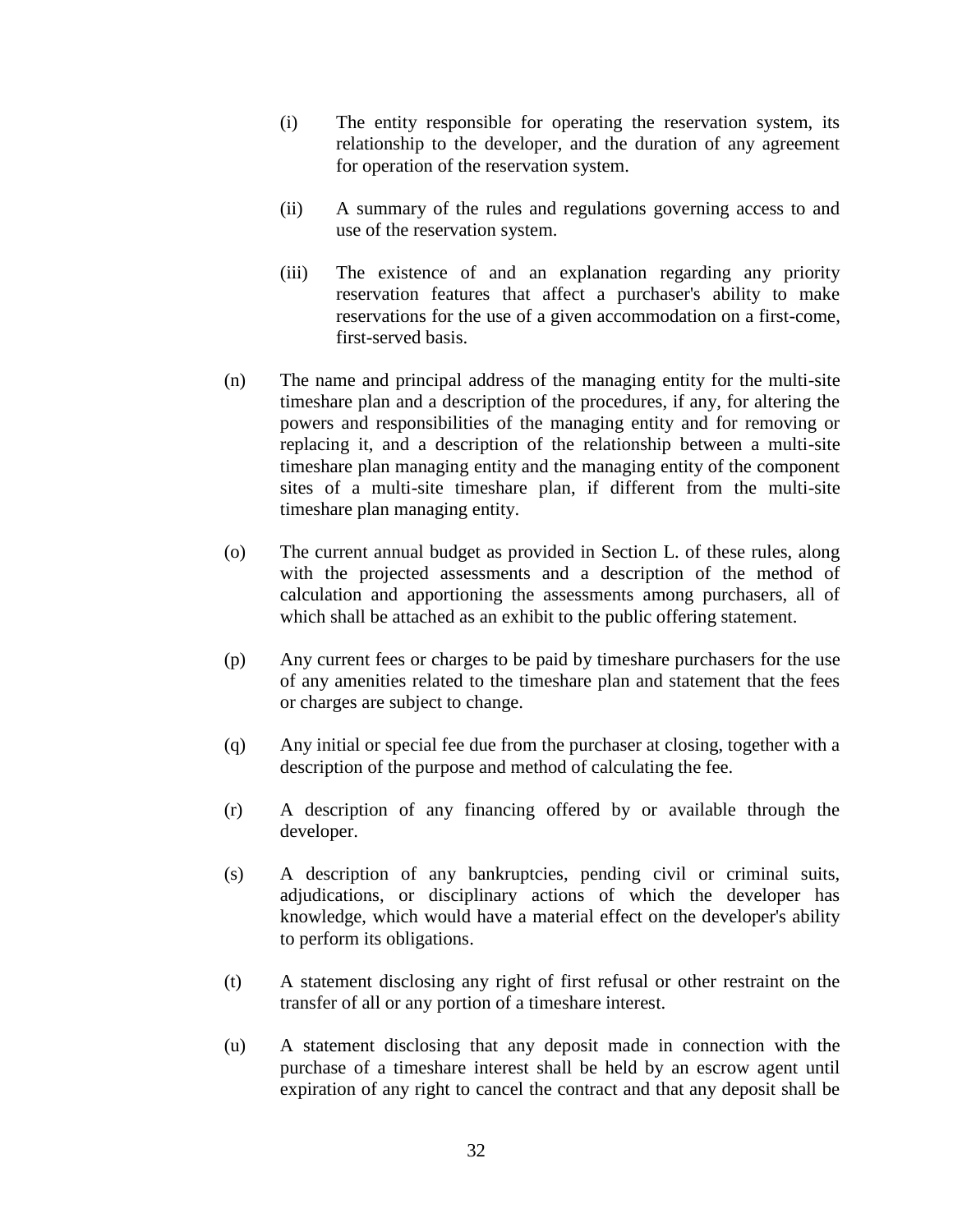(i) The entity responsible for operating the reservation system, its relationship to the developer, and the duration of any agreement for operation of the reservation system.

(ii) A summary of the rules and regulations governing access to and use of the reservation system.

(iii) The existence of and an explanation regarding any priority reservation features that affect a purchaser's ability to make reservations for the use of a given accommodation on a first-come, first-served basis.

(n) The name and principal address of the managing entity for the multi-site timeshare plan and a description of the procedures, if any, for altering the powers and responsibilities of the managing entity and for removing or replacing it, and a description of the relationship between a multi-site timeshare plan managing entity and the managing entity of the component sites of a multi-site timeshare plan, if different from the multi-site timeshare plan managing entity.

(o) The current annual budget as provided in Section L. of these rules, along with the projected assessments and a description of the method of calculation and apportioning the assessments among purchasers, all of which shall be attached as an exhibit to the public offering statement.

(p) Any current fees or charges to be paid by timeshare purchasers for the use of any amenities related to the timeshare plan and statement that the fees or charges are subject to change.

(q) Any initial or special fee due from the purchaser at closing, together with a description of the purpose and method of calculating the fee.

(r) A description of any financing offered by or available through the developer.

(s) A description of any bankruptcies, pending civil or criminal suits, adjudications, or disciplinary actions of which the developer has knowledge, which would have a material effect on the developer's ability to perform its obligations.

(t) A statement disclosing any right of first refusal or other restraint on the transfer of all or any portion of a timeshare interest.

(u) A statement disclosing that any deposit made in connection with the purchase of a timeshare interest shall be held by an escrow agent until expiration of any right to cancel the contract and that any deposit shall be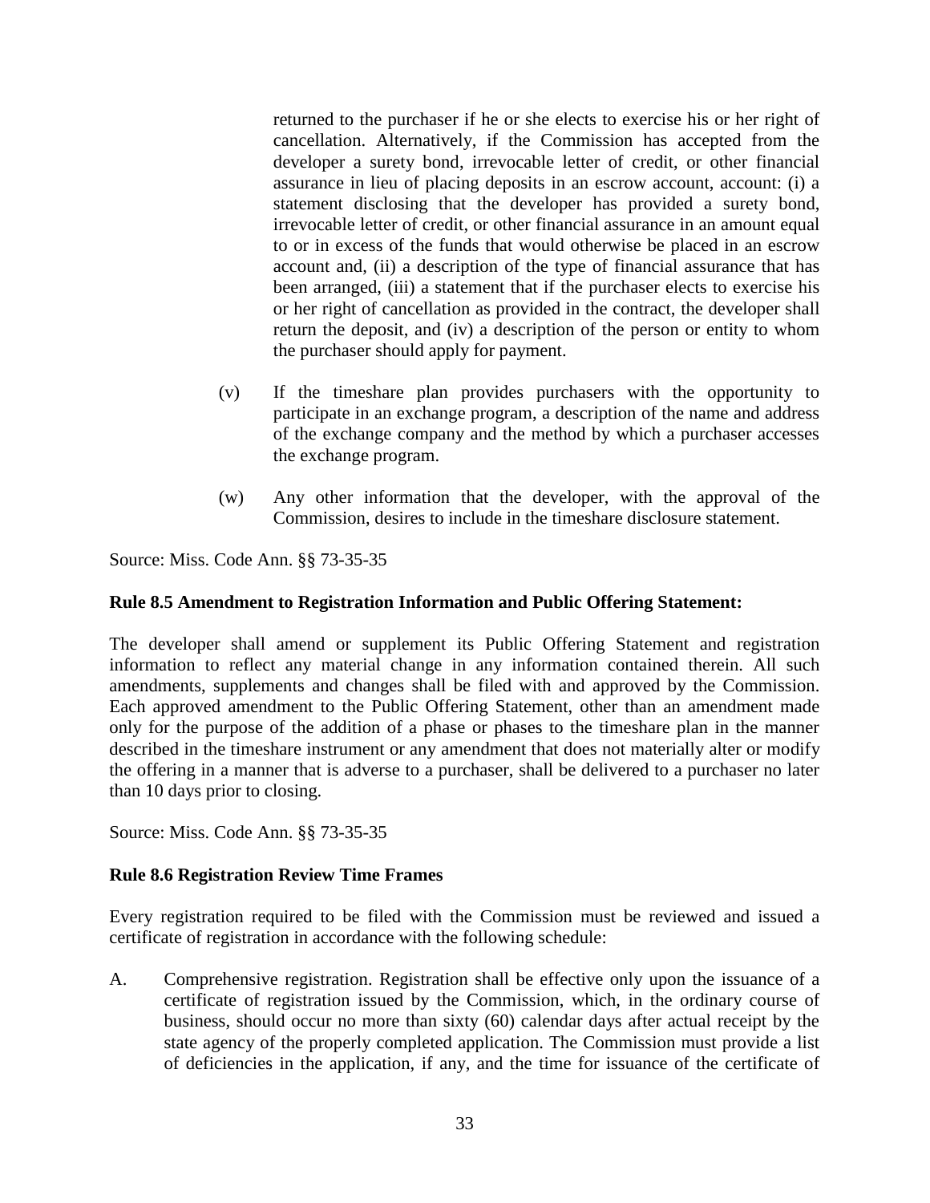returned to the purchaser if he or she elects to exercise his or her right of cancellation. Alternatively, if the Commission has accepted from the developer a surety bond, irrevocable letter of credit, or other financial assurance in lieu of placing deposits in an escrow account, account: (i) a statement disclosing that the developer has provided a surety bond, irrevocable letter of credit, or other financial assurance in an amount equal to or in excess of the funds that would otherwise be placed in an escrow account and, (ii) a description of the type of financial assurance that has been arranged, (iii) a statement that if the purchaser elects to exercise his or her right of cancellation as provided in the contract, the developer shall return the deposit, and (iv) a description of the person or entity to whom the purchaser should apply for payment.

(v) If the timeshare plan provides purchasers with the opportunity to participate in an exchange program, a description of the name and address of the exchange company and the method by which a purchaser accesses the exchange program.

(w) Any other information that the developer, with the approval of the Commission, desires to include in the timeshare disclosure statement.

Source: Miss. Code Ann. §§ 73-35-35

**Rule 8.5 Amendment to Registration Information and Public Offering Statement:**

The developer shall amend or supplement its Public Offering Statement and registration information to reflect any material change in any information contained therein. All such amendments, supplements and changes shall be filed with and approved by the Commission. Each approved amendment to the Public Offering Statement, other than an amendment made only for the purpose of the addition of a phase or phases to the timeshare plan in the manner described in the timeshare instrument or any amendment that does not materially alter or modify the offering in a manner that is adverse to a purchaser, shall be delivered to a purchaser no later than 10 days prior to closing.

Source: Miss. Code Ann. §§ 73-35-35

**Rule 8.6 Registration Review Time Frames**

Every registration required to be filed with the Commission must be reviewed and issued a certificate of registration in accordance with the following schedule:

A. Comprehensive registration. Registration shall be effective only upon the issuance of a certificate of registration issued by the Commission, which, in the ordinary course of business, should occur no more than sixty (60) calendar days after actual receipt by the state agency of the properly completed application. The Commission must provide a list of deficiencies in the application, if any, and the time for issuance of the certificate of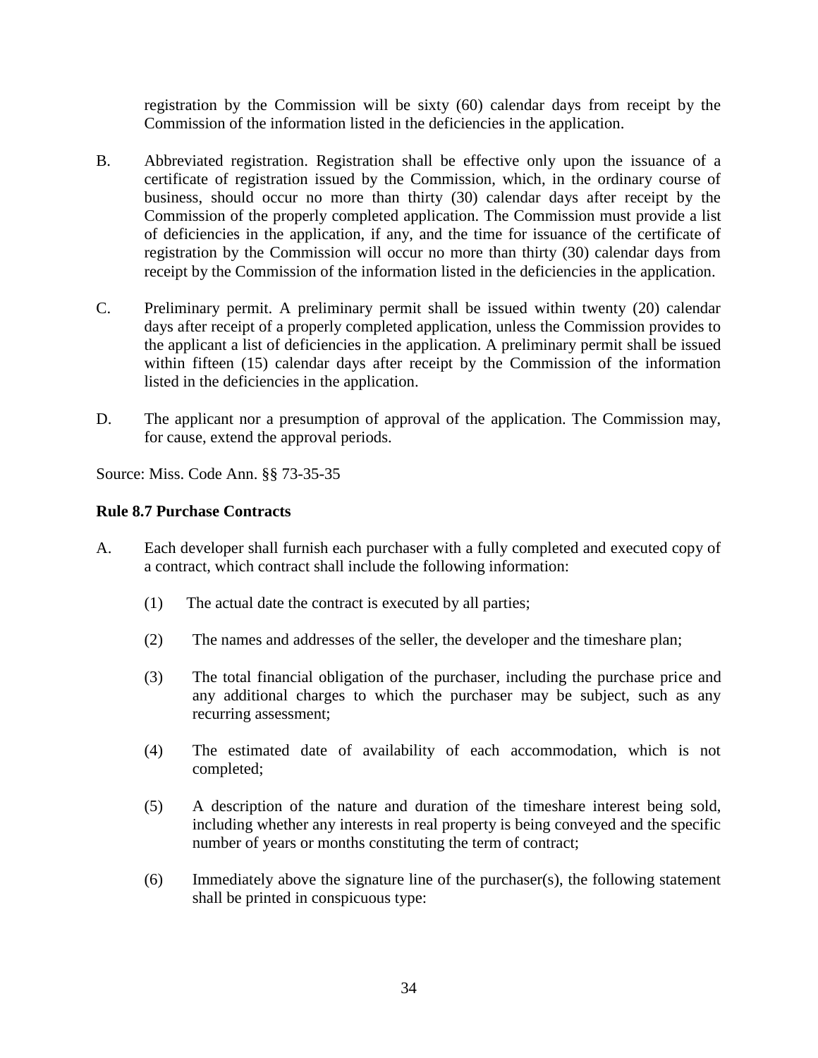registration by the Commission will be sixty (60) calendar days from receipt by the Commission of the information listed in the deficiencies in the application.

B. Abbreviated registration. Registration shall be effective only upon the issuance of a certificate of registration issued by the Commission, which, in the ordinary course of business, should occur no more than thirty (30) calendar days after receipt by the Commission of the properly completed application. The Commission must provide a list of deficiencies in the application, if any, and the time for issuance of the certificate of registration by the Commission will occur no more than thirty (30) calendar days from receipt by the Commission of the information listed in the deficiencies in the application.

C. Preliminary permit. A preliminary permit shall be issued within twenty (20) calendar days after receipt of a properly completed application, unless the Commission provides to the applicant a list of deficiencies in the application. A preliminary permit shall be issued within fifteen (15) calendar days after receipt by the Commission of the information listed in the deficiencies in the application.

D. The applicant nor a presumption of approval of the application. The Commission may, for cause, extend the approval periods.

Source: Miss. Code Ann. §§ 73-35-35

**Rule 8.7 Purchase Contracts**

A. Each developer shall furnish each purchaser with a fully completed and executed copy of a contract, which contract shall include the following information:

(1) The actual date the contract is executed by all parties;

(2) The names and addresses of the seller, the developer and the timeshare plan;

(3) The total financial obligation of the purchaser, including the purchase price and any additional charges to which the purchaser may be subject, such as any recurring assessment;

(4) The estimated date of availability of each accommodation, which is not completed;

(5) A description of the nature and duration of the timeshare interest being sold, including whether any interests in real property is being conveyed and the specific number of years or months constituting the term of contract;

(6) Immediately above the signature line of the purchaser(s), the following statement shall be printed in conspicuous type: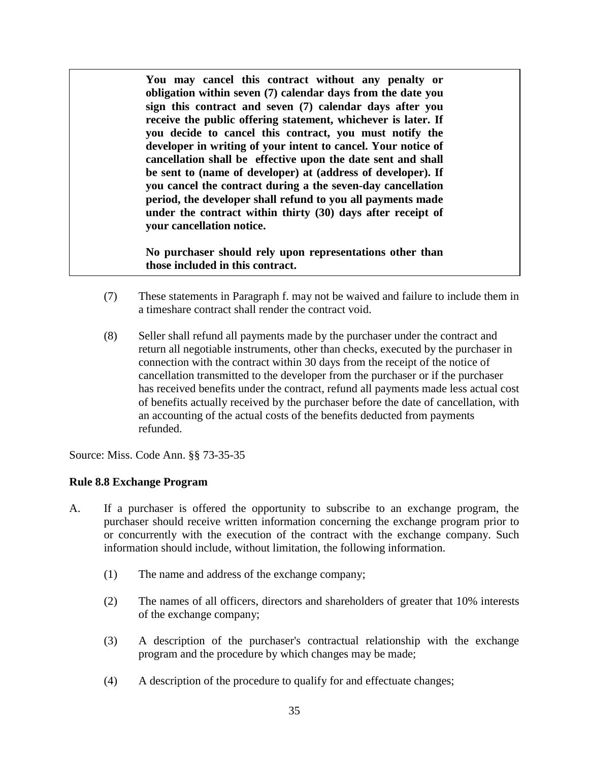**You may cancel this contract without any penalty or obligation within seven (7) calendar days from the date you sign this contract and seven (7) calendar days after you receive the public offering statement, whichever is later. If you decide to cancel this contract, you must notify the developer in writing of your intent to cancel. Your notice of cancellation shall be effective upon the date sent and shall be sent to (name of developer) at (address of developer). If you cancel the contract during a the seven-day cancellation period, the developer shall refund to you all payments made under the contract within thirty (30) days after receipt of your cancellation notice.**

**No purchaser should rely upon representations other than those included in this contract.**

(7) These statements in Paragraph f. may not be waived and failure to include them in a timeshare contract shall render the contract void.

(8) Seller shall refund all payments made by the purchaser under the contract and return all negotiable instruments, other than checks, executed by the purchaser in connection with the contract within 30 days from the receipt of the notice of cancellation transmitted to the developer from the purchaser or if the purchaser has received benefits under the contract, refund all payments made less actual cost of benefits actually received by the purchaser before the date of cancellation, with an accounting of the actual costs of the benefits deducted from payments refunded.

Source: Miss. Code Ann. §§ 73-35-35

**Rule 8.8 Exchange Program**

A. If a purchaser is offered the opportunity to subscribe to an exchange program, the purchaser should receive written information concerning the exchange program prior to or concurrently with the execution of the contract with the exchange company. Such information should include, without limitation, the following information.

(1) The name and address of the exchange company;

(2) The names of all officers, directors and shareholders of greater that 10% interests of the exchange company;

(3) A description of the purchaser's contractual relationship with the exchange program and the procedure by which changes may made;

(4) A description of the procedure to qualify for and effectuate changes;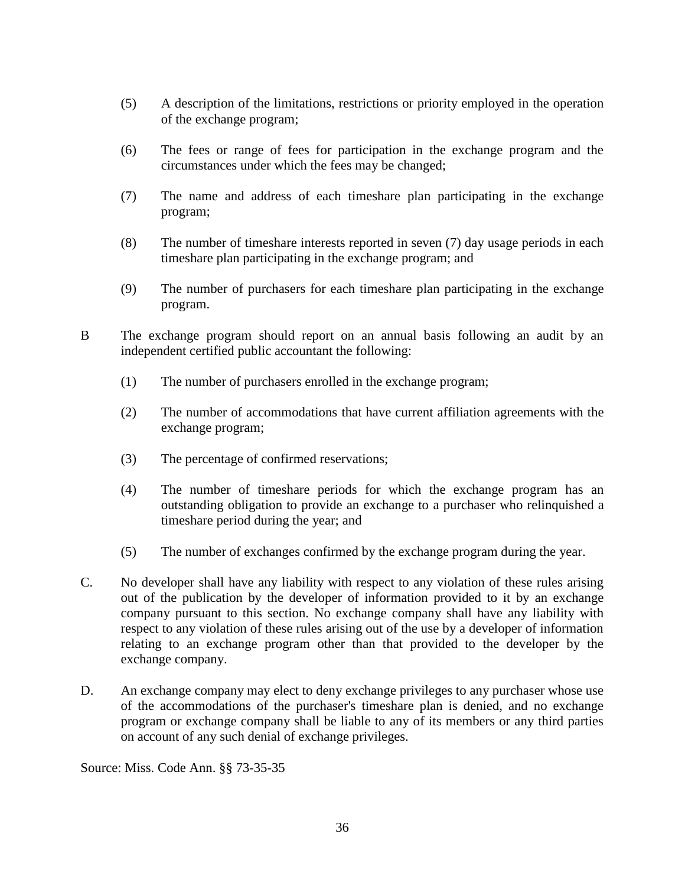(5) A description of the limitations, restrictions or priority employed in the operation of the exchange program;

(6) The fees or range of fees for participation in the exchange program and the circumstances under which the fees may be changed;

(7) The name and address of each timeshare plan participating in the exchange program;

(8) The number of timeshare interests reported in seven (7) day usage periods in each timeshare plan participating in the exchange program; and

(9) The number of purchasers for each timeshare plan participating in the exchange program.

B The exchange program should report on an annual basis following an audit by an independent certified public accountant the following:

(1) The number of purchasers enrolled in the exchange program;

(2) The number of accommodations that have current affiliation agreements with the exchange program;

(3) The percentage of confirmed reservations;

(4) The number of timeshare periods for which the exchange program has an outstanding obligation to provide an exchange to a purchaser who relinquished a timeshare period during the year; and

(5) The number of exchanges confirmed by the exchange program during the year.

C. No developer shall have any liability with respect to any violation of these rules arising out of the publication by the developer of information provided to it by an exchange company pursuant to this section. No exchange company shall have any liability with respect to any violation of these rules arising out of the use by a developer of information relating to an exchange program other than that provided to the developer by the exchange company.

D. An exchange company may elect to deny exchange privileges to any purchaser whose use of the accommodations of the purchaser's timeshare plan is denied, and no exchange program or exchange company shall be liable to any of its members or any third parties on account of any such denial of exchange privileges.

Source: Miss. Code Ann. §§ 73-35-35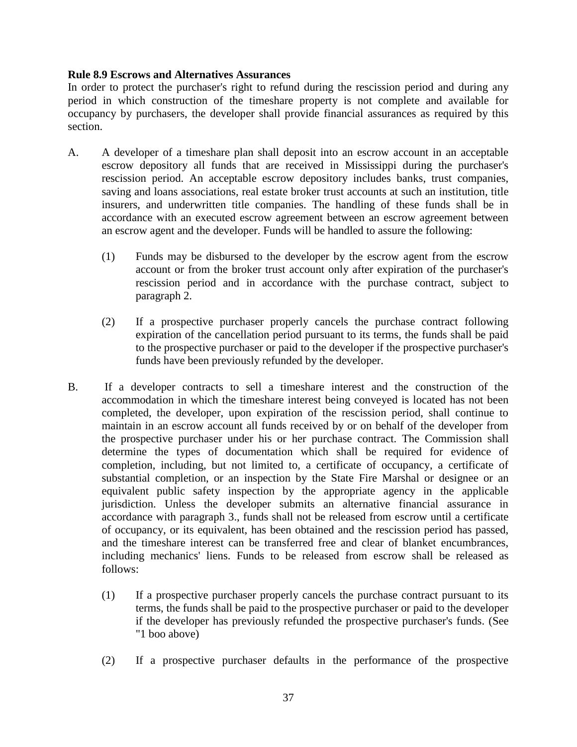**Rule 8.9 Escrows and Alternatives Assurances**

In order to protect the purchaser's right to refund during the rescission period and during any period in which construction of the timeshare property is not complete and available for occupancy by purchasers, the developer shall provide financial assurances as required by this section.

A. A developer of a timeshare plan shall deposit into an escrow account in an acceptable escrow depository all funds that are received in Mississippi during the purchaser's rescission period. An acceptable escrow depository includes banks, trust companies, saving and loans associations, real estate broker trust accounts at such an institution, title insurers, and underwritten title companies. The handling of these funds shall be in accordance with an executed escrow agreement between an escrow agreement between an escrow agent and the developer. Funds will be handled to assure the following:

   (1) Funds may be disbursed to the developer by the escrow agent from the escrow account or from the broker trust account only after expiration of the purchaser's rescission period and in accordance with the purchase contract, subject to paragraph 2.

   (2) If a prospective purchaser properly cancels the purchase contract following expiration of the cancellation period pursuant to its terms, the funds shall be paid to the prospective purchaser or paid to the developer if the prospective purchaser's funds have been previously refunded by the developer.

B. If a developer contracts to sell a timeshare interest and the construction of the accommodation in which the timeshare interest being conveyed is located has not been completed, the developer, upon expiration of the rescission period, shall continue to maintain in an escrow account all funds received by or on behalf of the developer from the prospective purchaser under his or her purchase contract. The Commission shall determine the types of documentation which shall be required for evidence of completion, including, but not limited to, a certificate of occupancy, a certificate of substantial completion, or an inspection by the State Fire Marshal or designee or an equivalent public safety inspection by the appropriate agency in the applicable jurisdiction. Unless the developer submits an alternative financial assurance in accordance with paragraph 3., funds shall not be released from escrow until a certificate of occupancy, or its equivalent, has been obtained and the rescission period has passed, and the timeshare interest can be transferred free and clear of blanket encumbrances, including mechanics' liens. Funds to be released from escrow shall be released as follows:

   (1) If a prospective purchaser properly cancels the purchase contract pursuant to its terms, the funds shall be paid to the prospective purchaser or paid to the developer if the developer has previously refunded the prospective purchaser's funds. (See "1 boo above)

   (2) If a prospective purchaser defaults in the performance of the prospective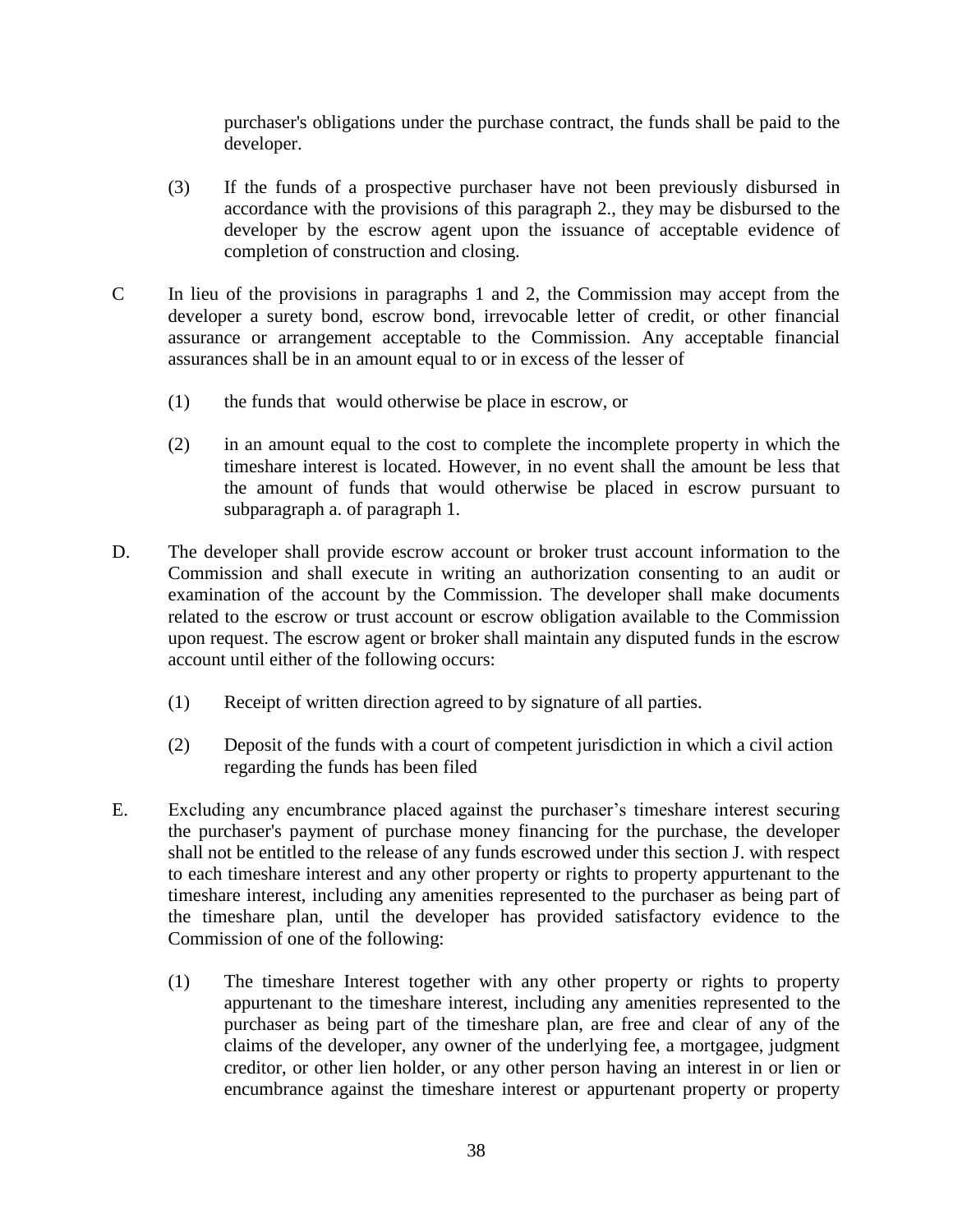purchaser's obligations under the purchase contract, the funds shall be paid to the developer.

(3) If the funds of a prospective purchaser have not been previously disbursed in accordance with the provisions of this paragraph 2., they may be disbursed to the developer by the escrow agent upon the issuance of acceptable evidence of completion of construction and closing.

C In lieu of the provisions in paragraphs 1 and 2, the Commission may accept from the developer a surety bond, escrow bond, irrevocable letter of credit, or other financial assurance or arrangement acceptable to the Commission. Any acceptable financial assurances shall be in an amount equal to or in excess of the lesser of

(1) the funds that would otherwise be place in escrow, or

(2) in an amount equal to the cost to complete the incomplete property in which the timeshare interest is located. However, in no event shall the amount be less that the amount of funds that would otherwise be placed in escrow pursuant to subparagraph a. of paragraph 1.

D. The developer shall provide escrow account or broker trust account information to the Commission and shall execute in writing an authorization consenting to an audit or examination of the account by the Commission. The developer shall make documents related to the escrow or trust account or escrow obligation available to the Commission upon request. The escrow agent or broker shall maintain any disputed funds in the escrow account until either of the following occurs:

(1) Receipt of written direction agreed to by signature of all parties.

(2) Deposit of the funds with a court of competent jurisdiction in which a civil action regarding the funds has been filed

E. Excluding any encumbrance placed against the purchaser's timeshare interest securing the purchaser's payment of purchase money financing for the purchase, the developer shall not be entitled to the release of any funds escrowed under this section J. with respect to each timeshare interest and any other property or rights to property appurtenant to the timeshare interest, including any amenities represented to the purchaser as being part of the timeshare plan, until the developer has provided satisfactory evidence to the Commission of one of the following:

(1) The timeshare Interest together with any other property or rights to property appurtenant to the timeshare interest, including any amenities represented to the purchaser as being part of the timeshare plan, are free and clear of any of the claims of the developer, any owner of the underlying fee, a mortgagee, judgment creditor, or other lien holder, or any other person having an interest in or lien or encumbrance against the timeshare interest or appurtenant property or property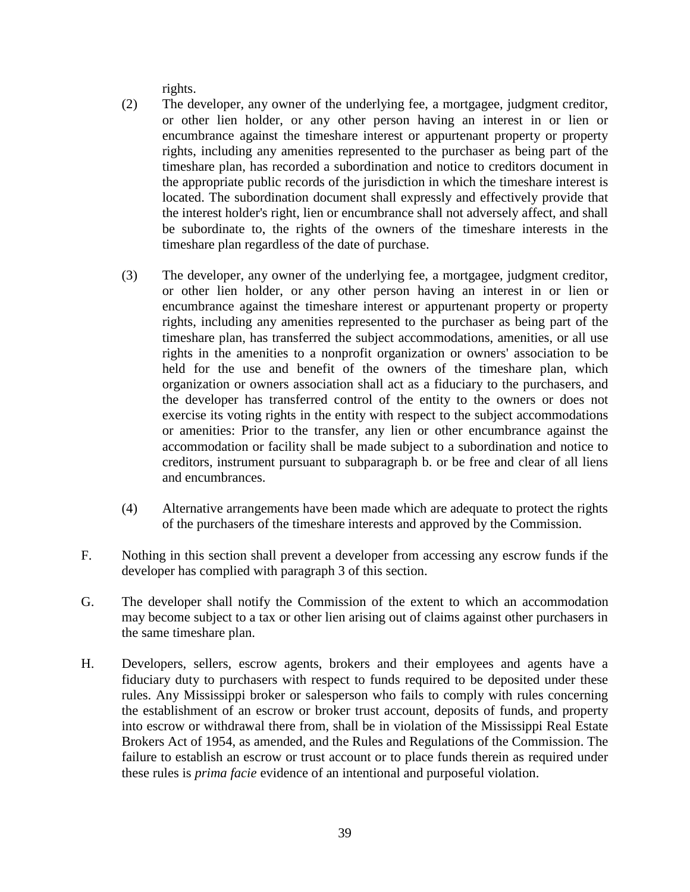rights.

(2) The developer, any owner of the underlying fee, a mortgagee, judgment creditor, or other lien holder, or any other person having an interest in or lien or encumbrance against the timeshare interest or appurtenant property or property rights, including any amenities represented to the purchaser as being part of the timeshare plan, has recorded a subordination and notice to creditors document in the appropriate public records of the jurisdiction in which the timeshare interest is located. The subordination document shall expressly and effectively provide that the interest holder's right, lien or encumbrance shall not adversely affect, and shall be subordinate to, the rights of the owners of the timeshare interests in the timeshare plan regardless of the date of purchase.

(3) The developer, any owner of the underlying fee, a mortgagee, judgment creditor, or other lien holder, or any other person having an interest in or lien or encumbrance against the timeshare interest or appurtenant property or property rights, including any amenities represented to the purchaser as being part of the timeshare plan, has transferred the subject accommodations, amenities, or all use rights in the amenities to a nonprofit organization or owners' association to be held for the use and benefit of the owners of the timeshare plan, which organization or owners association shall act as a fiduciary to the purchasers, and the developer has transferred control of the entity to the owners or does not exercise its voting rights in the entity with respect to the subject accommodations or amenities: Prior to the transfer, any lien or other encumbrance against the accommodation or facility shall be made subject to a subordination and notice to creditors, instrument pursuant to subparagraph b. or be free and clear of all liens and encumbrances.

(4) Alternative arrangements have been made which are adequate to protect the rights of the purchasers of the timeshare interests and approved by the Commission.

F. Nothing in this section shall prevent a developer from accessing any escrow funds if the developer has complied with paragraph 3 of this section.

G. The developer shall notify the Commission of the extent to which an accommodation may become subject to a tax or other lien arising out of claims against other purchasers in the same timeshare plan.

H. Developers, sellers, escrow agents, brokers and their employees and agents have a fiduciary duty to purchasers with respect to funds required to be deposited under these rules. Any Mississippi broker or salesperson who fails to comply with rules concerning the establishment of an escrow or broker trust account, deposits of funds, and property into escrow or withdrawal there from, shall be in violation of the Mississippi Real Estate Brokers Act of 1954, as amended, and the Rules and Regulations of the Commission. The failure to establish an escrow or trust account or to place funds therein as required under these rules is *prima facie* evidence of an intentional and purposeful violation.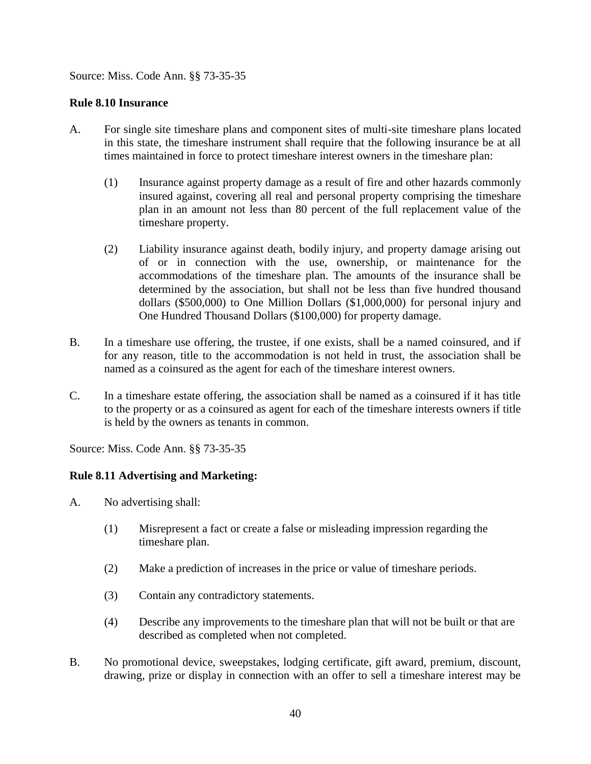Source: Miss. Code Ann. §§ 73-35-35

**Rule 8.10 Insurance**

A. For single site timeshare plans and component sites of multi-site timeshare plans located in this state, the timeshare instrument shall require that the following insurance be at all times maintained in force to protect timeshare interest owners in the timeshare plan:

(1) Insurance against property damage as a result of fire and other hazards commonly insured against, covering all real and personal property comprising the timeshare plan in an amount not less than 80 percent of the full replacement value of the timeshare property.

(2) Liability insurance against death, bodily injury, and property damage arising out of or in connection with the use, ownership, or maintenance for the accommodations of the timeshare plan. The amounts of the insurance shall be determined by the association, but shall not be less than five hundred thousand dollars ($500,000) to One Million Dollars ($1,000,000) for personal injury and One Hundred Thousand Dollars ($100,000) for property damage.

B. In a timeshare use offering, the trustee, if one exists, shall be a named coinsured, and if for any reason, title to the accommodation is not held in trust, the association shall be named as a coinsured as the agent for each of the timeshare interest owners.

C. In a timeshare estate offering, the association shall be named as a coinsured if it has title to the property or as a coinsured as agent for each of the timeshare interests owners if title is held by the owners as tenants in common.

Source: Miss. Code Ann. §§ 73-35-35

**Rule 8.11 Advertising and Marketing:**

A. No advertising shall:

(1) Misrepresent a fact or create a false or misleading impression regarding the timeshare plan.

(2) Make a prediction of increases in the price or value of timeshare periods.

(3) Contain any contradictory statements.

(4) Describe any improvements to the timeshare plan that will not be built or that are described as completed when not completed.

B. No promotional device, sweepstakes, lodging certificate, gift award, premium, discount, drawing, prize or display in connection with an offer to sell a timeshare interest may be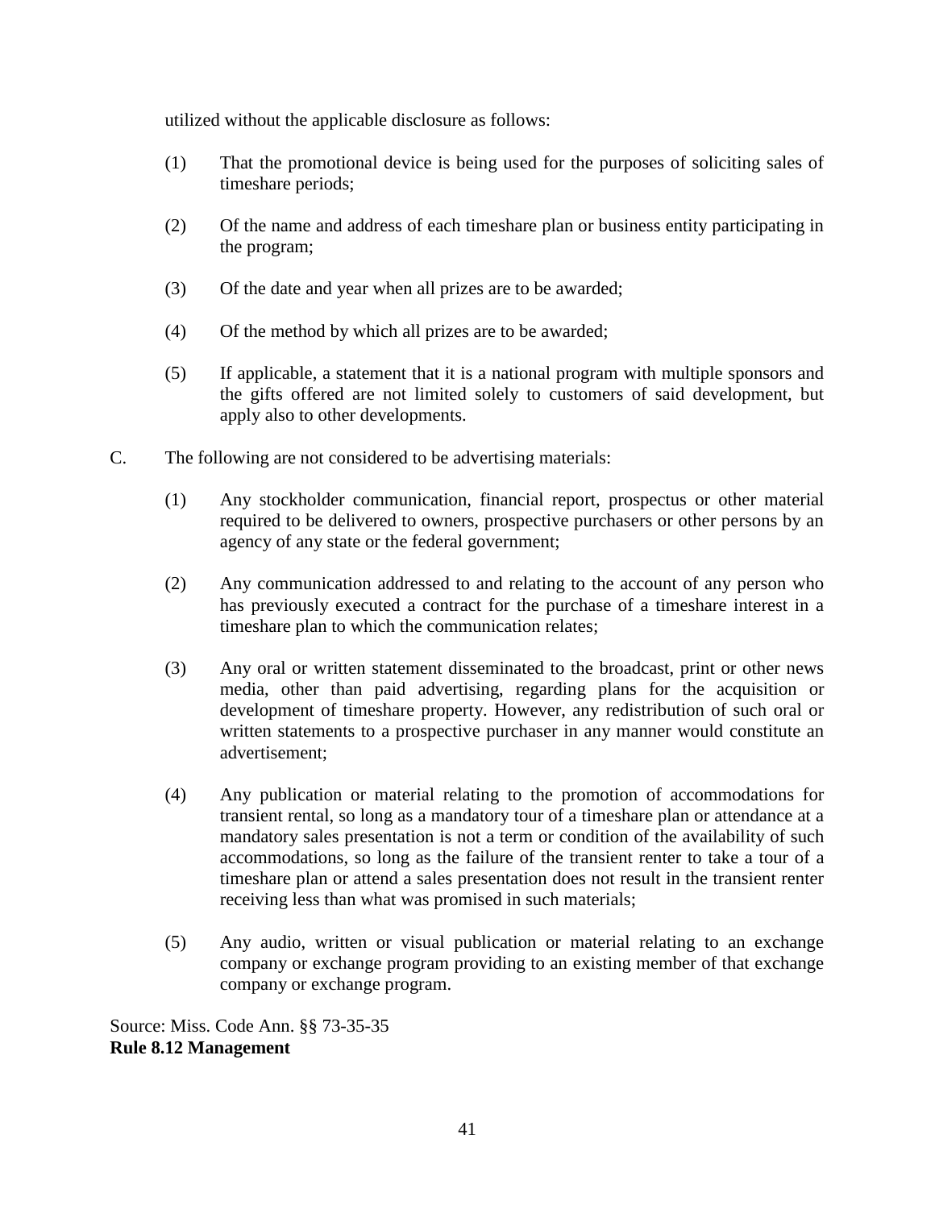utilized without the applicable disclosure as follows:

(1) That the promotional device is being used for the purposes of soliciting sales of timeshare periods;

(2) Of the name and address of each timeshare plan or business entity participating in the program;

(3) Of the date and year when all prizes are to be awarded;

(4) Of the method by which all prizes are to be awarded;

(5) If applicable, a statement that it is a national program with multiple sponsors and the gifts offered are not limited solely to customers of said development, but apply also to other developments.

C. The following are not considered to be advertising materials:

(1) Any stockholder communication, financial report, prospectus or other material required to be delivered to owners, prospective purchasers or other persons by an agency of any state or the federal government;

(2) Any communication addressed to and relating to the account of any person who has previously executed a contract for the purchase of a timeshare interest in a timeshare plan to which the communication relates;

(3) Any oral or written statement disseminated to the broadcast, print or other news media, other than paid advertising, regarding plans for the acquisition or development of timeshare property. However, any redistribution of such oral or written statements to a prospective purchaser in any manner would constitute an advertisement;

(4) Any publication or material relating to the promotion of accommodations for transient rental, so long as a mandatory tour of a timeshare plan or attendance at a mandatory sales presentation is not a term or condition of the availability of such accommodations, so long as the failure of the transient renter to take a tour of a timeshare plan or attend a sales presentation does not result in the transient renter receiving less than what was promised in such materials;

(5) Any audio, written or visual publication or material relating to an exchange company or exchange program providing to an existing member of that exchange company or exchange program.

Source: Miss. Code Ann. §§ 73-35-35

**Rule 8.12 Management**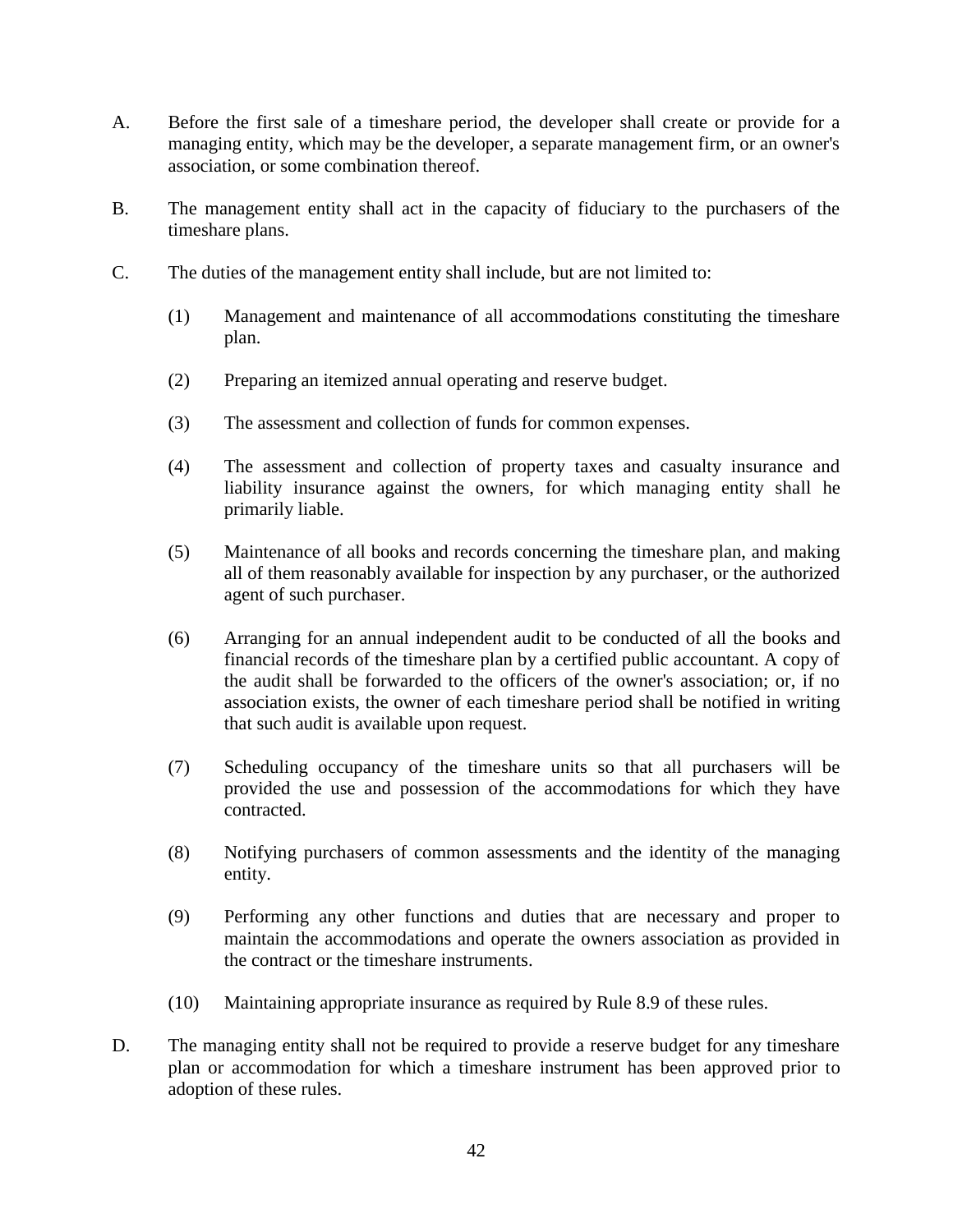A. Before the first sale of a timeshare period, the developer shall create or provide for a managing entity, which may be the developer, a separate management firm, or an owner's association, or some combination thereof.

B. The management entity shall act in the capacity of fiduciary to the purchasers of the timeshare plans.

C. The duties of the management entity shall include, but are not limited to:

(1) Management and maintenance of all accommodations constituting the timeshare plan.

(2) Preparing an itemized annual operating and reserve budget.

(3) The assessment and collection of funds for common expenses.

(4) The assessment and collection of property taxes and casualty insurance and liability insurance against the owners, for which managing entity shall he primarily liable.

(5) Maintenance of all books and records concerning the timeshare plan, and making all of them reasonably available for inspection by any purchaser, or the authorized agent of such purchaser.

(6) Arranging for an annual independent audit to be conducted of all the books and financial records of the timeshare plan by a certified public accountant. A copy of the audit shall be forwarded to the officers of the owner's association; or, if no association exists, the owner of each timeshare period shall be notified in writing that such audit is available upon request.

(7) Scheduling occupancy of the timeshare units so that all purchasers will be provided the use and possession of the accommodations for which they have contracted.

(8) Notifying purchasers of common assessments and the identity of the managing entity.

(9) Performing any other functions and duties that are necessary and proper to maintain the accommodations and operate the owners association as provided in the contract or the timeshare instruments.

(10) Maintaining appropriate insurance as required by Rule 8.9 of these rules.

D. The managing entity shall not be required to provide a reserve budget for any timeshare plan or accommodation for which a timeshare instrument has been approved prior to adoption of these rules.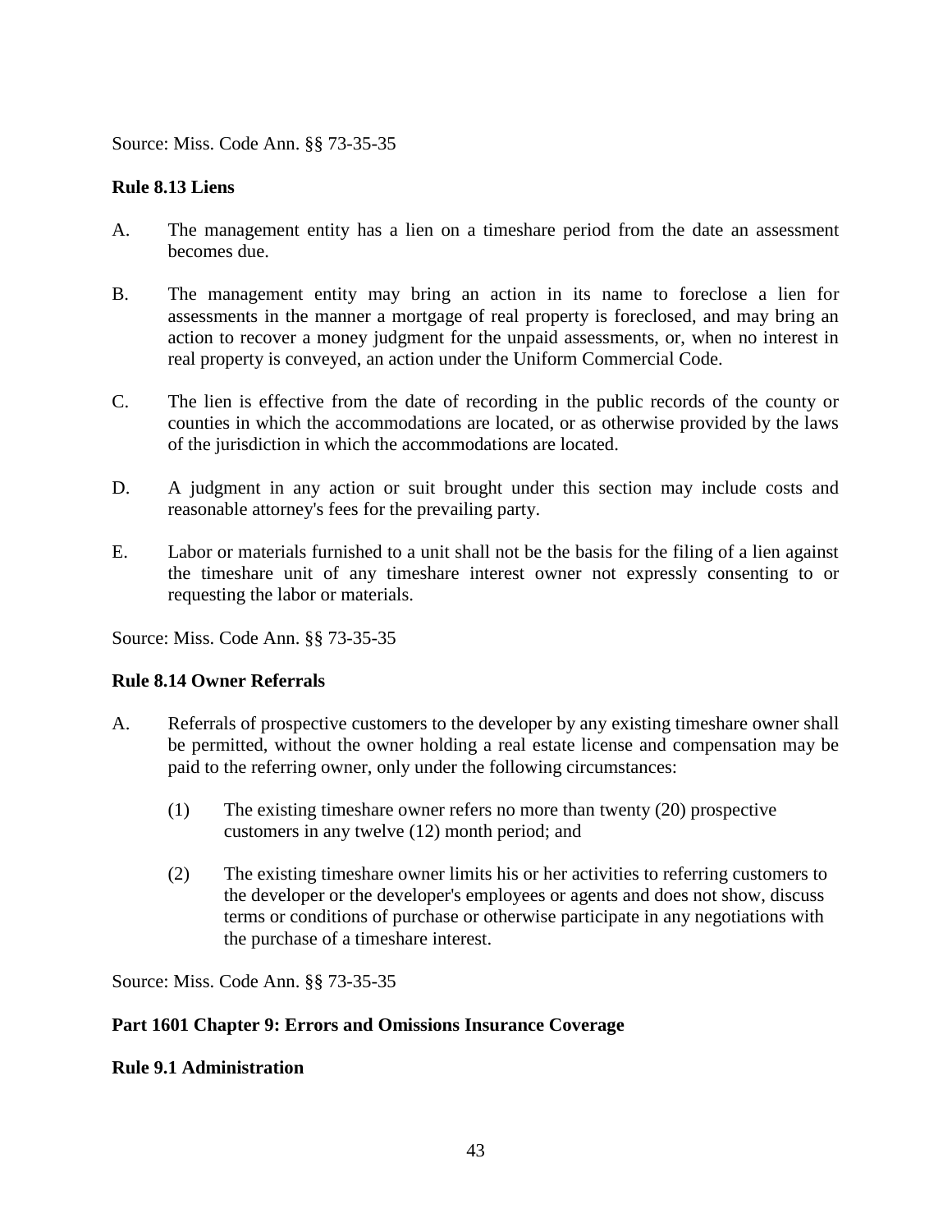Source: Miss. Code Ann. §§ 73-35-35

**Rule 8.13 Liens**

A. The management entity has a lien on a timeshare period from the date an assessment becomes due.

B. The management entity may bring an action in its name to foreclose a lien for assessments in the manner a mortgage of real property is foreclosed, and may bring an action to recover a money judgment for the unpaid assessments, or, when no interest in real property is conveyed, an action under the Uniform Commercial Code.

C. The lien is effective from the date of recording in the public records of the county or counties in which the accommodations are located, or as otherwise provided by the laws of the jurisdiction in which the accommodations are located.

D. A judgment in any action or suit brought under this section may include costs and reasonable attorney's fees for the prevailing party.

E. Labor or materials furnished to a unit shall not be the basis for the filing of a lien against the timeshare unit of any timeshare interest owner not expressly consenting to or requesting the labor or materials.

Source: Miss. Code Ann. §§ 73-35-35

**Rule 8.14 Owner Referrals**

A. Referrals of prospective customers to the developer by any existing timeshare owner shall be permitted, without the owner holding a real estate license and compensation may be paid to the referring owner, only under the following circumstances:

   (1) The existing timeshare owner refers no more than twenty (20) prospective customers in any twelve (12) month period; and

   (2) The existing timeshare owner limits his or her activities to referring customers to the developer or the developer's employees or agents and does not show, discuss terms or conditions of purchase or otherwise participate in any negotiations with the purchase of a timeshare interest.

Source: Miss. Code Ann. §§ 73-35-35

**Part 1601 Chapter 9: Errors and Omissions Insurance Coverage**

**Rule 9.1 Administration**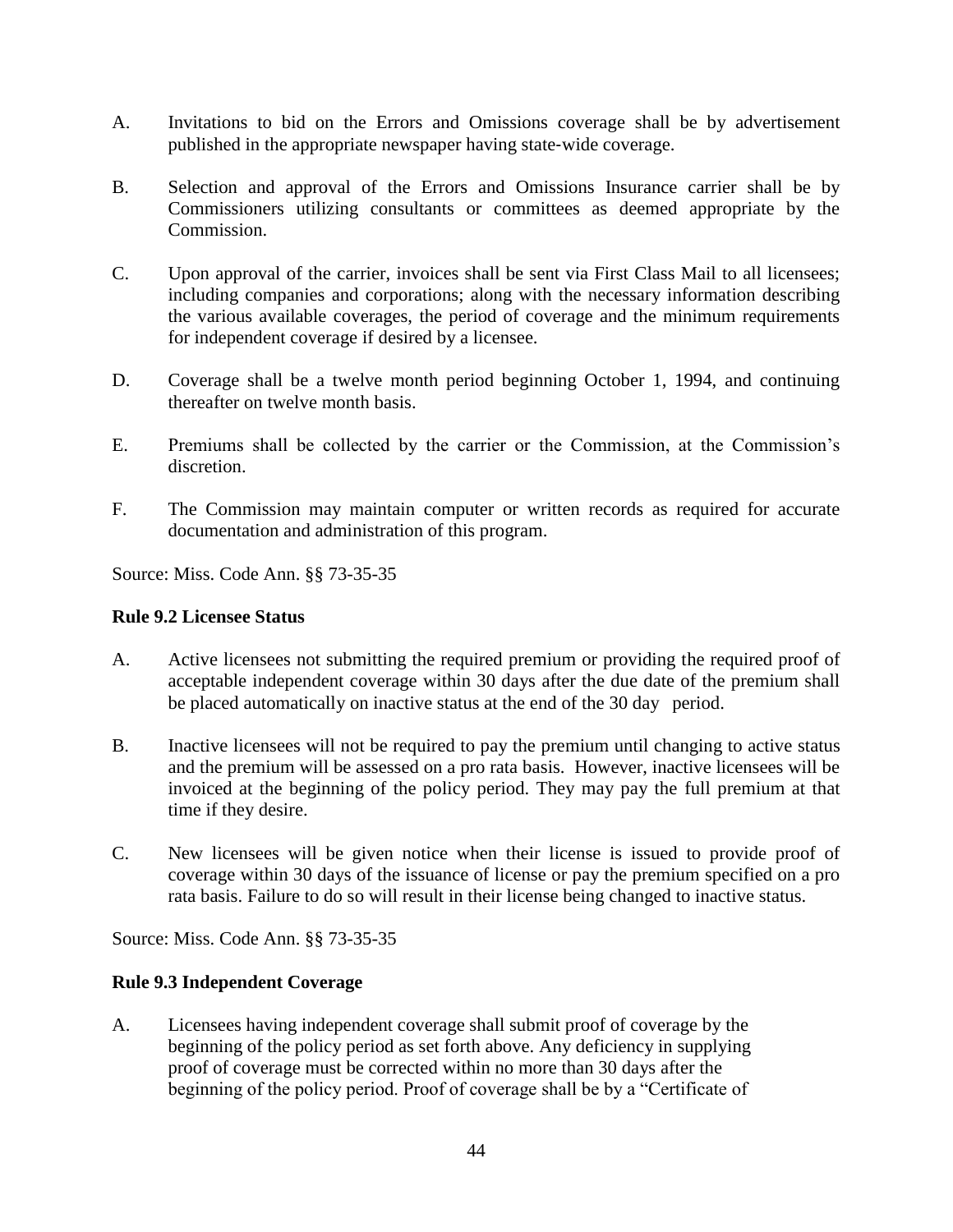A. Invitations to bid on the Errors and Omissions coverage shall be by advertisement published in the appropriate newspaper having state-wide coverage.

B. Selection and approval of the Errors and Omissions Insurance carrier shall be by Commissioners utilizing consultants or committees as deemed appropriate by the Commission.

C. Upon approval of the carrier, invoices shall be sent via First Class Mail to all licensees; including companies and corporations; along with the necessary information describing the various available coverages, the period of coverage and the minimum requirements for independent coverage if desired by a licensee.

D. Coverage shall be a twelve month period beginning October 1, 1994, and continuing thereafter on twelve month basis.

E. Premiums shall be collected by the carrier or the Commission, at the Commission's discretion.

F. The Commission may maintain computer or written records as required for accurate documentation and administration of this program.

Source: Miss. Code Ann. §§ 73-35-35

**Rule 9.2 Licensee Status**

A. Active licensees not submitting the required premium or providing the required proof of acceptable independent coverage within 30 days after the due date of the premium shall be placed automatically on inactive status at the end of the 30 day period.

B. Inactive licensees will not be required to pay the premium until changing to active status and the premium will be assessed on a pro rata basis. However, inactive licensees will be invoiced at the beginning of the policy period. They may pay the full premium at that time if they desire.

C. New licensees will be given notice when their license is issued to provide proof of coverage within 30 days of the issuance of license or pay the premium specified on a pro rata basis. Failure to do so will result in their license being changed to inactive status.

Source: Miss. Code Ann. §§ 73-35-35

**Rule 9.3 Independent Coverage**

A. Licensees having independent coverage shall submit proof of coverage by the beginning of the policy period as set forth above. Any deficiency in supplying proof of coverage must be corrected within no more than 30 days after the beginning of the policy period. Proof of coverage shall be by a "Certificate of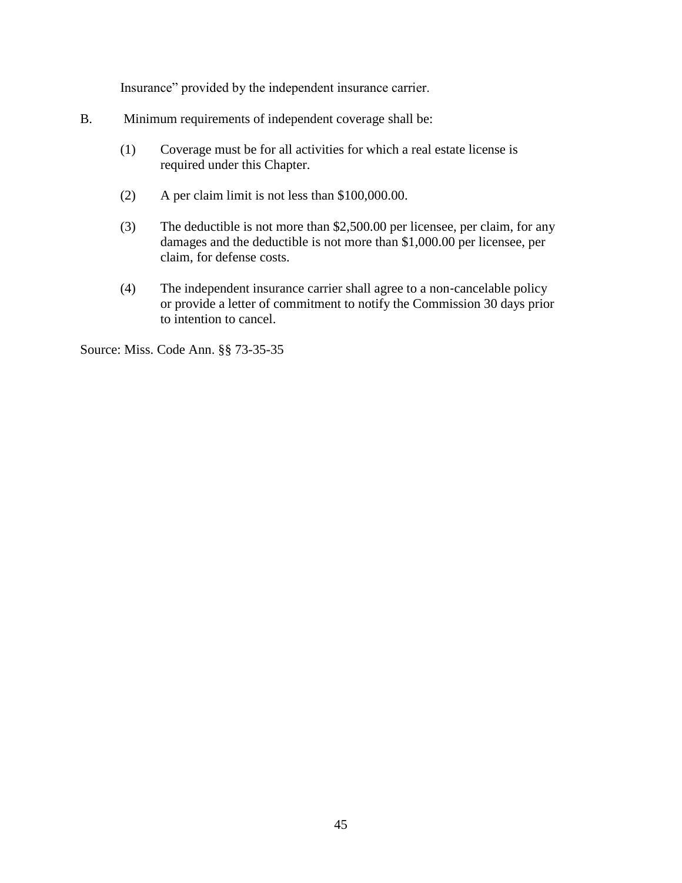Insurance" provided by the independent insurance carrier.

B. Minimum requirements of independent coverage shall be:

(1) Coverage must be for all activities for which a real estate license is required under this Chapter.

(2) A per claim limit is not less than $100,000.00.

(3) The deductible is not more than $2,500.00 per licensee, per claim, for any damages and the deductible is not more than $1,000.00 per licensee, per claim, for defense costs.

(4) The independent insurance carrier shall agree to a non-cancelable policy or provide a letter of commitment to notify the Commission 30 days prior to intention to cancel.

Source: Miss. Code Ann. §§ 73-35-35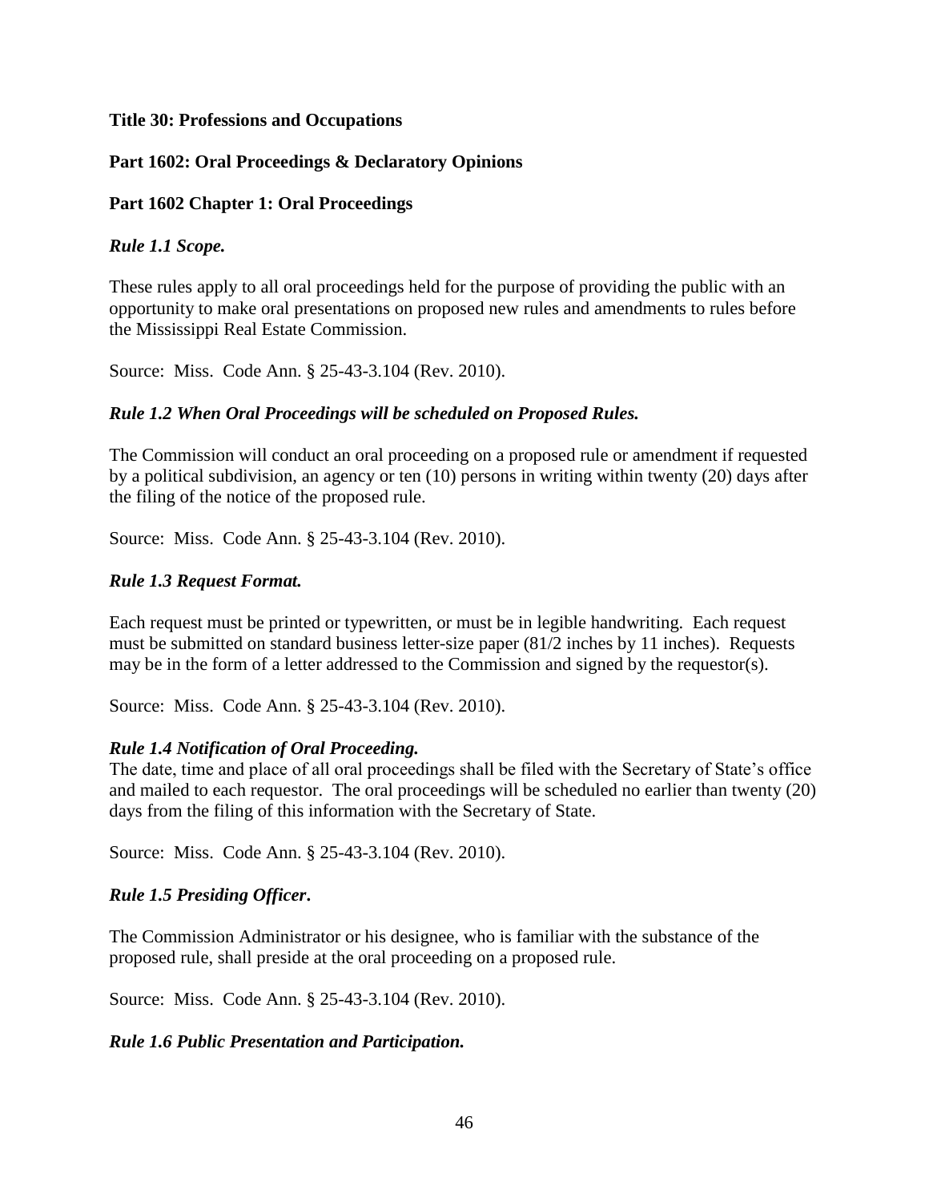**Title 30: Professions and Occupations**

**Part 1602: Oral Proceedings & Declaratory Opinions**

**Part 1602 Chapter 1: Oral Proceedings**

***Rule 1.1 Scope.***

These rules apply to all oral proceedings held for the purpose of providing the public with an opportunity to make oral presentations on proposed new rules and amendments to rules before the Mississippi Real Estate Commission.

Source: Miss. Code Ann. § 25-43-3.104 (Rev. 2010).

***Rule 1.2 When Oral Proceedings will be scheduled on Proposed Rules.***

The Commission will conduct an oral proceeding on a proposed rule or amendment if requested by a political subdivision, an agency or ten (10) persons in writing within twenty (20) days after the filing of the notice of the proposed rule.

Source: Miss. Code Ann. § 25-43-3.104 (Rev. 2010).

***Rule 1.3 Request Format.***

Each request must be printed or typewritten, or must be in legible handwriting. Each request must be submitted on standard business letter-size paper (81/2 inches by 11 inches). Requests may be in the form of a letter addressed to the Commission and signed by the requestor(s).

Source: Miss. Code Ann. § 25-43-3.104 (Rev. 2010).

***Rule 1.4 Notification of Oral Proceeding.***

The date, time and place of all oral proceedings shall be filed with the Secretary of State's office and mailed to each requestor. The oral proceedings will be scheduled no earlier than twenty (20) days from the filing of this information with the Secretary of State.

Source: Miss. Code Ann. § 25-43-3.104 (Rev. 2010).

***Rule 1.5 Presiding Officer.***

The Commission Administrator or his designee, who is familiar with the substance of the proposed rule, shall preside at the oral proceeding on a proposed rule.

Source: Miss. Code Ann. § 25-43-3.104 (Rev. 2010).

***Rule 1.6 Public Presentation and Participation.***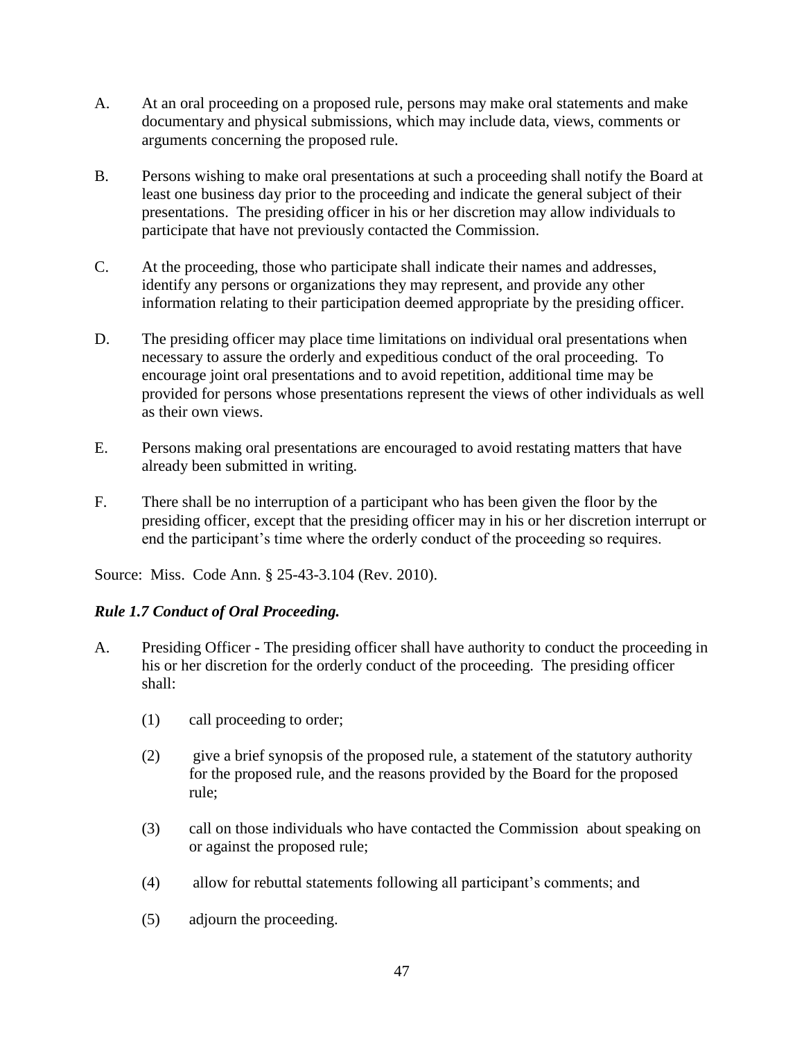A. At an oral proceeding on a proposed rule, persons may make oral statements and make documentary and physical submissions, which may include data, views, comments or arguments concerning the proposed rule.

B. Persons wishing to make oral presentations at such a proceeding shall notify the Board at least one business day prior to the proceeding and indicate the general subject of their presentations. The presiding officer in his or her discretion may allow individuals to participate that have not previously contacted the Commission.

C. At the proceeding, those who participate shall indicate their names and addresses, identify any persons or organizations they may represent, and provide any other information relating to their participation deemed appropriate by the presiding officer.

D. The presiding officer may place time limitations on individual oral presentations when necessary to assure the orderly and expeditious conduct of the oral proceeding. To encourage joint oral presentations and to avoid repetition, additional time may be provided for persons whose presentations represent the views of other individuals as well as their own views.

E. Persons making oral presentations are encouraged to avoid restating matters that have already been submitted in writing.

F. There shall be no interruption of a participant who has been given the floor by the presiding officer, except that the presiding officer may in his or her discretion interrupt or end the participant's time where the orderly conduct of the proceeding so requires.

Source: Miss. Code Ann. § 25-43-3.104 (Rev. 2010).

***Rule 1.7 Conduct of Oral Proceeding.***

A. Presiding Officer - The presiding officer shall have authority to conduct the proceeding in his or her discretion for the orderly conduct of the proceeding. The presiding officer shall:

   (1) call proceeding to order;

   (2) give a brief synopsis of the proposed rule, a statement of the statutory authority for the proposed rule, and the reasons provided by the Board for the proposed rule;

   (3) call on those individuals who have contacted the Commission about speaking on or against the proposed rule;

   (4) allow for rebuttal statements following all participant's comments; and

   (5) adjourn the proceeding.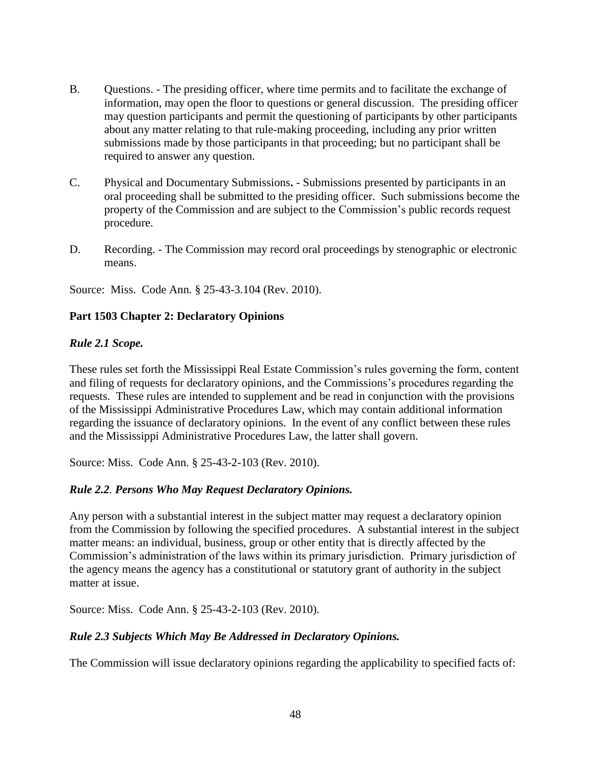B. Questions. - The presiding officer, where time permits and to facilitate the exchange of information, may open the floor to questions or general discussion. The presiding officer may question participants and permit the questioning of participants by other participants about any matter relating to that rule-making proceeding, including any prior written submissions made by those participants in that proceeding; but no participant shall be required to answer any question.

C. Physical and Documentary Submissions**.** - Submissions presented by participants in an oral proceeding shall be submitted to the presiding officer. Such submissions become the property of the Commission and are subject to the Commission's public records request procedure.

D. Recording. - The Commission may record oral proceedings by stenographic or electronic means.

Source: Miss. Code Ann. § 25-43-3.104 (Rev. 2010).

**Part 1503 Chapter 2: Declaratory Opinions**

***Rule 2.1 Scope.***

These rules set forth the Mississippi Real Estate Commission's rules governing the form, content and filing of requests for declaratory opinions, and the Commissions's procedures regarding the requests. These rules are intended to supplement and be read in conjunction with the provisions of the Mississippi Administrative Procedures Law, which may contain additional information regarding the issuance of declaratory opinions. In the event of any conflict between these rules and the Mississippi Administrative Procedures Law, the latter shall govern.

Source: Miss. Code Ann. § 25-43-2-103 (Rev. 2010).

***Rule 2.2. Persons Who May Request Declaratory Opinions.***

Any person with a substantial interest in the subject matter may request a declaratory opinion from the Commission by following the specified procedures. A substantial interest in the subject matter means: an individual, business, group or other entity that is directly affected by the Commission's administration of the laws within its primary jurisdiction. Primary jurisdiction of the agency means the agency has a constitutional or statutory grant of authority in the subject matter at issue.

Source: Miss. Code Ann. § 25-43-2-103 (Rev. 2010).

***Rule 2.3 Subjects Which May Be Addressed in Declaratory Opinions.***

The Commission will issue declaratory opinions regarding the applicability to specified facts of: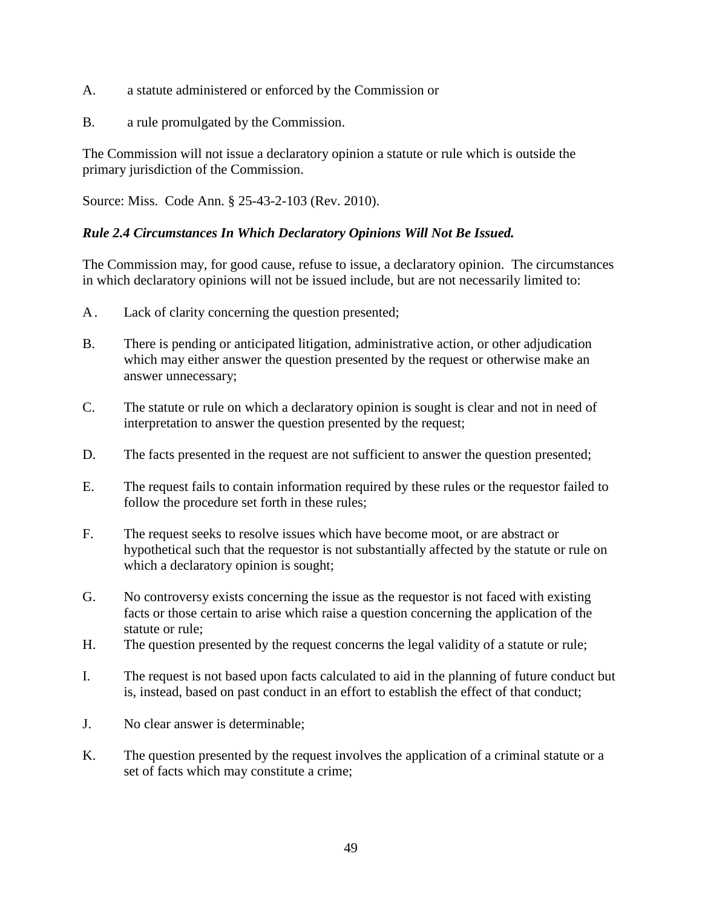A. a statute administered or enforced by the Commission or

B. a rule promulgated by the Commission.

The Commission will not issue a declaratory opinion a statute or rule which is outside the primary jurisdiction of the Commission.

Source: Miss. Code Ann. § 25-43-2-103 (Rev. 2010).

***Rule 2.4 Circumstances In Which Declaratory Opinions Will Not Be Issued.***

The Commission may, for good cause, refuse to issue, a declaratory opinion. The circumstances in which declaratory opinions will not be issued include, but are not necessarily limited to:

A. Lack of clarity concerning the question presented;

B. There is pending or anticipated litigation, administrative action, or other adjudication which may either answer the question presented by the request or otherwise make an answer unnecessary;

C. The statute or rule on which a declaratory opinion is sought is clear and not in need of interpretation to answer the question presented by the request;

D. The facts presented in the request are not sufficient to answer the question presented;

E. The request fails to contain information required by these rules or the requestor failed to follow the procedure set forth in these rules;

F. The request seeks to resolve issues which have become moot, or are abstract or hypothetical such that the requestor is not substantially affected by the statute or rule on which a declaratory opinion is sought;

G. No controversy exists concerning the issue as the requestor is not faced with existing facts or those certain to arise which raise a question concerning the application of the statute or rule;

H. The question presented by the request concerns the legal validity of a statute or rule;

I. The request is not based upon facts calculated to aid in the planning of future conduct but is, instead, based on past conduct in an effort to establish the effect of that conduct;

J. No clear answer is determinable;

K. The question presented by the request involves the application of a criminal statute or a set of facts which may constitute a crime;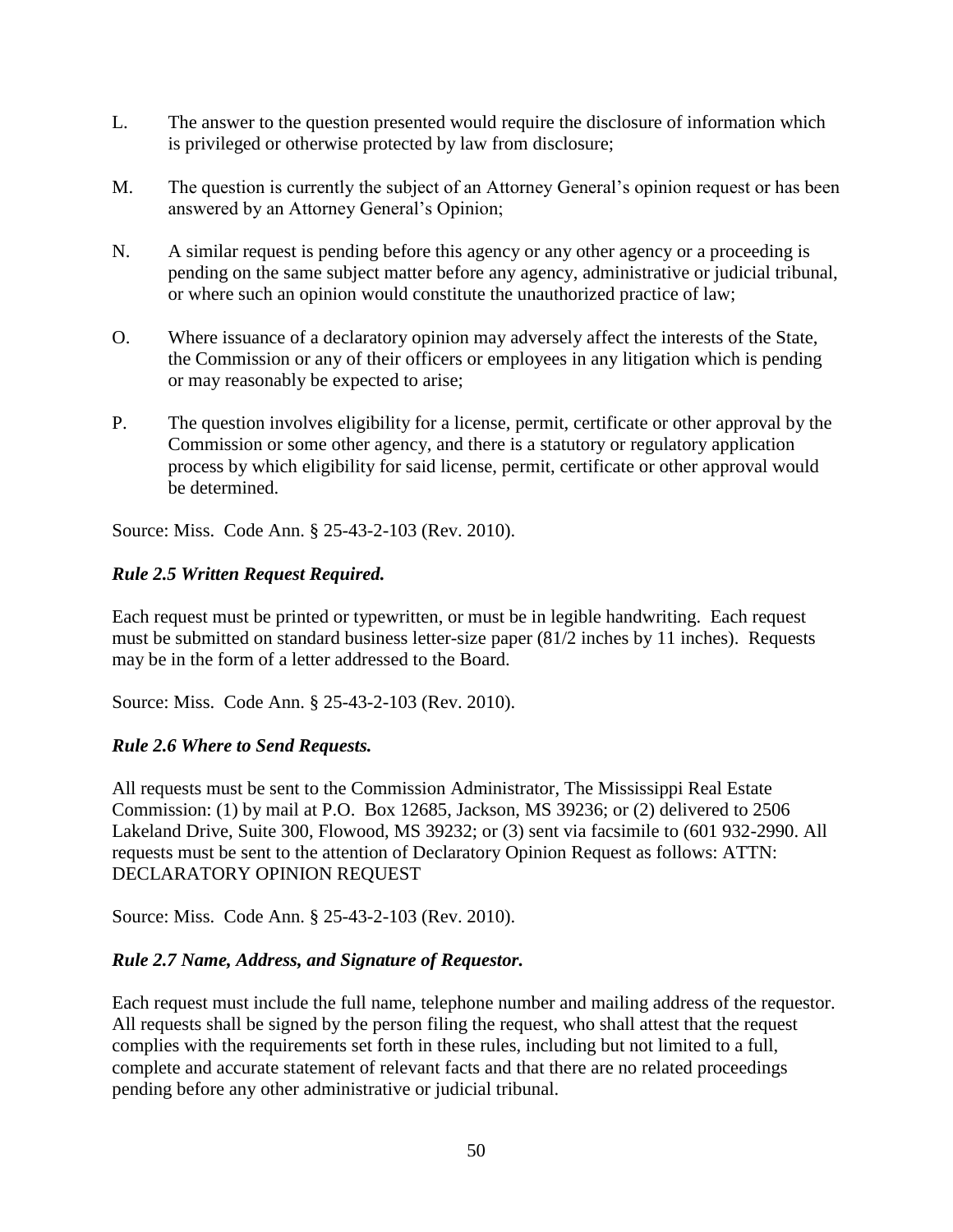L. The answer to the question presented would require the disclosure of information which is privileged or otherwise protected by law from disclosure;

M. The question is currently the subject of an Attorney General's opinion request or has been answered by an Attorney General's Opinion;

N. A similar request is pending before this agency or any other agency or a proceeding is pending on the same subject matter before any agency, administrative or judicial tribunal, or where such an opinion would constitute the unauthorized practice of law;

O. Where issuance of a declaratory opinion may adversely affect the interests of the State, the Commission or any of their officers or employees in any litigation which is pending or may reasonably be expected to arise;

P. The question involves eligibility for a license, permit, certificate or other approval by the Commission or some other agency, and there is a statutory or regulatory application process by which eligibility for said license, permit, certificate or other approval would be determined.

Source: Miss. Code Ann. § 25-43-2-103 (Rev. 2010).

***Rule 2.5 Written Request Required.***

Each request must be printed or typewritten, or must be in legible handwriting. Each request must be submitted on standard business letter-size paper (81/2 inches by 11 inches). Requests may be in the form of a letter addressed to the Board.

Source: Miss. Code Ann. § 25-43-2-103 (Rev. 2010).

***Rule 2.6 Where to Send Requests.***

All requests must be sent to the Commission Administrator, The Mississippi Real Estate Commission: (1) by mail at P.O. Box 12685, Jackson, MS 39236; or (2) delivered to 2506 Lakeland Drive, Suite 300, Flowood, MS 39232; or (3) sent via facsimile to (601 932-2990. All requests must be sent to the attention of Declaratory Opinion Request as follows: ATTN: DECLARATORY OPINION REQUEST

Source: Miss. Code Ann. § 25-43-2-103 (Rev. 2010).

***Rule 2.7 Name, Address, and Signature of Requestor.***

Each request must include the full name, telephone number and mailing address of the requestor. All requests shall be signed by the person filing the request, who shall attest that the request complies with the requirements set forth in these rules, including but not limited to a full, complete and accurate statement of relevant facts and that there are no related proceedings pending before any other administrative or judicial tribunal.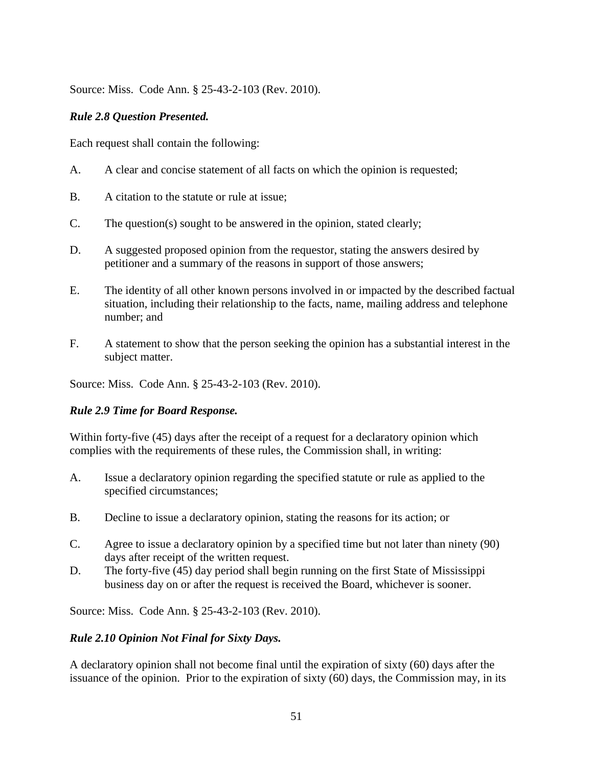Source: Miss. Code Ann. § 25-43-2-103 (Rev. 2010).

***Rule 2.8 Question Presented.***

Each request shall contain the following:

A. A clear and concise statement of all facts on which the opinion is requested;

B. A citation to the statute or rule at issue;

C. The question(s) sought to be answered in the opinion, stated clearly;

D. A suggested proposed opinion from the requestor, stating the answers desired by petitioner and a summary of the reasons in support of those answers;

E. The identity of all other known persons involved in or impacted by the described factual situation, including their relationship to the facts, name, mailing address and telephone number; and

F. A statement to show that the person seeking the opinion has a substantial interest in the subject matter.

Source: Miss. Code Ann. § 25-43-2-103 (Rev. 2010).

***Rule 2.9 Time for Board Response.***

Within forty-five (45) days after the receipt of a request for a declaratory opinion which complies with the requirements of these rules, the Commission shall, in writing:

A. Issue a declaratory opinion regarding the specified statute or rule as applied to the specified circumstances;

B. Decline to issue a declaratory opinion, stating the reasons for its action; or

C. Agree to issue a declaratory opinion by a specified time but not later than ninety (90) days after receipt of the written request.

D. The forty-five (45) day period shall begin running on the first State of Mississippi business day on or after the request is received the Board, whichever is sooner.

Source: Miss. Code Ann. § 25-43-2-103 (Rev. 2010).

***Rule 2.10 Opinion Not Final for Sixty Days.***

A declaratory opinion shall not become final until the expiration of sixty (60) days after the issuance of the opinion. Prior to the expiration of sixty (60) days, the Commission may, in its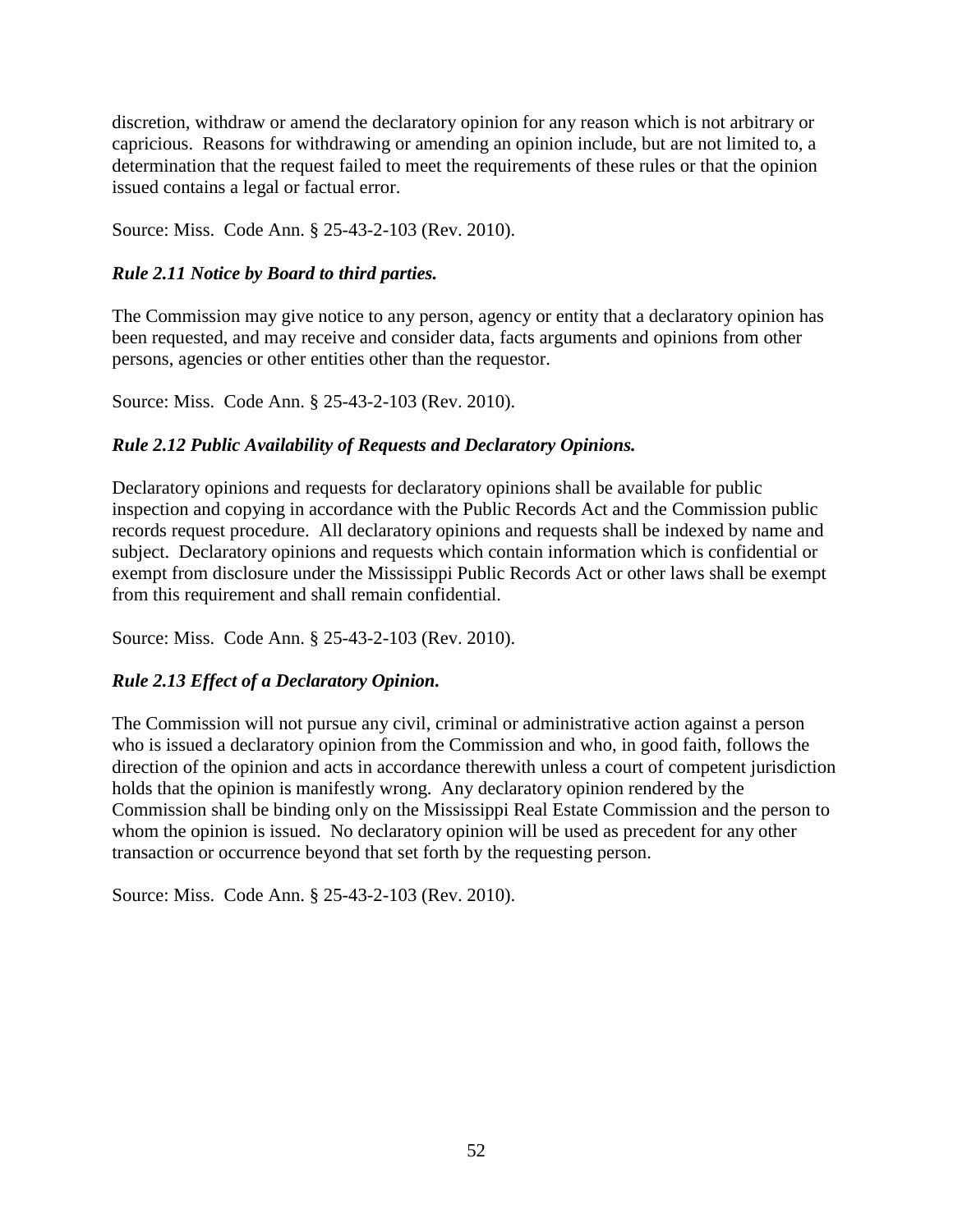discretion, withdraw or amend the declaratory opinion for any reason which is not arbitrary or capricious. Reasons for withdrawing or amending an opinion include, but are not limited to, a determination that the request failed to meet the requirements of these rules or that the opinion issued contains a legal or factual error.

Source: Miss. Code Ann. § 25-43-2-103 (Rev. 2010).

### *Rule 2.11 Notice by Board to third parties.*

The Commission may give notice to any person, agency or entity that a declaratory opinion has been requested, and may receive and consider data, facts arguments and opinions from other persons, agencies or other entities other than the requestor.

Source: Miss. Code Ann. § 25-43-2-103 (Rev. 2010).

### *Rule 2.12 Public Availability of Requests and Declaratory Opinions.*

Declaratory opinions and requests for declaratory opinions shall be available for public inspection and copying in accordance with the Public Records Act and the Commission public records request procedure. All declaratory opinions and requests shall be indexed by name and subject. Declaratory opinions and requests which contain information which is confidential or exempt from disclosure under the Mississippi Public Records Act or other laws shall be exempt from this requirement and shall remain confidential.

Source: Miss. Code Ann. § 25-43-2-103 (Rev. 2010).

### *Rule 2.13 Effect of a Declaratory Opinion.*

The Commission will not pursue any civil, criminal or administrative action against a person who is issued a declaratory opinion from the Commission and who, in good faith, follows the direction of the opinion and acts in accordance therewith unless a court of competent jurisdiction holds that the opinion is manifestly wrong. Any declaratory opinion rendered by the Commission shall be binding only on the Mississippi Real Estate Commission and the person to whom the opinion is issued. No declaratory opinion will be used as precedent for any other transaction or occurrence beyond that set forth by the requesting person.

Source: Miss. Code Ann. § 25-43-2-103 (Rev. 2010).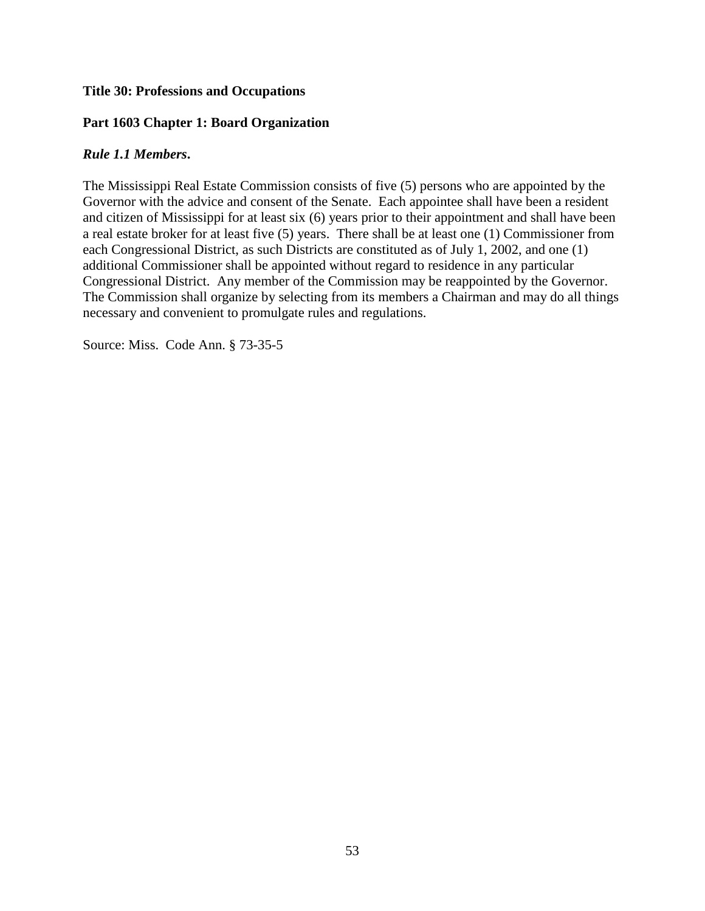**Title 30: Professions and Occupations**

**Part 1603 Chapter 1: Board Organization**

***Rule 1.1 Members.***

The Mississippi Real Estate Commission consists of five (5) persons who are appointed by the Governor with the advice and consent of the Senate. Each appointee shall have been a resident and citizen of Mississippi for at least six (6) years prior to their appointment and shall have been a real estate broker for at least five (5) years. There shall be at least one (1) Commissioner from each Congressional District, as such Districts are constituted as of July 1, 2002, and one (1) additional Commissioner shall be appointed without regard to residence in any particular Congressional District. Any member of the Commission may be reappointed by the Governor. The Commission shall organize by selecting from its members a Chairman and may do all things necessary and convenient to promulgate rules and regulations.

Source: Miss. Code Ann. § 73-35-5